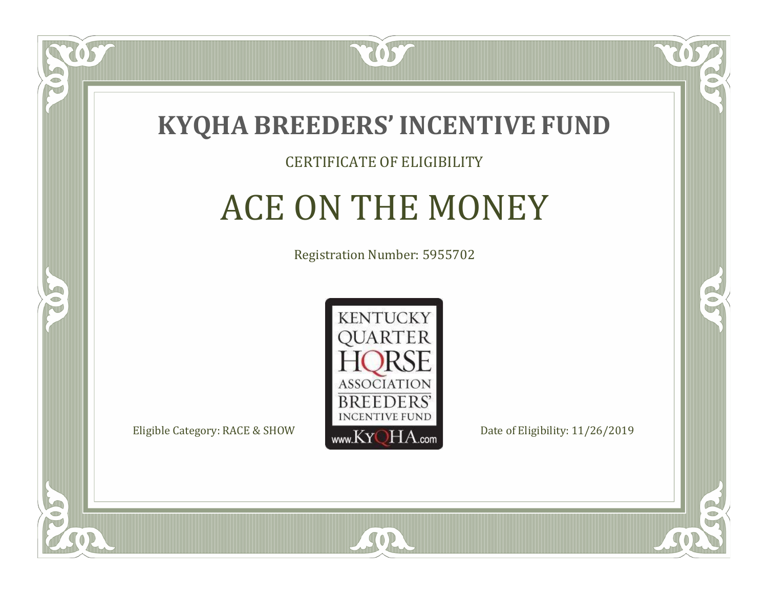# KYQHA BREEDERS' INCENTIVE FUND

CERTIFICATE OF ELIGIBILITY

## ACE ON THE MONEY

Registration Number: 5955702

KENTUCKY QUARTER HORSE ASSOCIATION BREEDERS' INCENTIVE FUND www.KyQHA.com

Eligible Category: RACE & SHOW

Date of Eligibility: 11/26/2019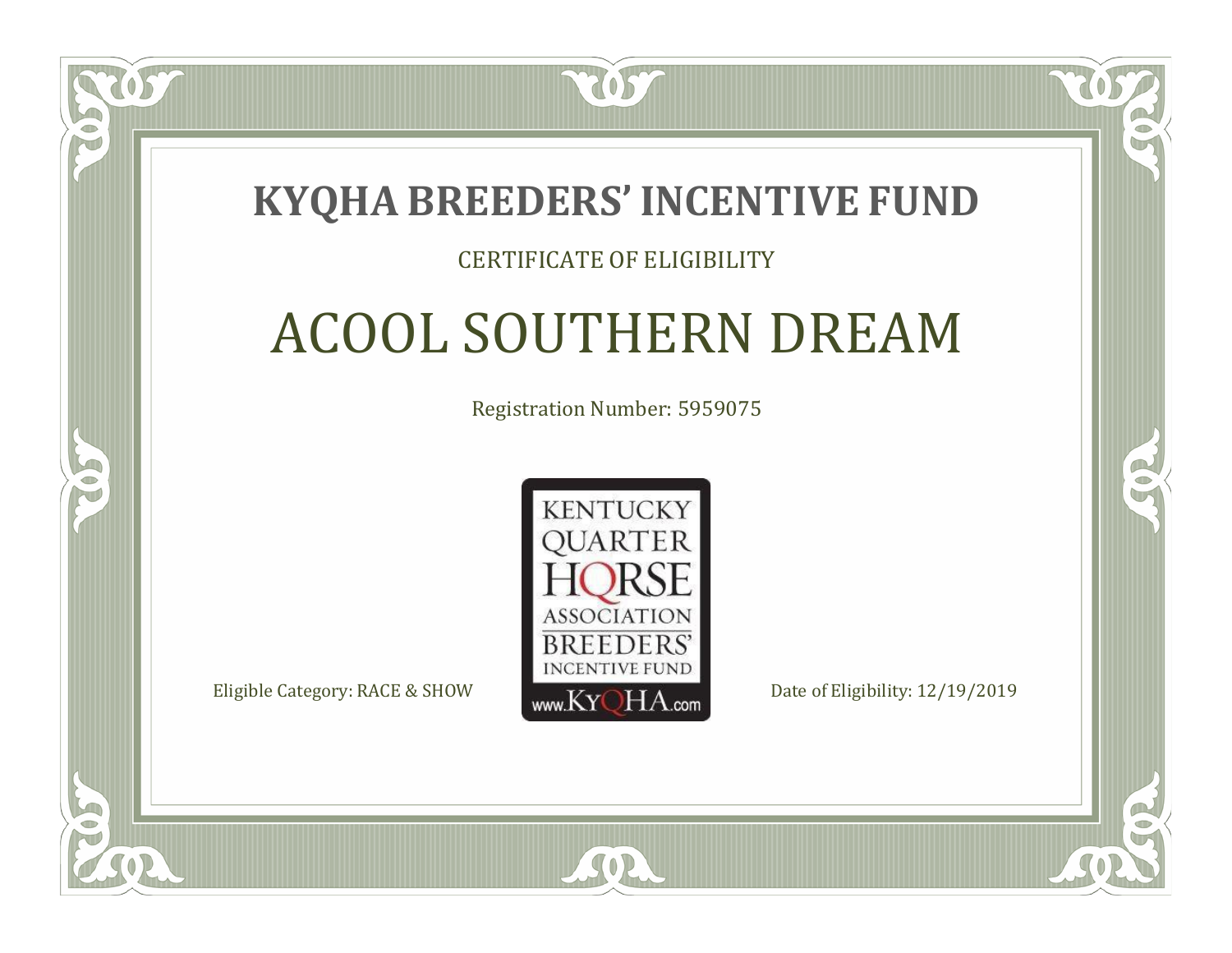# KYQHA BREEDERS' INCENTIVE FUND

CERTIFICATE OF ELIGIBILITY

## ACOOL SOUTHERN DREAM

Registration Number: 5959075

KENTUCKY QUARTER HORSE ASSOCIATION BREEDERS' INCENTIVE FUND www.KyQHA.com

Eligible Category: RACE & SHOW

Date of Eligibility: 12/19/2019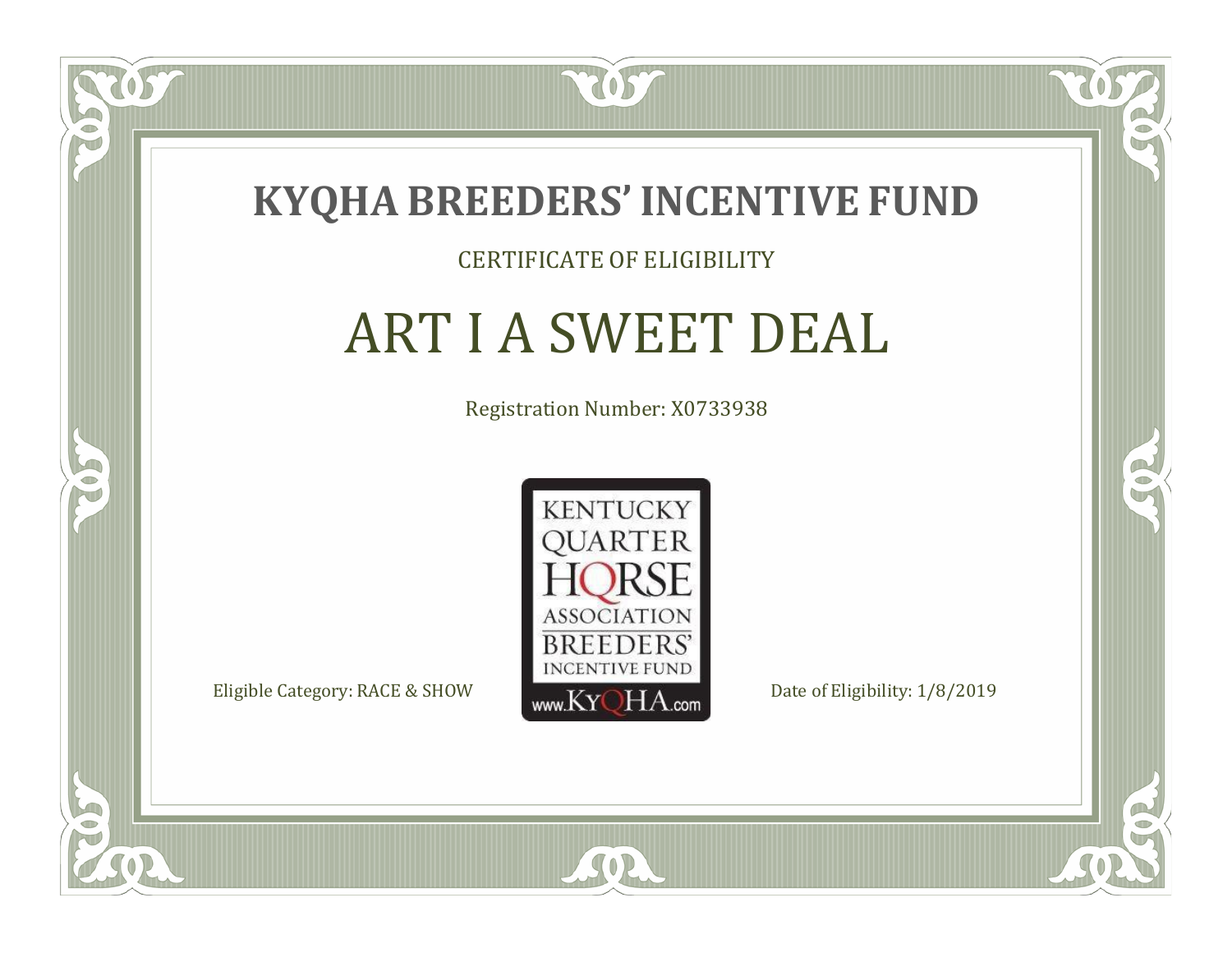# KYQHA BREEDERS' INCENTIVE FUND

CERTIFICATE OF ELIGIBILITY

## ART I A SWEET DEAL

Registration Number: X0733938

KENTUCKY QUARTER HORSE ASSOCIATION BREEDERS' INCENTIVE FUND www.KyQHA.com

Eligible Category: RACE & SHOW

Date of Eligibility: 1/8/2019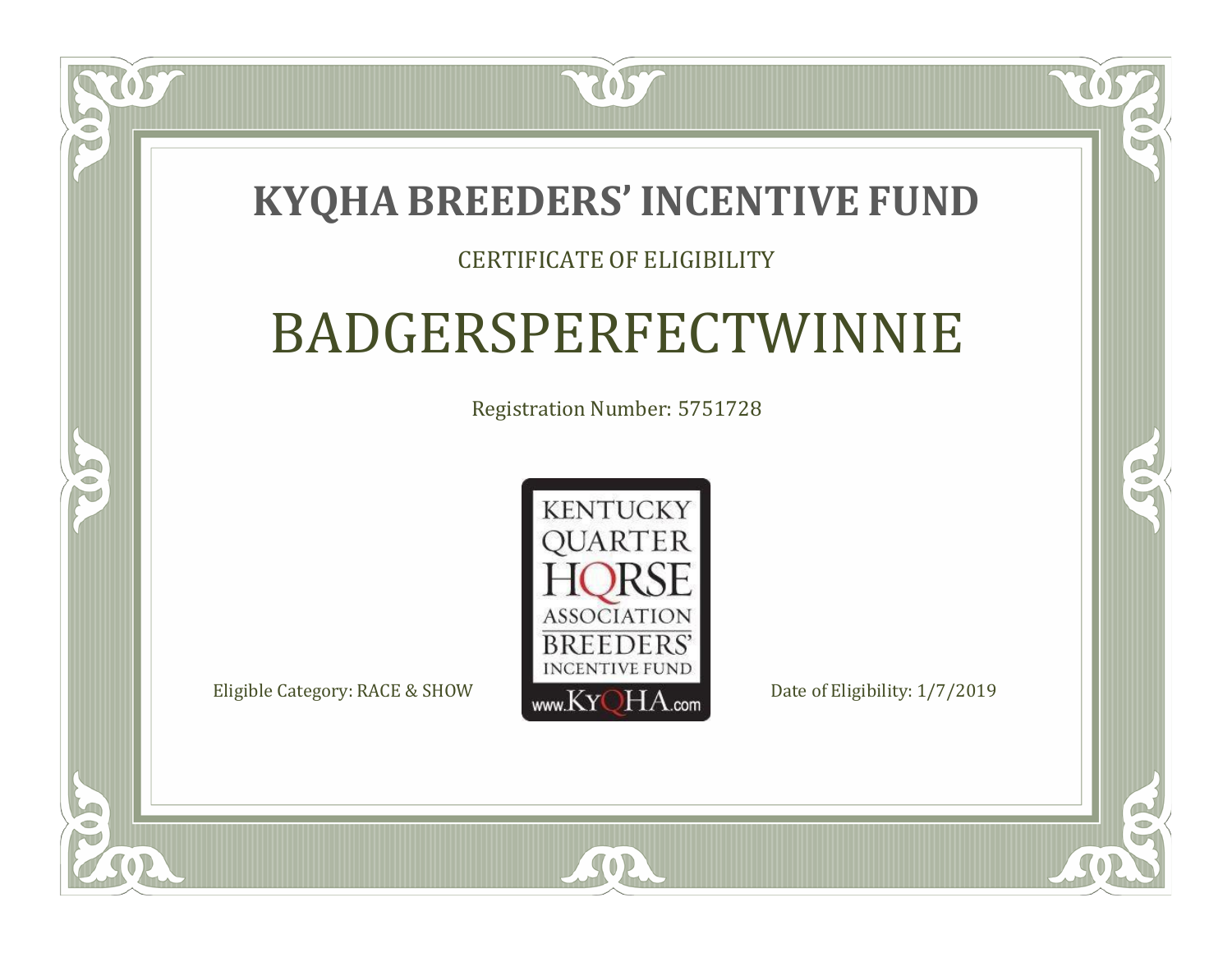# KYQHA BREEDERS' INCENTIVE FUND

CERTIFICATE OF ELIGIBILITY

## BADGERSPERFECTWINNIE

Registration Number: 5751728

KENTUCKY QUARTER HORSE ASSOCIATION BREEDERS' INCENTIVE FUND www.KyQHA.com

Eligible Category: RACE & SHOW

Date of Eligibility: 1/7/2019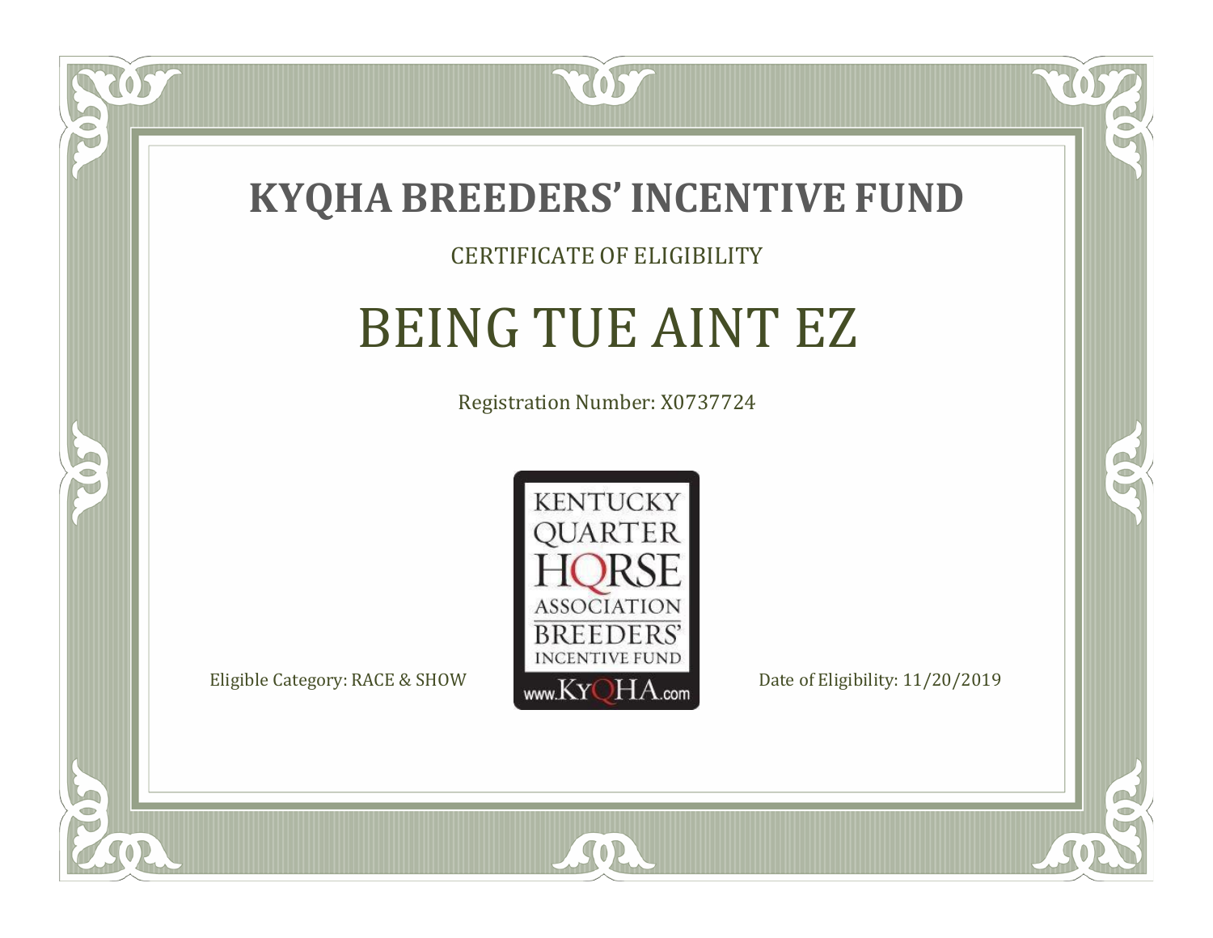# KYQHA BREEDERS' INCENTIVE FUND

CERTIFICATE OF ELIGIBILITY

## BEING TUE AINT EZ

Registration Number: X0737724

KENTUCKY QUARTER HORSE ASSOCIATION BREEDERS' INCENTIVE FUND www.KyQHA.com

Eligible Category: RACE & SHOW

Date of Eligibility: 11/20/2019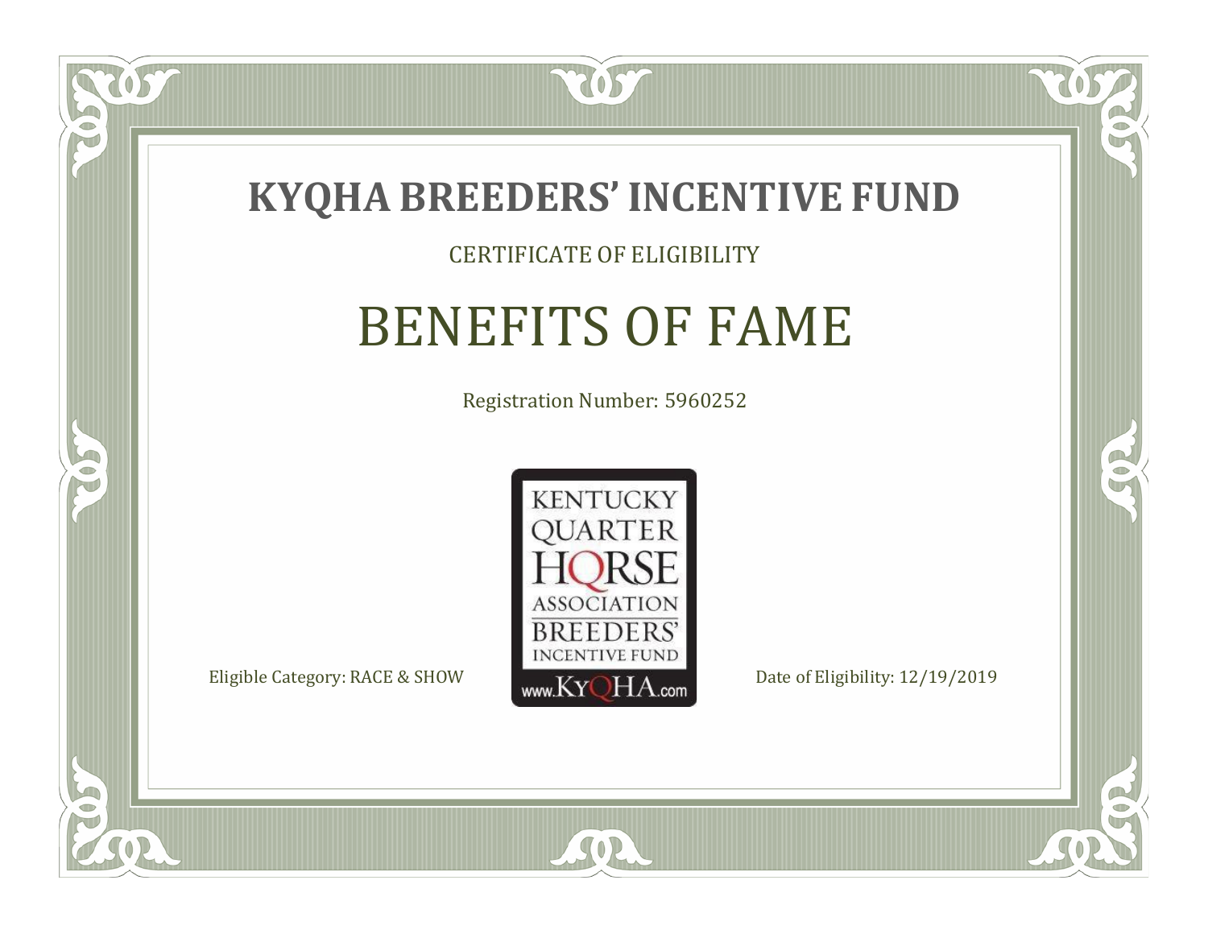# KYQHA BREEDERS' INCENTIVE FUND

CERTIFICATE OF ELIGIBILITY

## BENEFITS OF FAME

Registration Number: 5960252

KENTUCKY QUARTER HORSE ASSOCIATION BREEDERS' INCENTIVE FUND www.KyQHA.com

Eligible Category: RACE & SHOW

Date of Eligibility: 12/19/2019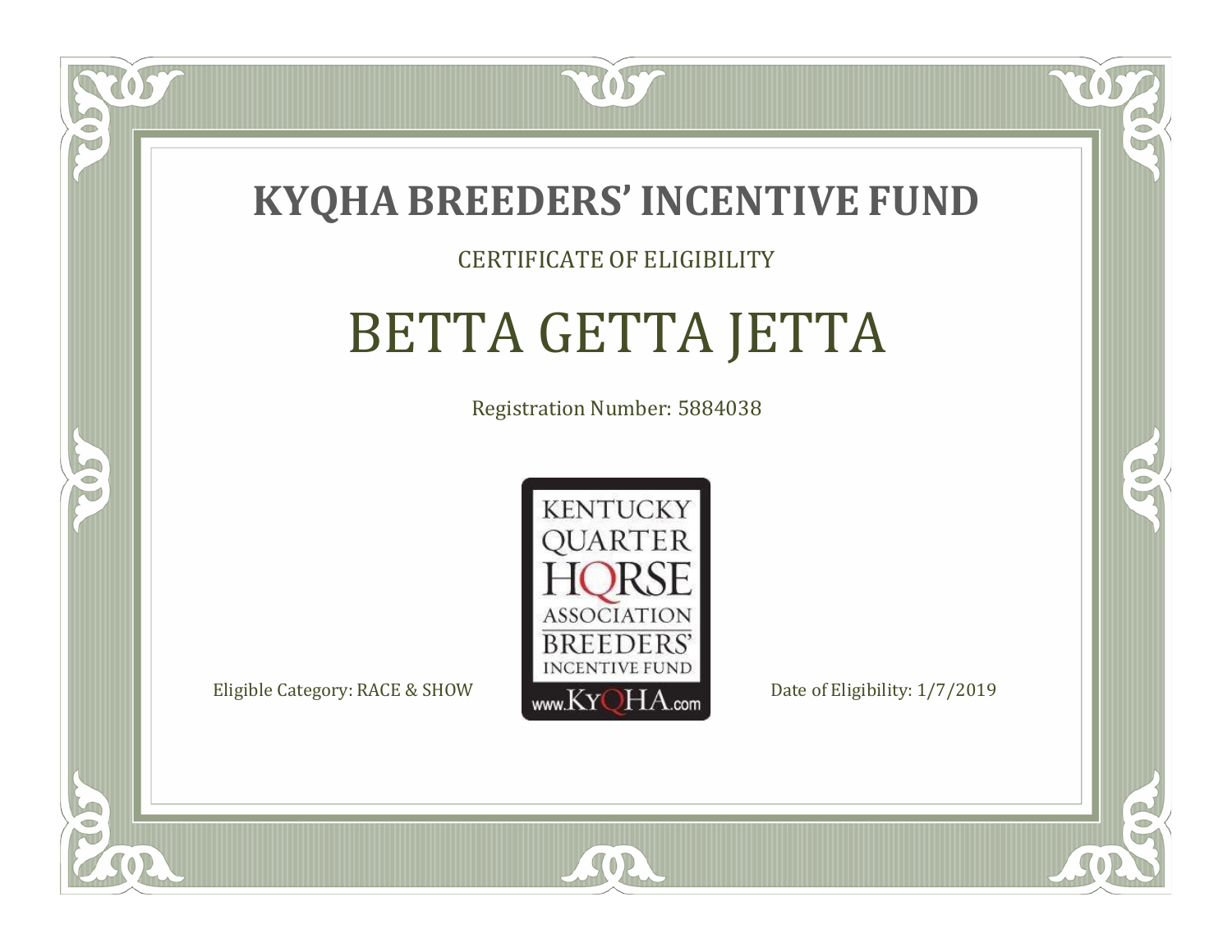# KYQHA BREEDERS' INCENTIVE FUND

CERTIFICATE OF ELIGIBILITY

## BETTA GETTA JETTA

Registration Number: 5884038

KENTUCKY QUARTER HORSE ASSOCIATION BREEDERS' INCENTIVE FUND www.KyQHA.com

Eligible Category: RACE & SHOW

Date of Eligibility: 1/7/2019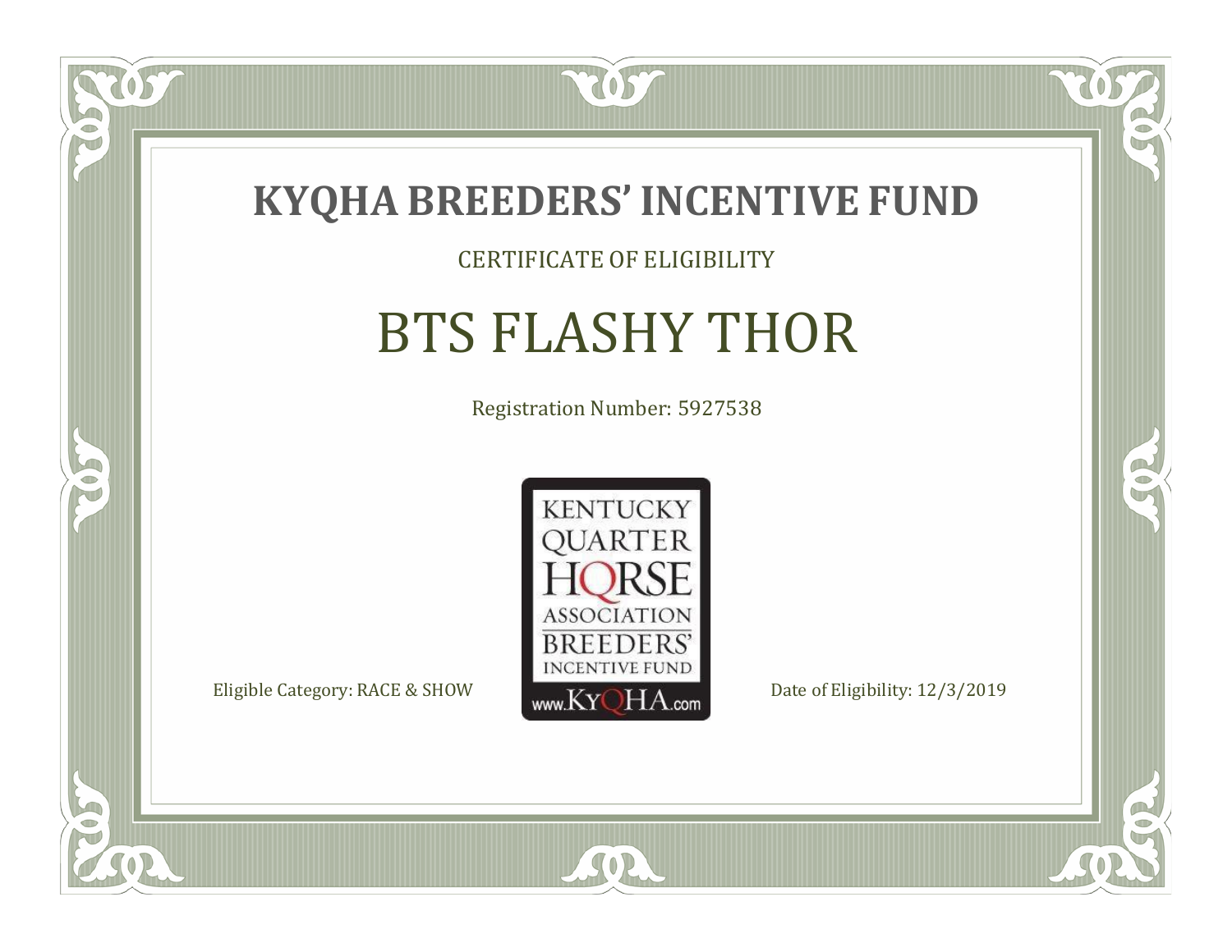# KYQHA BREEDERS' INCENTIVE FUND

CERTIFICATE OF ELIGIBILITY

## BTS FLASHY THOR

Registration Number: 5927538

KENTUCKY QUARTER HORSE ASSOCIATION BREEDERS' INCENTIVE FUND www.KyQHA.com

Eligible Category: RACE & SHOW

Date of Eligibility: 12/3/2019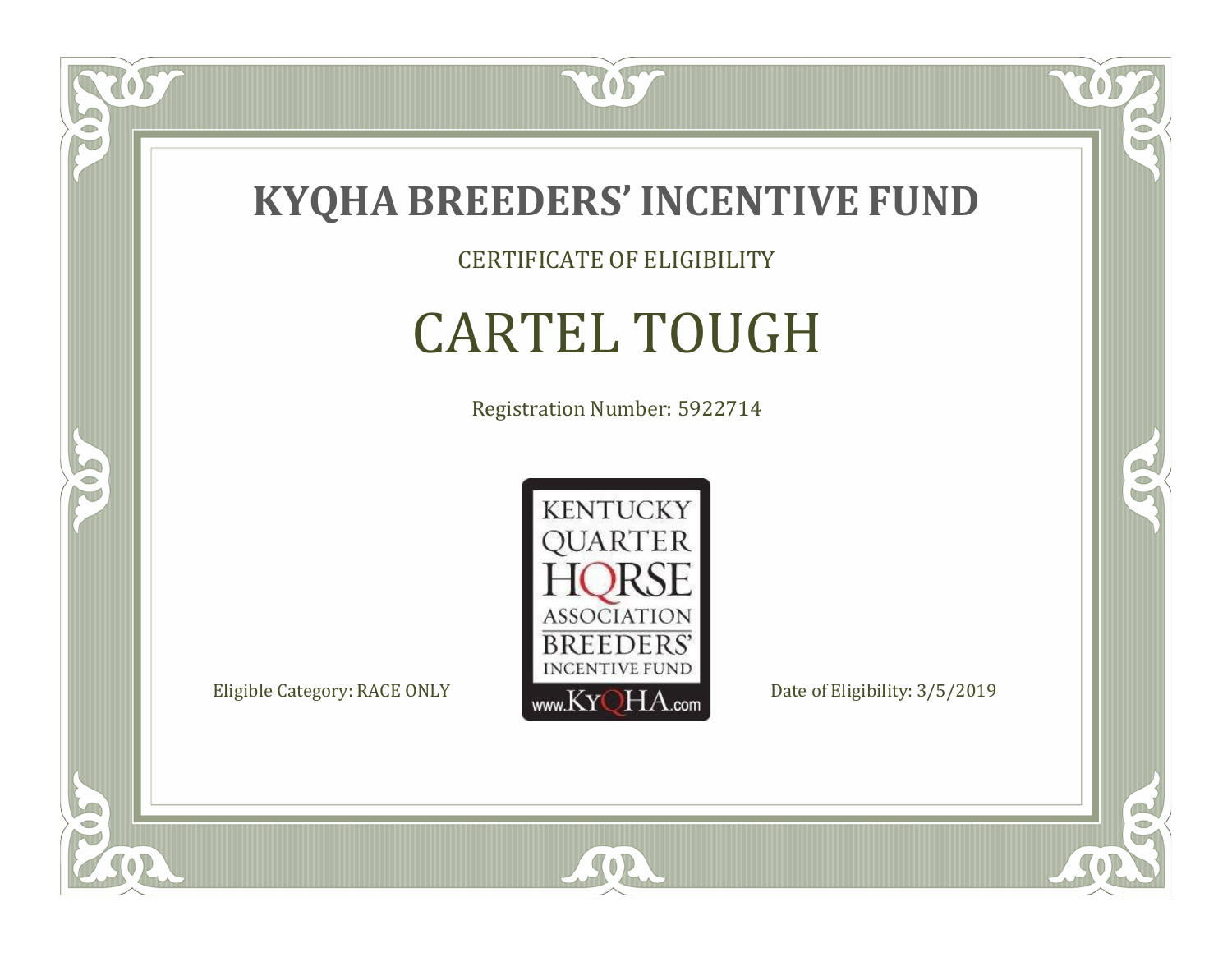# KYQHA BREEDERS' INCENTIVE FUND

CERTIFICATE OF ELIGIBILITY

## CARTEL TOUGH

Registration Number: 5922714

KENTUCKY QUARTER HORSE ASSOCIATION BREEDERS' INCENTIVE FUND www.KyQHA.com

Eligible Category: RACE ONLY

Date of Eligibility: 3/5/2019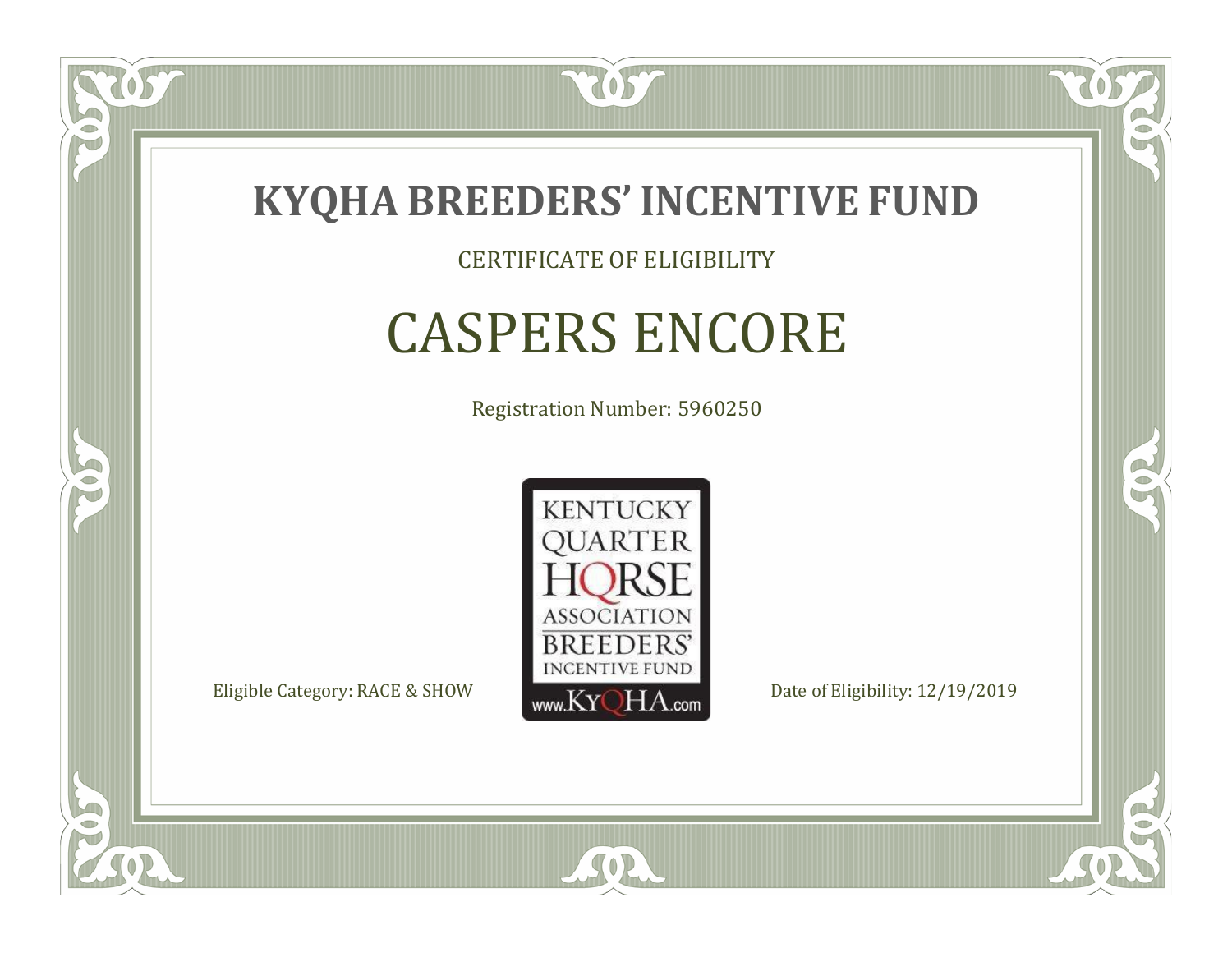# KYQHA BREEDERS' INCENTIVE FUND

CERTIFICATE OF ELIGIBILITY

## CASPERS ENCORE

Registration Number: 5960250

KENTUCKY QUARTER HORSE ASSOCIATION BREEDERS' INCENTIVE FUND www.KyQHA.com

Eligible Category: RACE & SHOW

Date of Eligibility: 12/19/2019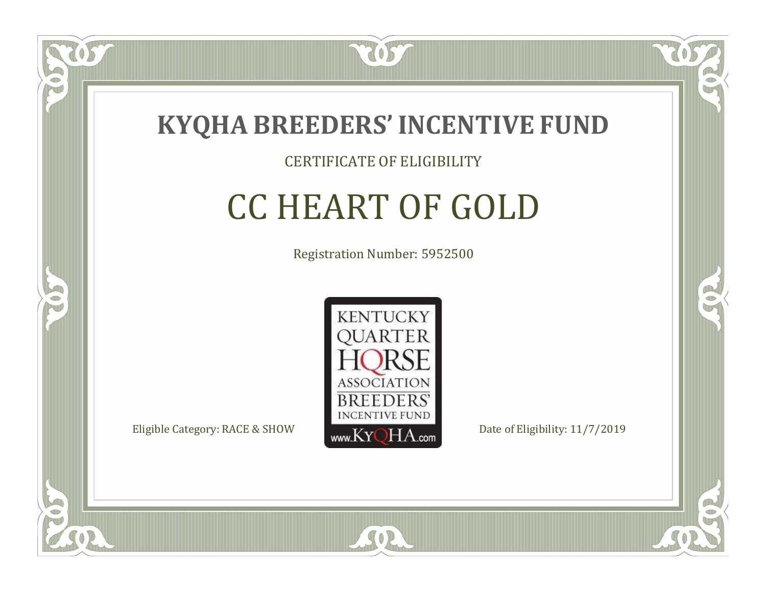# KYQHA BREEDERS' INCENTIVE FUND

CERTIFICATE OF ELIGIBILITY

## CC HEART OF GOLD

Registration Number: 5952500

KENTUCKY QUARTER HORSE ASSOCIATION BREEDERS' INCENTIVE FUND www.KyQHA.com

Eligible Category: RACE & SHOW

Date of Eligibility: 11/7/2019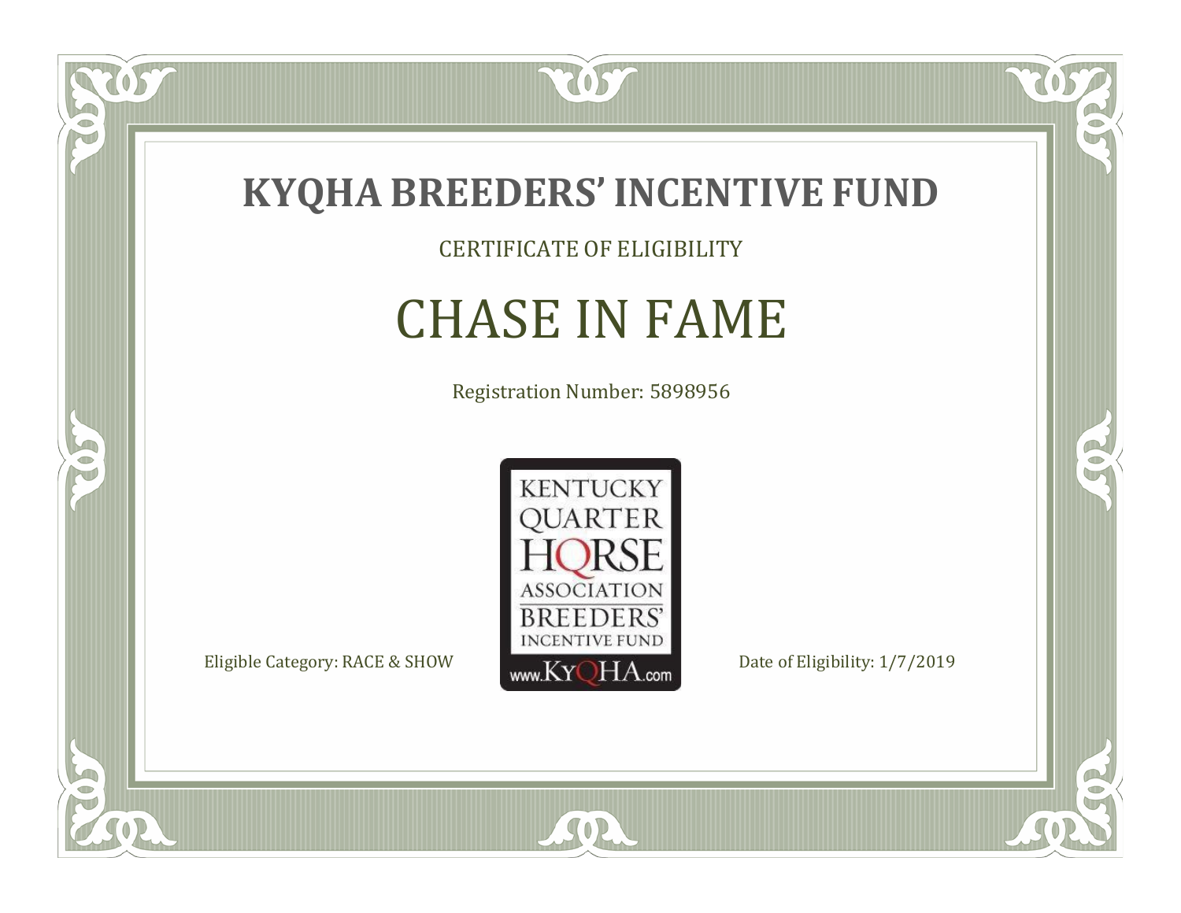# KYQHA BREEDERS' INCENTIVE FUND

CERTIFICATE OF ELIGIBILITY

## CHASE IN FAME

Registration Number: 5898956

KENTUCKY QUARTER HORSE ASSOCIATION BREEDERS' INCENTIVE FUND www.KyQHA.com

Eligible Category: RACE & SHOW

Date of Eligibility: 1/7/2019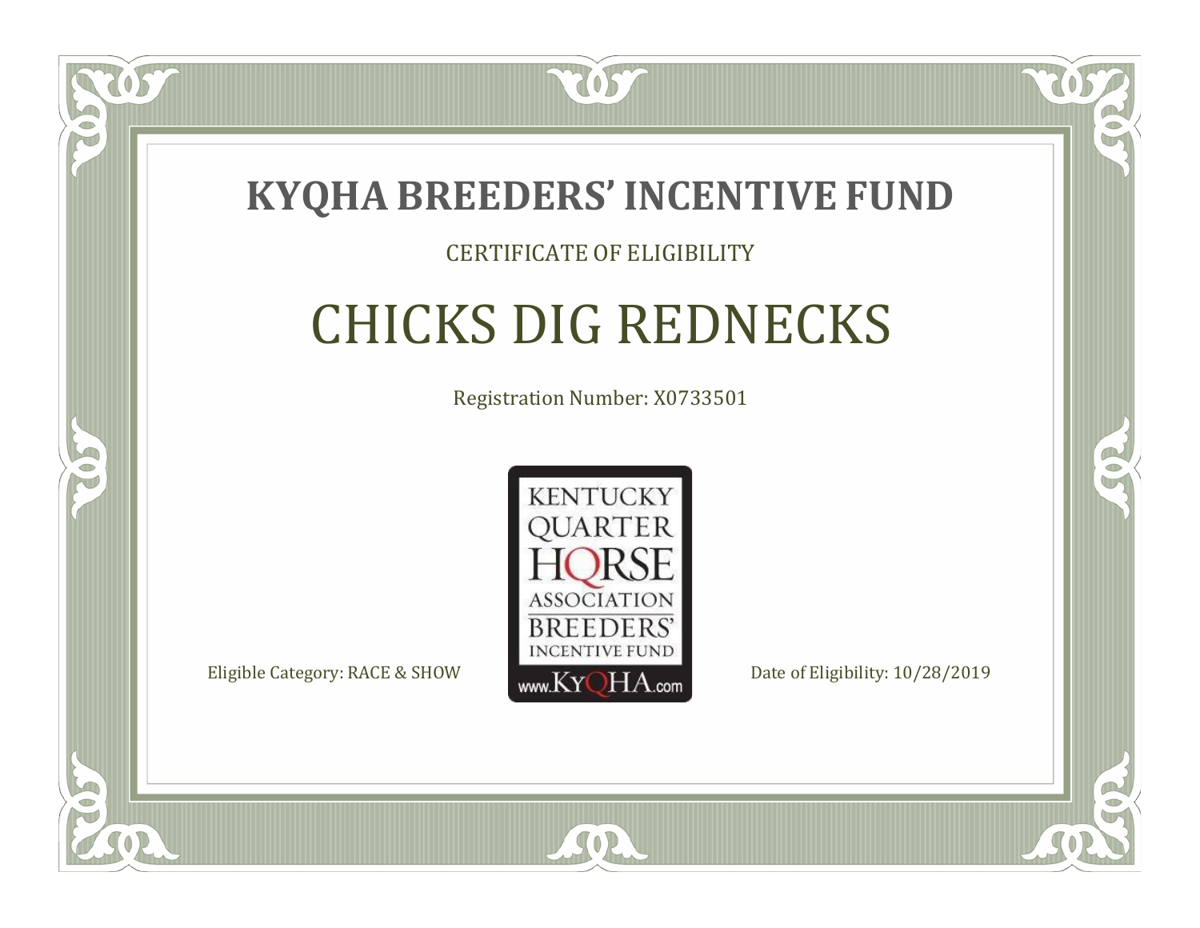# KYQHA BREEDERS' INCENTIVE FUND

CERTIFICATE OF ELIGIBILITY

## CHICKS DIG REDNECKS

Registration Number: X0733501

KENTUCKY QUARTER HORSE ASSOCIATION BREEDERS' INCENTIVE FUND www.KyQHA.com

Eligible Category: RACE & SHOW

Date of Eligibility: 10/28/2019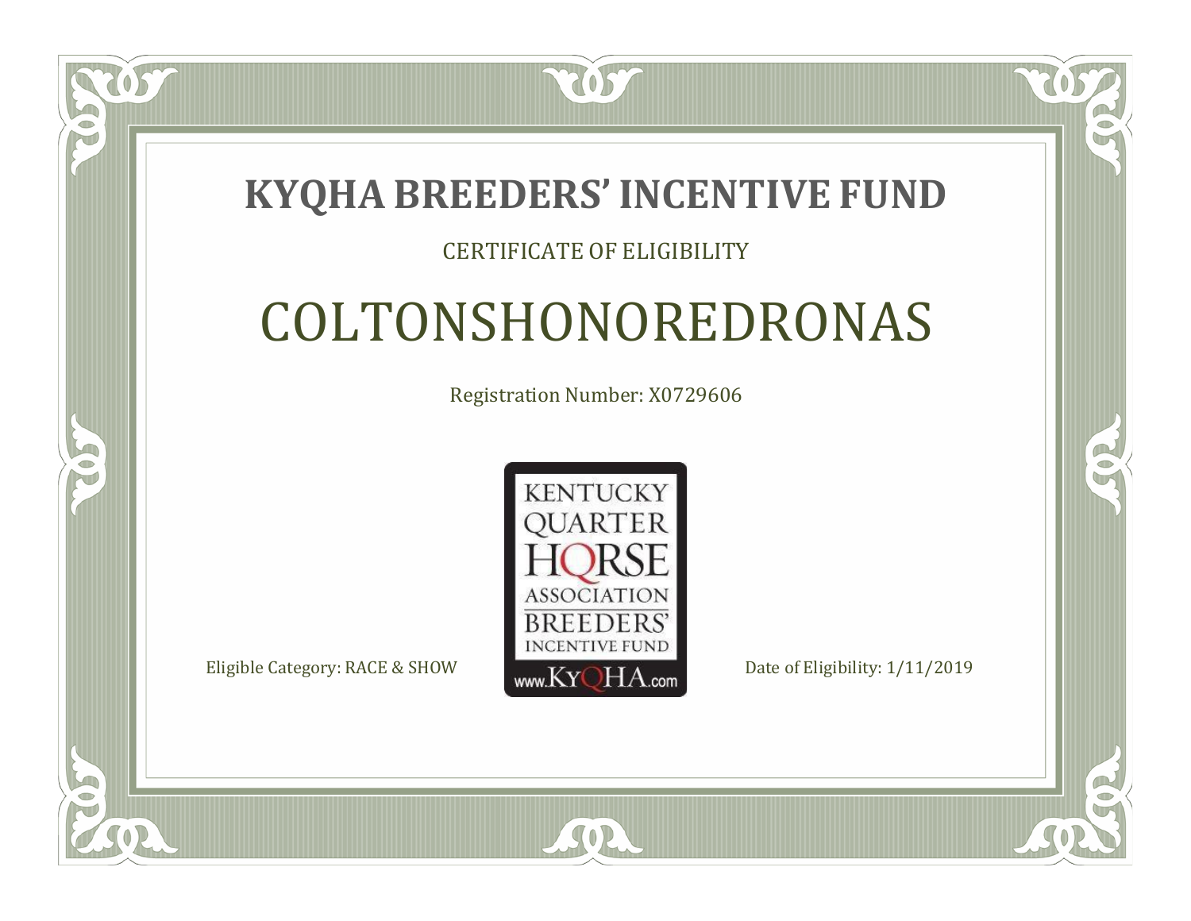# KYQHA BREEDERS' INCENTIVE FUND

CERTIFICATE OF ELIGIBILITY

## COLTONSHONOREDRONAS

Registration Number: X0729606

KENTUCKY QUARTER HORSE ASSOCIATION BREEDERS' INCENTIVE FUND www.KyQHA.com

Eligible Category: RACE & SHOW

Date of Eligibility: 1/11/2019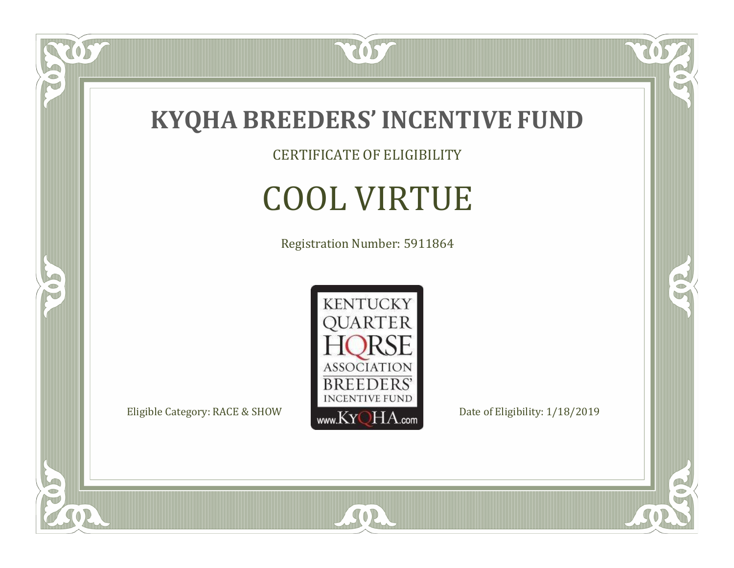# KYQHA BREEDERS' INCENTIVE FUND

CERTIFICATE OF ELIGIBILITY

## COOL VIRTUE

Registration Number: 5911864

KENTUCKY QUARTER HORSE ASSOCIATION BREEDERS' INCENTIVE FUND www.KyQHA.com

Eligible Category: RACE & SHOW

Date of Eligibility: 1/18/2019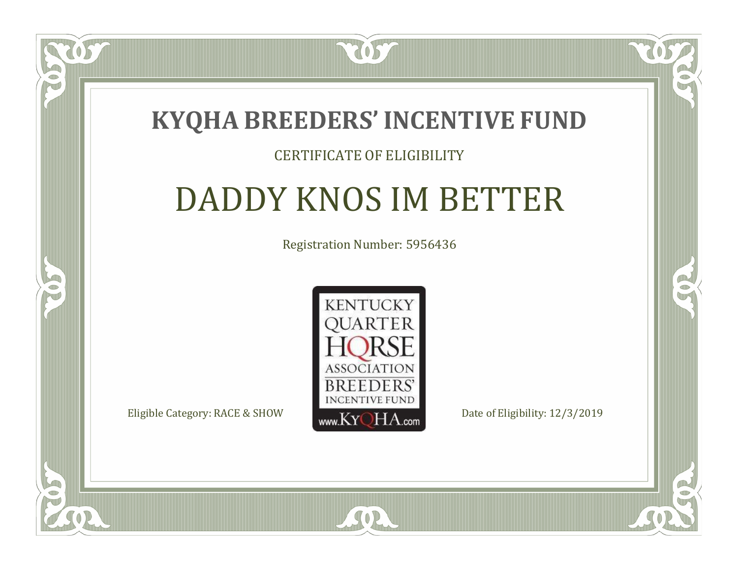# KYQHA BREEDERS' INCENTIVE FUND

CERTIFICATE OF ELIGIBILITY

## DADDY KNOS IM BETTER

Registration Number: 5956436

KENTUCKY QUARTER HORSE ASSOCIATION BREEDERS' INCENTIVE FUND www.KyQHA.com

Eligible Category: RACE & SHOW

Date of Eligibility: 12/3/2019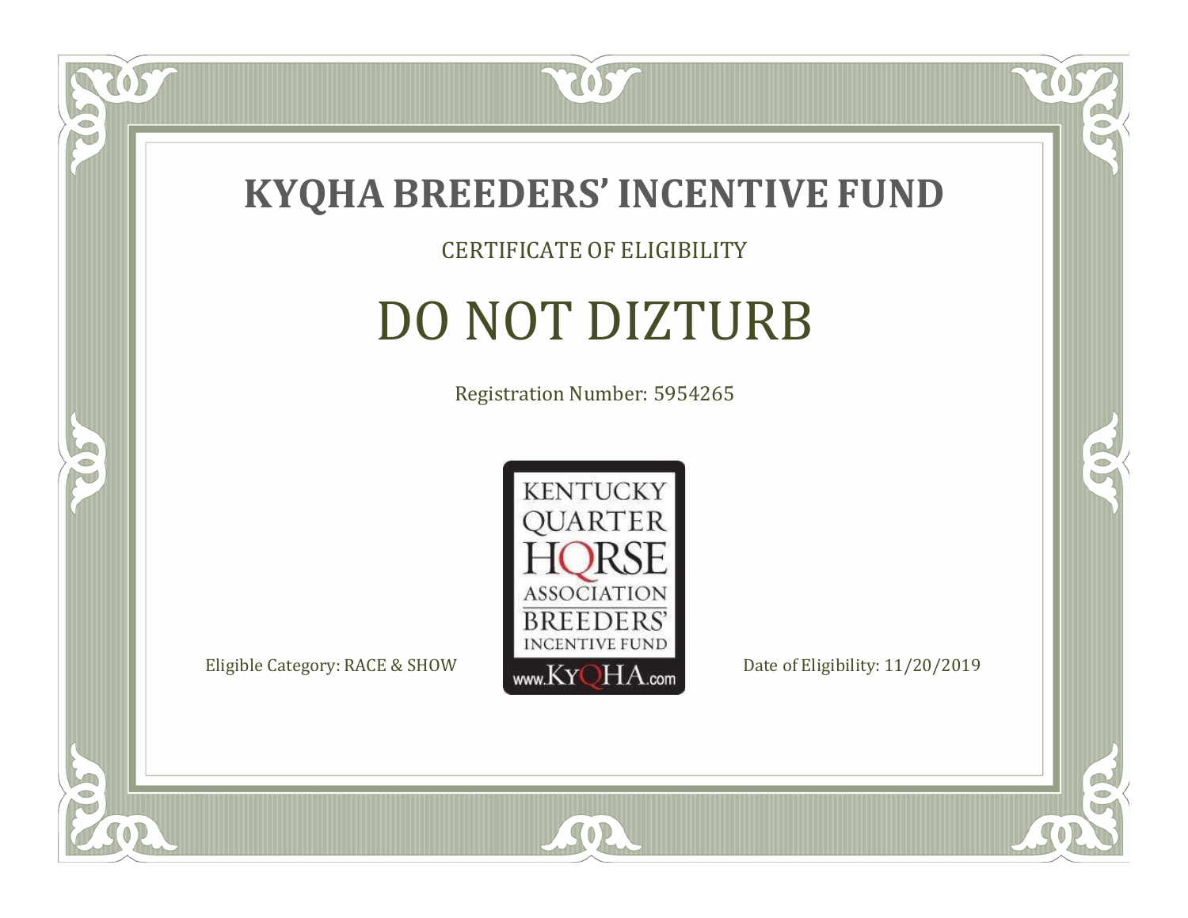# KYQHA BREEDERS' INCENTIVE FUND

CERTIFICATE OF ELIGIBILITY

## DO NOT DIZTURB

Registration Number: 5954265

KENTUCKY QUARTER HORSE ASSOCIATION BREEDERS' INCENTIVE FUND www.KyQHA.com

Eligible Category: RACE & SHOW

Date of Eligibility: 11/20/2019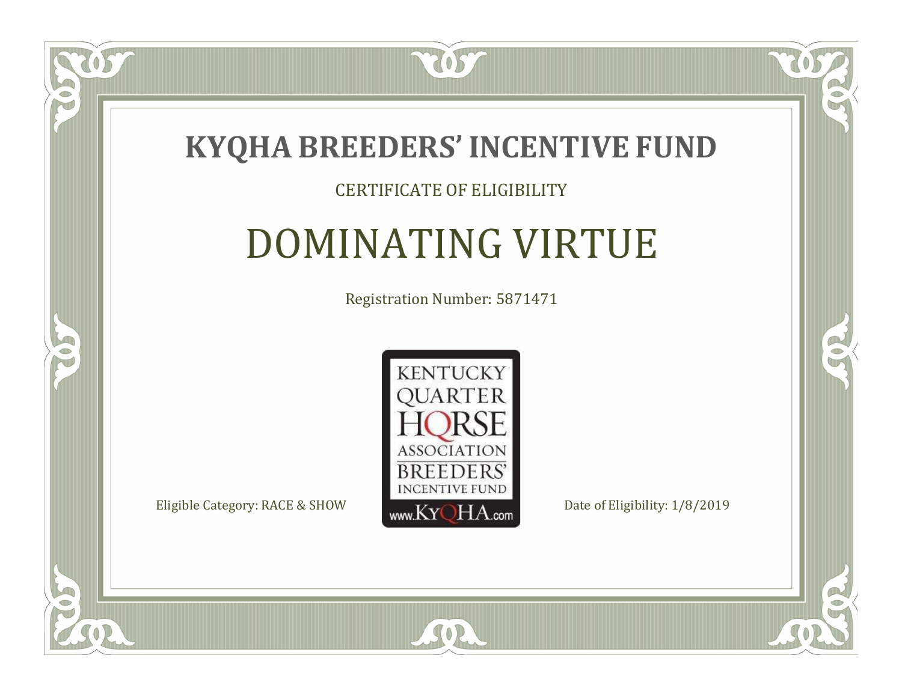# KYQHA BREEDERS' INCENTIVE FUND

CERTIFICATE OF ELIGIBILITY

## DOMINATING VIRTUE

Registration Number: 5871471

KENTUCKY QUARTER HORSE ASSOCIATION BREEDERS' INCENTIVE FUND www.KyQHA.com

Eligible Category: RACE & SHOW

Date of Eligibility: 1/8/2019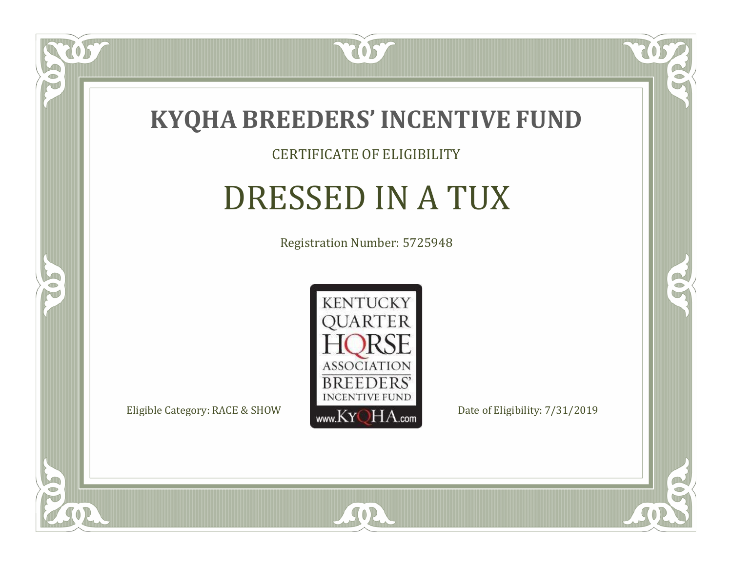# KYQHA BREEDERS' INCENTIVE FUND

CERTIFICATE OF ELIGIBILITY

## DRESSED IN A TUX

Registration Number: 5725948

KENTUCKY QUARTER HORSE ASSOCIATION BREEDERS' INCENTIVE FUND www.KyQHA.com

Eligible Category: RACE & SHOW

Date of Eligibility: 7/31/2019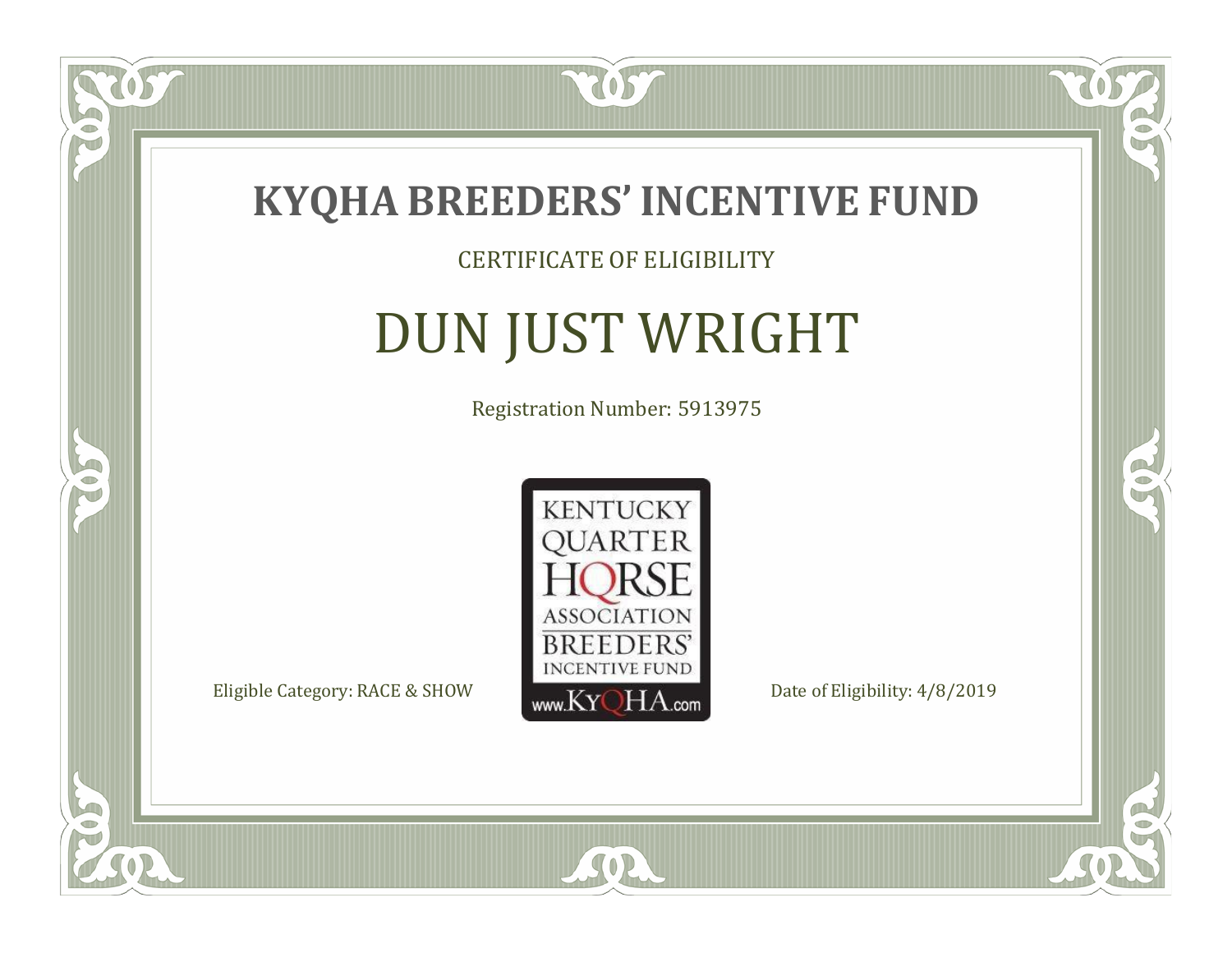# KYQHA BREEDERS' INCENTIVE FUND

CERTIFICATE OF ELIGIBILITY

## DUN JUST WRIGHT

Registration Number: 5913975

KENTUCKY QUARTER HORSE ASSOCIATION BREEDERS' INCENTIVE FUND
www.KyQHA.com

Eligible Category: RACE & SHOW

Date of Eligibility: 4/8/2019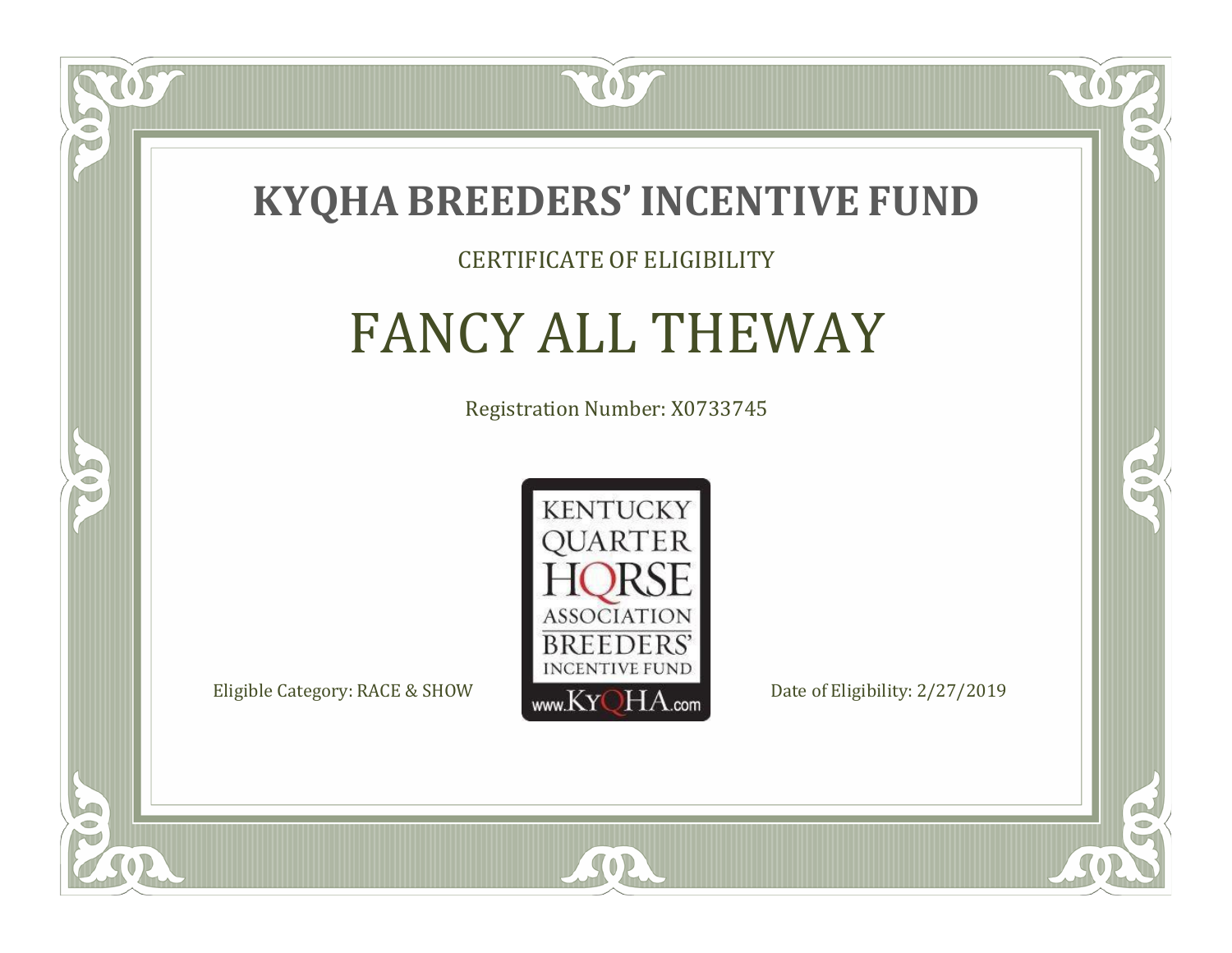# KYQHA BREEDERS' INCENTIVE FUND

CERTIFICATE OF ELIGIBILITY

## FANCY ALL THEWAY

Registration Number: X0733745

KENTUCKY QUARTER HORSE ASSOCIATION BREEDERS' INCENTIVE FUND www.KyQHA.com

Eligible Category: RACE & SHOW

Date of Eligibility: 2/27/2019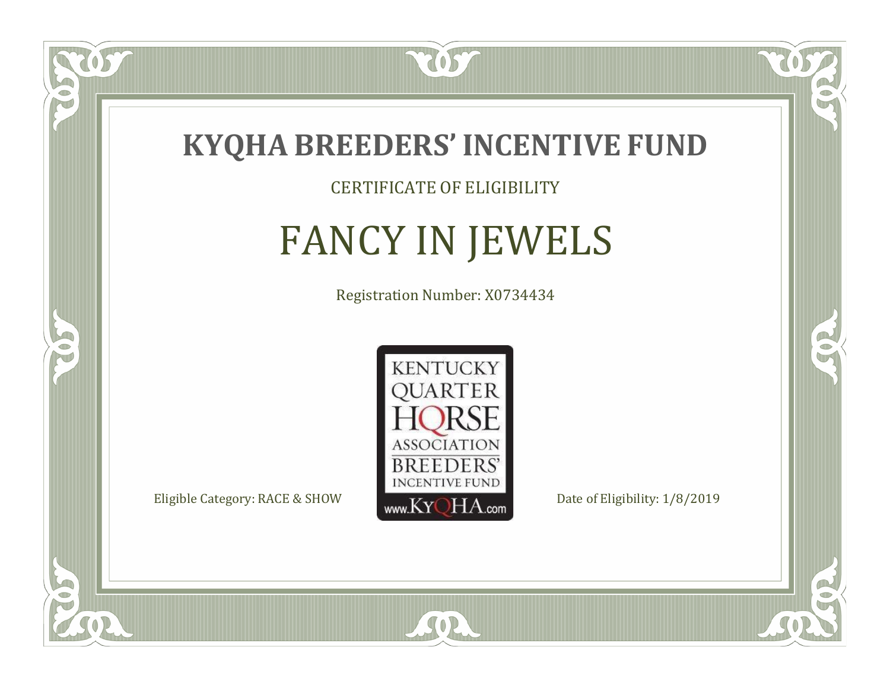# KYQHA BREEDERS' INCENTIVE FUND

CERTIFICATE OF ELIGIBILITY

## FANCY IN JEWELS

Registration Number: X0734434

KENTUCKY QUARTER HORSE ASSOCIATION BREEDERS' INCENTIVE FUND www.KyQHA.com

Eligible Category: RACE & SHOW

Date of Eligibility: 1/8/2019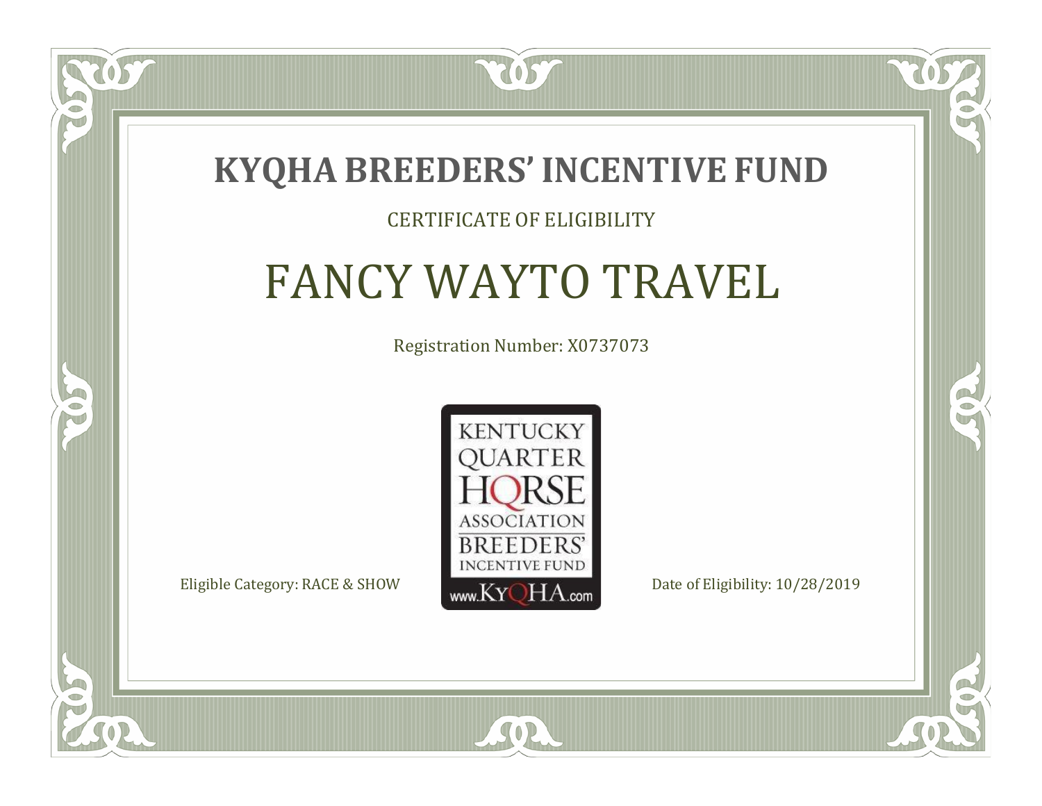# KYQHA BREEDERS' INCENTIVE FUND

CERTIFICATE OF ELIGIBILITY

## FANCY WAYTO TRAVEL

Registration Number: X0737073

KENTUCKY QUARTER HORSE ASSOCIATION BREEDERS' INCENTIVE FUND www.KyQHA.com

Eligible Category: RACE & SHOW

Date of Eligibility: 10/28/2019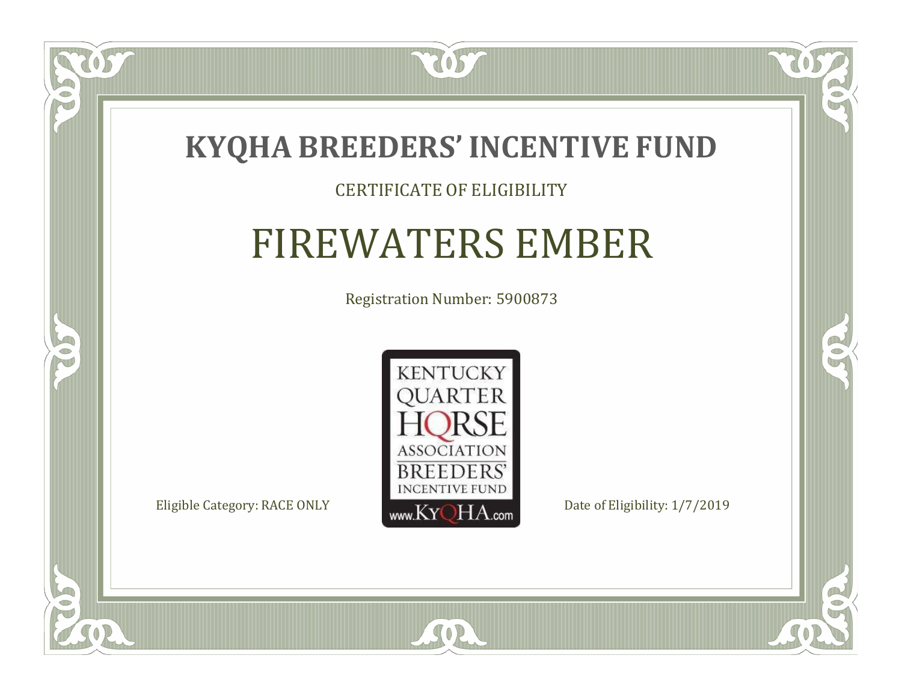# KYQHA BREEDERS' INCENTIVE FUND

CERTIFICATE OF ELIGIBILITY

## FIREWATERS EMBER

Registration Number: 5900873

KENTUCKY QUARTER HORSE ASSOCIATION BREEDERS' INCENTIVE FUND www.KyQHA.com

Eligible Category: RACE ONLY

Date of Eligibility: 1/7/2019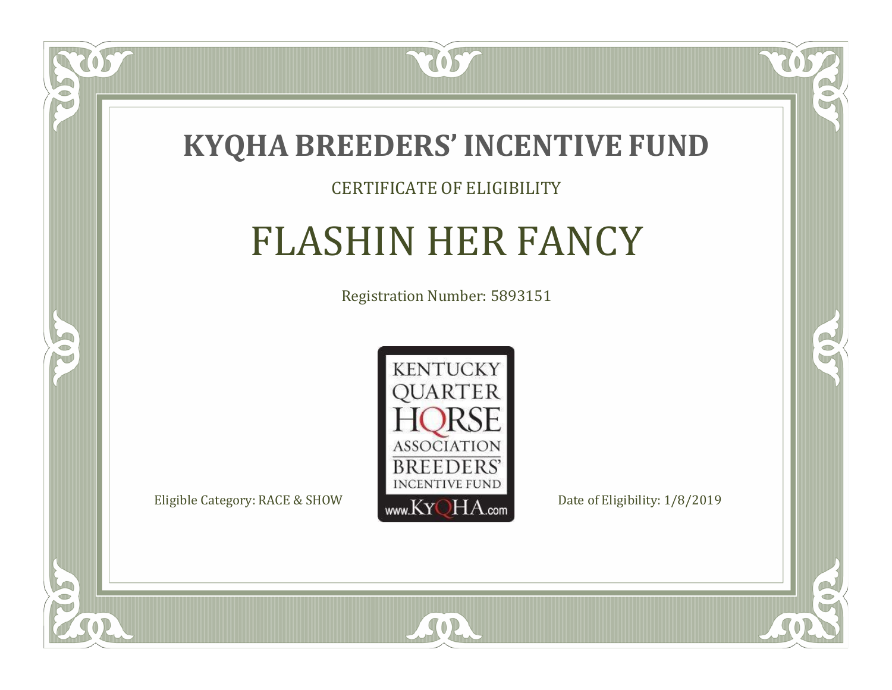# KYQHA BREEDERS' INCENTIVE FUND

CERTIFICATE OF ELIGIBILITY

## FLASHIN HER FANCY

Registration Number: 5893151

KENTUCKY QUARTER HORSE ASSOCIATION BREEDERS' INCENTIVE FUND www.KyQHA.com

Eligible Category: RACE & SHOW

Date of Eligibility: 1/8/2019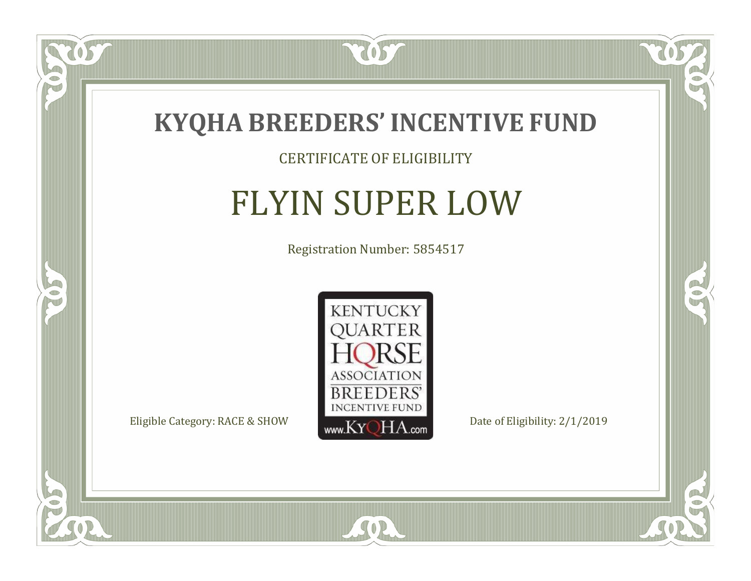# KYQHA BREEDERS' INCENTIVE FUND

CERTIFICATE OF ELIGIBILITY

## FLYIN SUPER LOW

Registration Number: 5854517

KENTUCKY QUARTER HORSE ASSOCIATION BREEDERS' INCENTIVE FUND
www.KyQHA.com

Eligible Category: RACE & SHOW

Date of Eligibility: 2/1/2019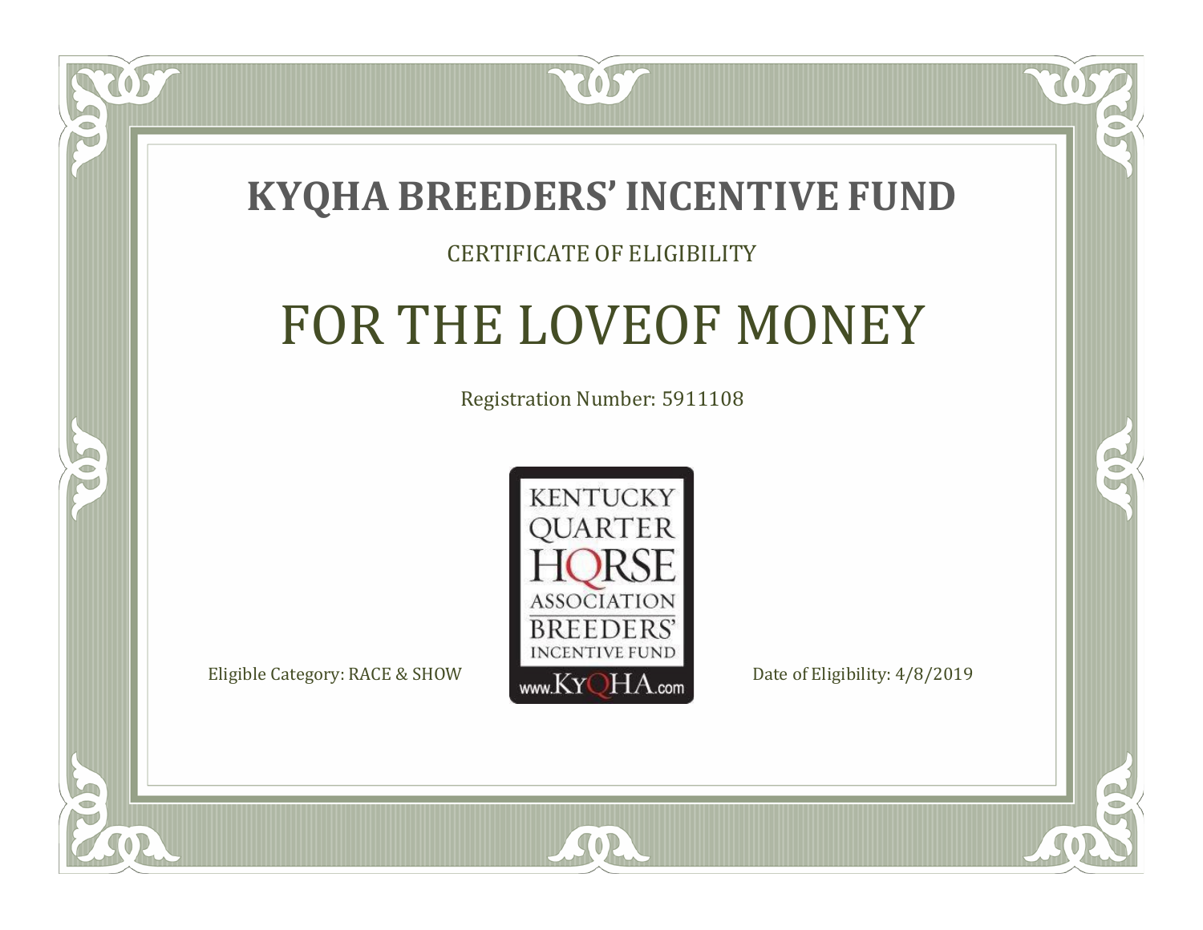# KYQHA BREEDERS' INCENTIVE FUND

CERTIFICATE OF ELIGIBILITY

## FOR THE LOVEOF MONEY

Registration Number: 5911108

KENTUCKY QUARTER HORSE ASSOCIATION BREEDERS' INCENTIVE FUND www.KyQHA.com

Eligible Category: RACE & SHOW

Date of Eligibility: 4/8/2019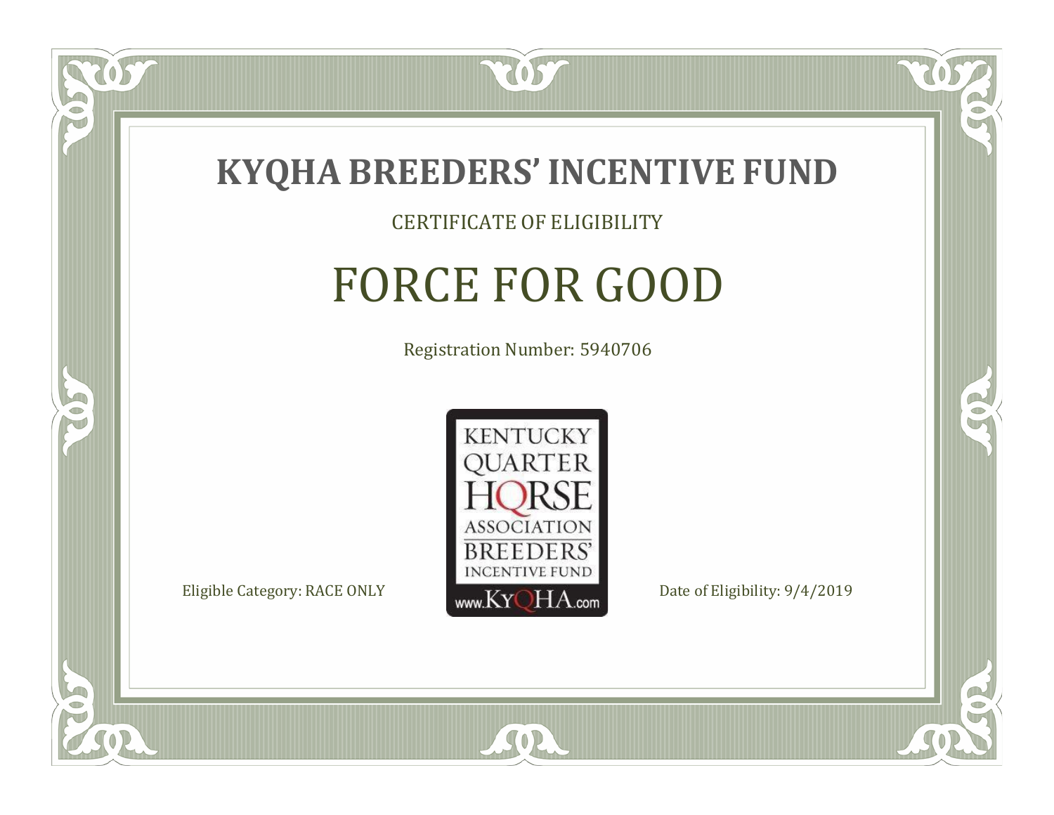# KYQHA BREEDERS' INCENTIVE FUND

CERTIFICATE OF ELIGIBILITY

## FORCE FOR GOOD

Registration Number: 5940706

KENTUCKY QUARTER HORSE ASSOCIATION BREEDERS' INCENTIVE FUND www.KyQHA.com

Eligible Category: RACE ONLY

Date of Eligibility: 9/4/2019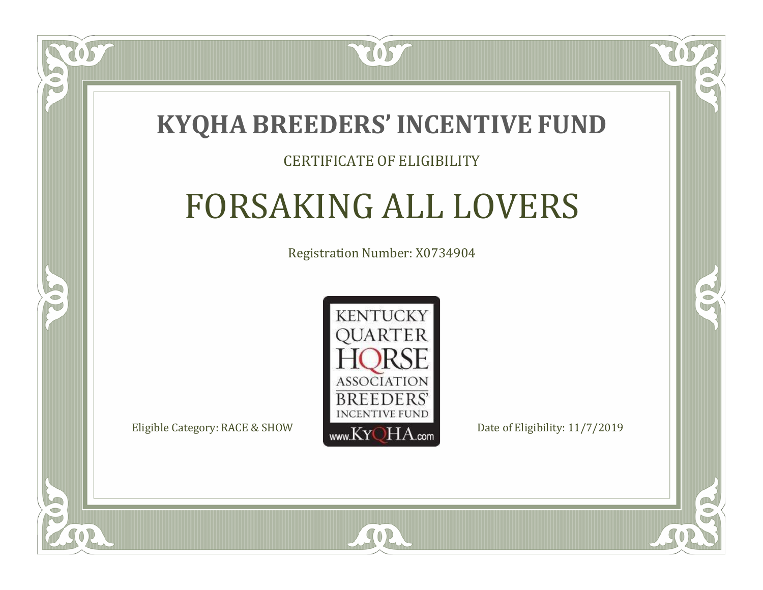# KYQHA BREEDERS' INCENTIVE FUND

CERTIFICATE OF ELIGIBILITY

## FORSAKING ALL LOVERS

Registration Number: X0734904

KENTUCKY QUARTER HORSE ASSOCIATION BREEDERS' INCENTIVE FUND www.KyQHA.com

Eligible Category: RACE & SHOW

Date of Eligibility: 11/7/2019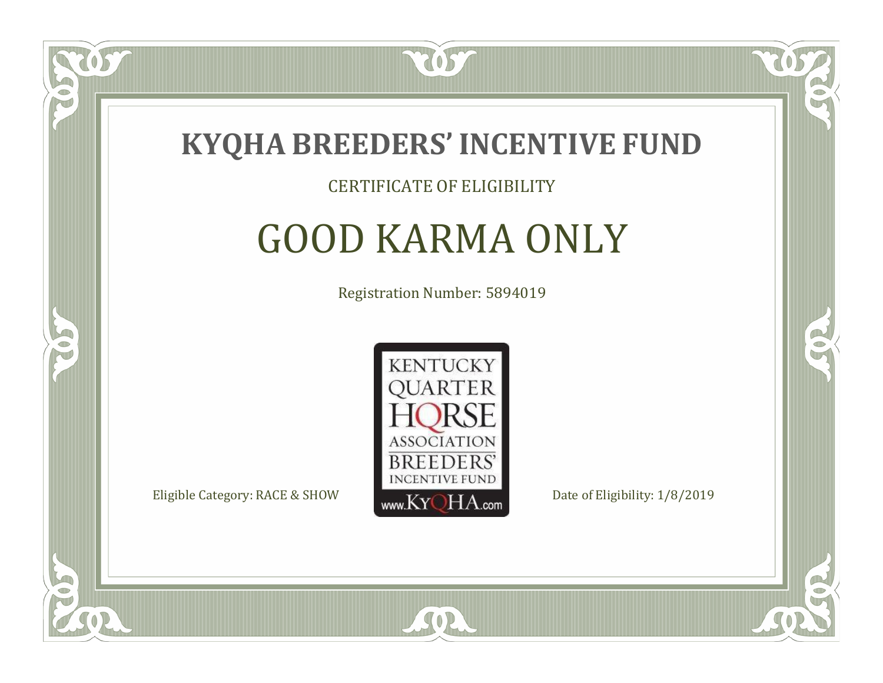# KYQHA BREEDERS' INCENTIVE FUND

CERTIFICATE OF ELIGIBILITY

## GOOD KARMA ONLY

Registration Number: 5894019

KENTUCKY QUARTER HORSE ASSOCIATION BREEDERS' INCENTIVE FUND www.KyQHA.com

Eligible Category: RACE & SHOW

Date of Eligibility: 1/8/2019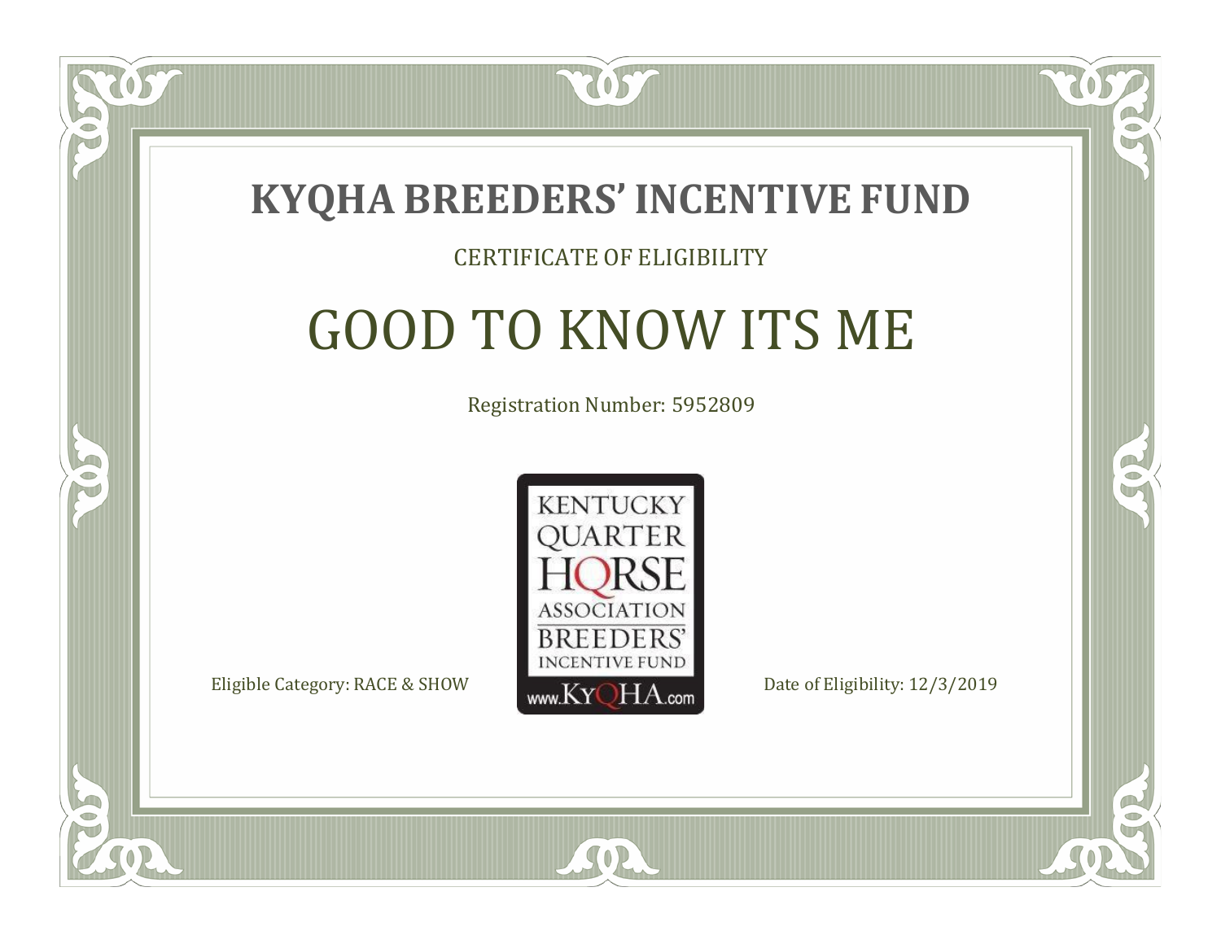# KYQHA BREEDERS' INCENTIVE FUND

CERTIFICATE OF ELIGIBILITY

## GOOD TO KNOW ITS ME

Registration Number: 5952809

KENTUCKY QUARTER HORSE ASSOCIATION BREEDERS' INCENTIVE FUND www.KyQHA.com

Eligible Category: RACE & SHOW

Date of Eligibility: 12/3/2019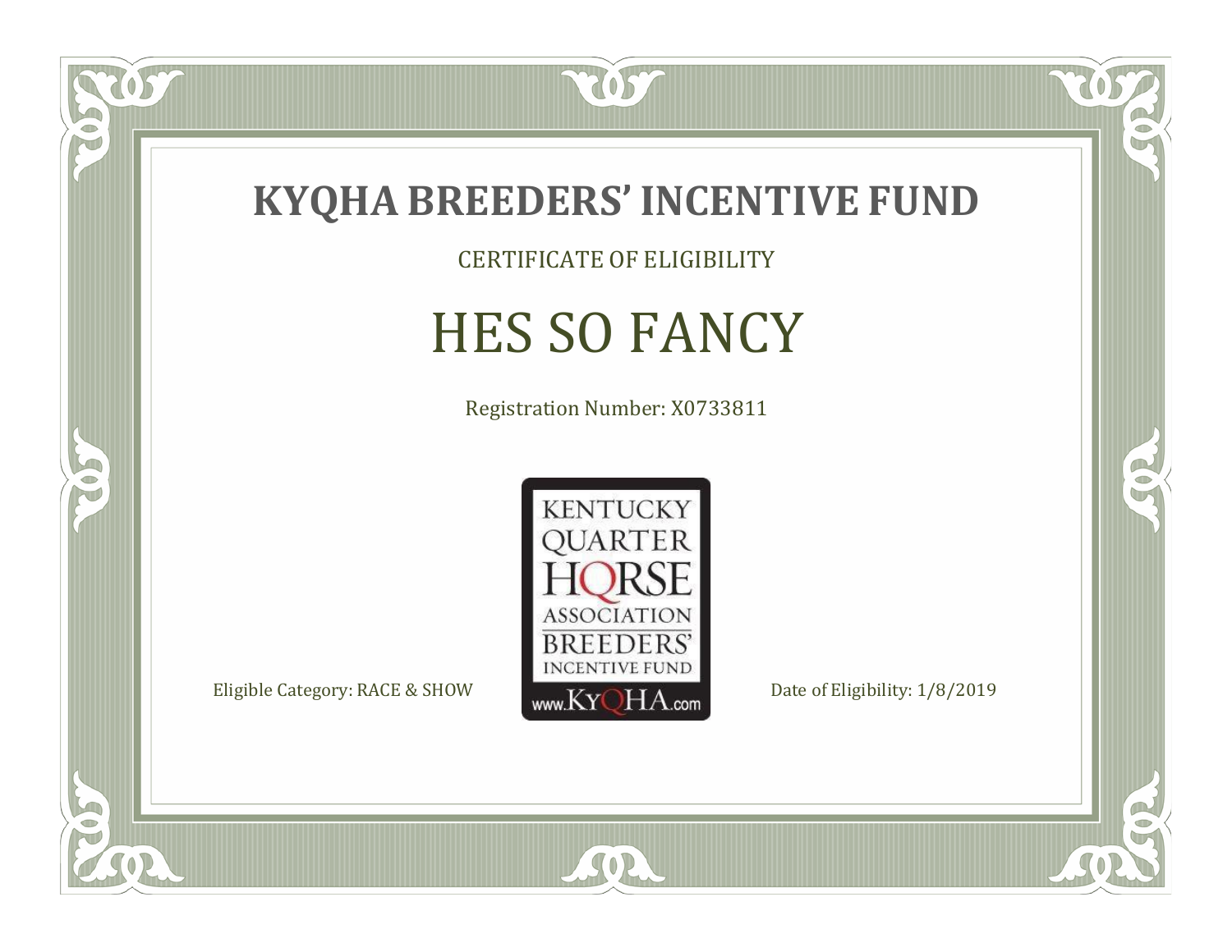# KYQHA BREEDERS' INCENTIVE FUND

CERTIFICATE OF ELIGIBILITY

## HES SO FANCY

Registration Number: X0733811

KENTUCKY QUARTER HORSE ASSOCIATION BREEDERS' INCENTIVE FUND www.KyQHA.com

Eligible Category: RACE & SHOW

Date of Eligibility: 1/8/2019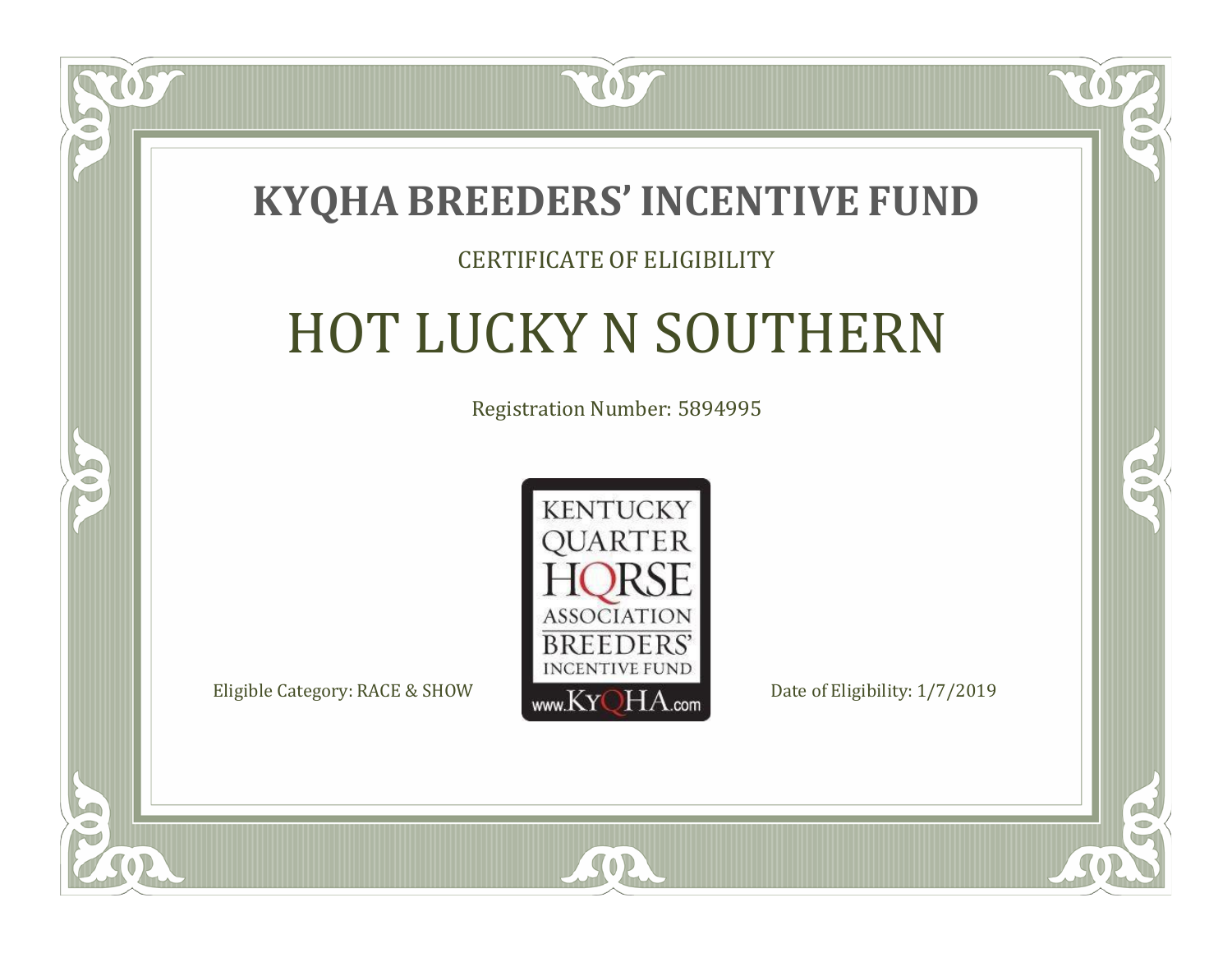# KYQHA BREEDERS' INCENTIVE FUND

CERTIFICATE OF ELIGIBILITY

## HOT LUCKY N SOUTHERN

Registration Number: 5894995

KENTUCKY QUARTER HORSE ASSOCIATION BREEDERS' INCENTIVE FUND www.KyQHA.com

Eligible Category: RACE & SHOW

Date of Eligibility: 1/7/2019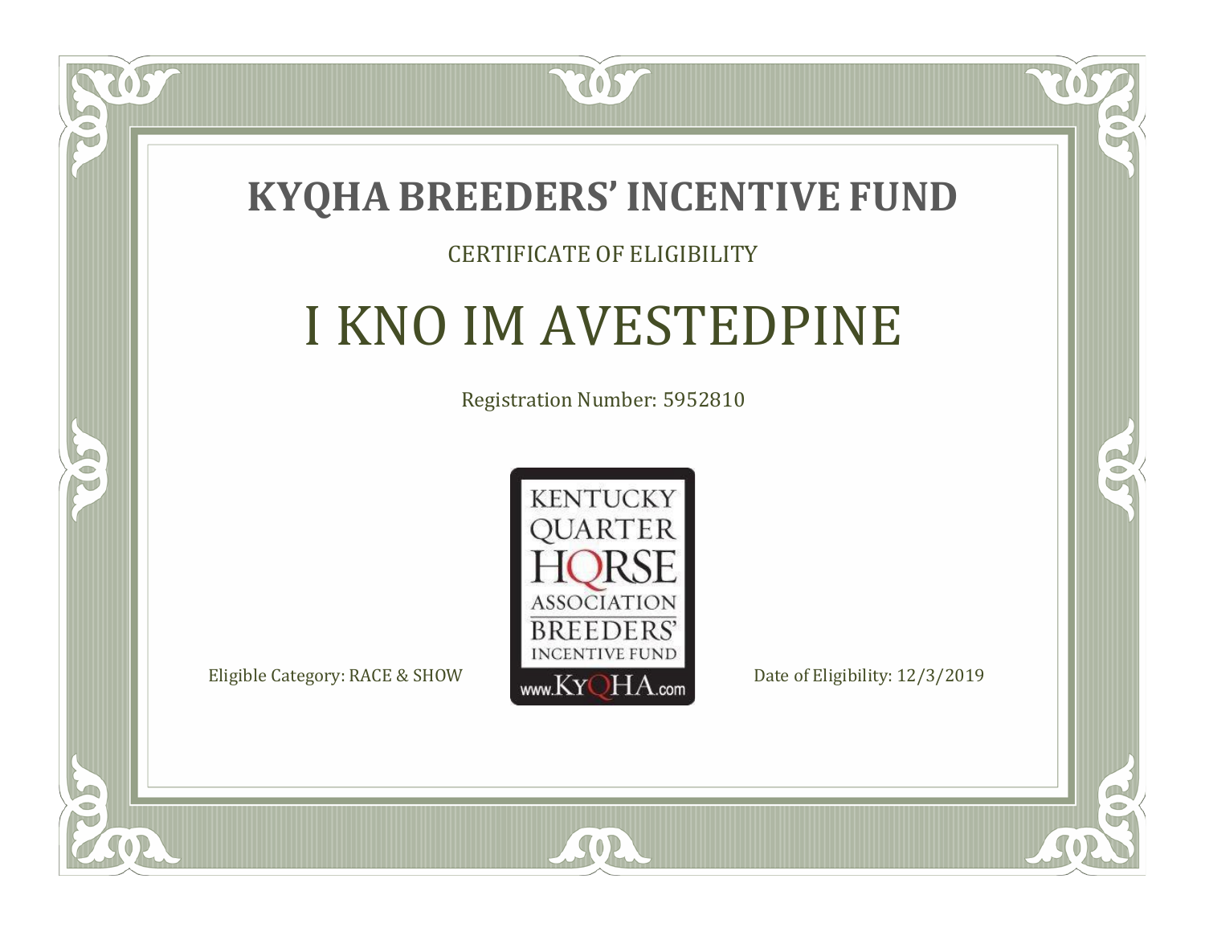# KYQHA BREEDERS' INCENTIVE FUND

CERTIFICATE OF ELIGIBILITY

## I KNO IM AVESTEDPINE

Registration Number: 5952810

KENTUCKY QUARTER HORSE ASSOCIATION BREEDERS' INCENTIVE FUND www.KyQHA.com

Eligible Category: RACE & SHOW

Date of Eligibility: 12/3/2019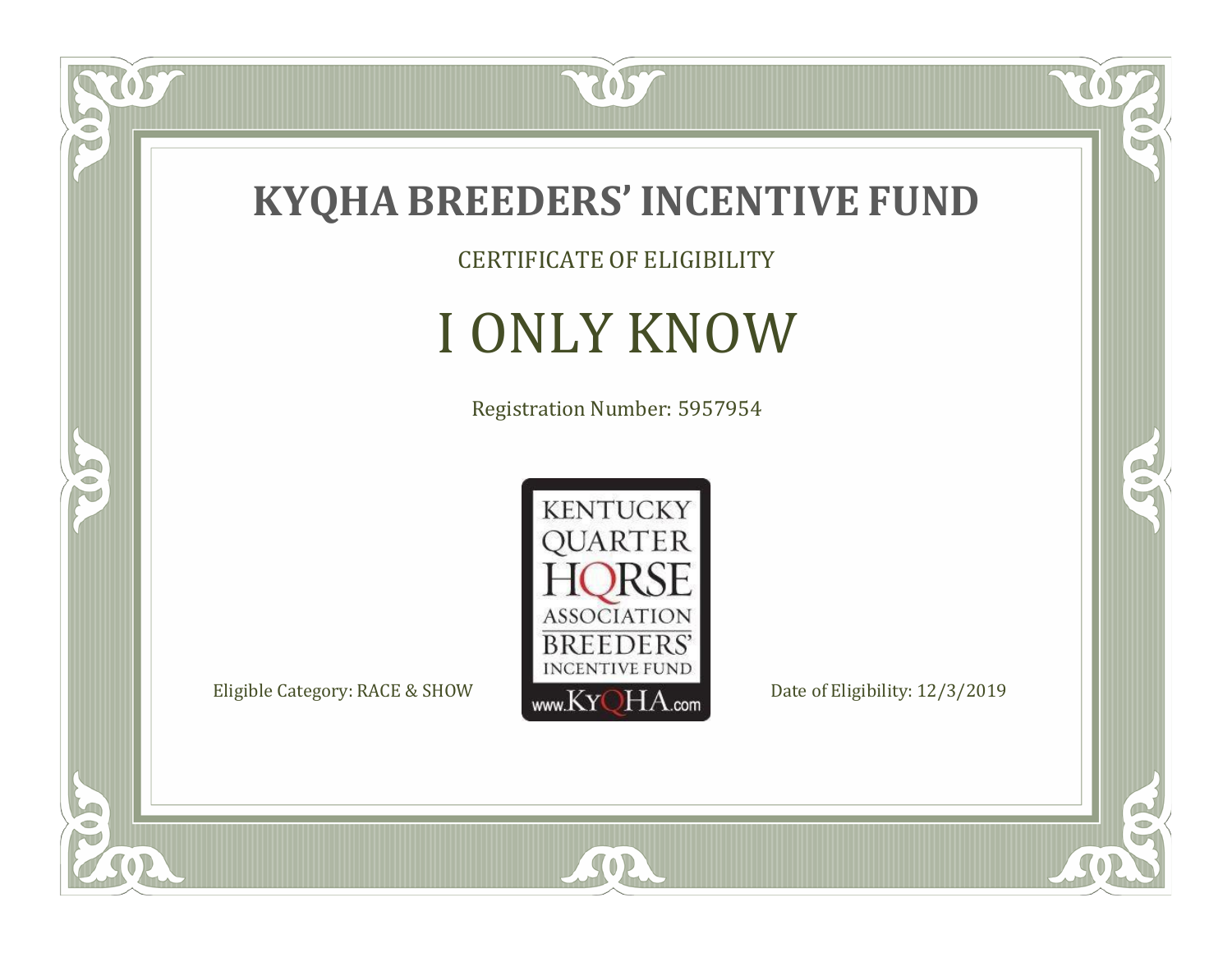# KYQHA BREEDERS' INCENTIVE FUND

CERTIFICATE OF ELIGIBILITY

## I ONLY KNOW

Registration Number: 5957954

KENTUCKY QUARTER HORSE ASSOCIATION BREEDERS' INCENTIVE FUND www.KyQHA.com

Eligible Category: RACE & SHOW

Date of Eligibility: 12/3/2019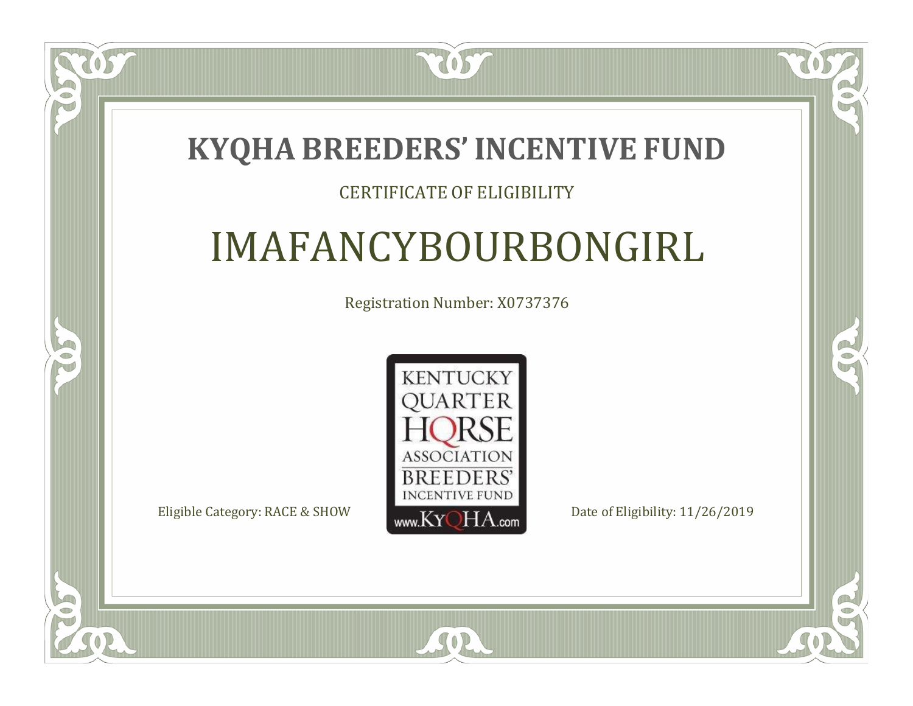# KYQHA BREEDERS' INCENTIVE FUND

CERTIFICATE OF ELIGIBILITY

## IMAFANCYBOURBONGIRL

Registration Number: X0737376

KENTUCKY QUARTER HORSE ASSOCIATION BREEDERS' INCENTIVE FUND www.KyQHA.com

Eligible Category: RACE & SHOW

Date of Eligibility: 11/26/2019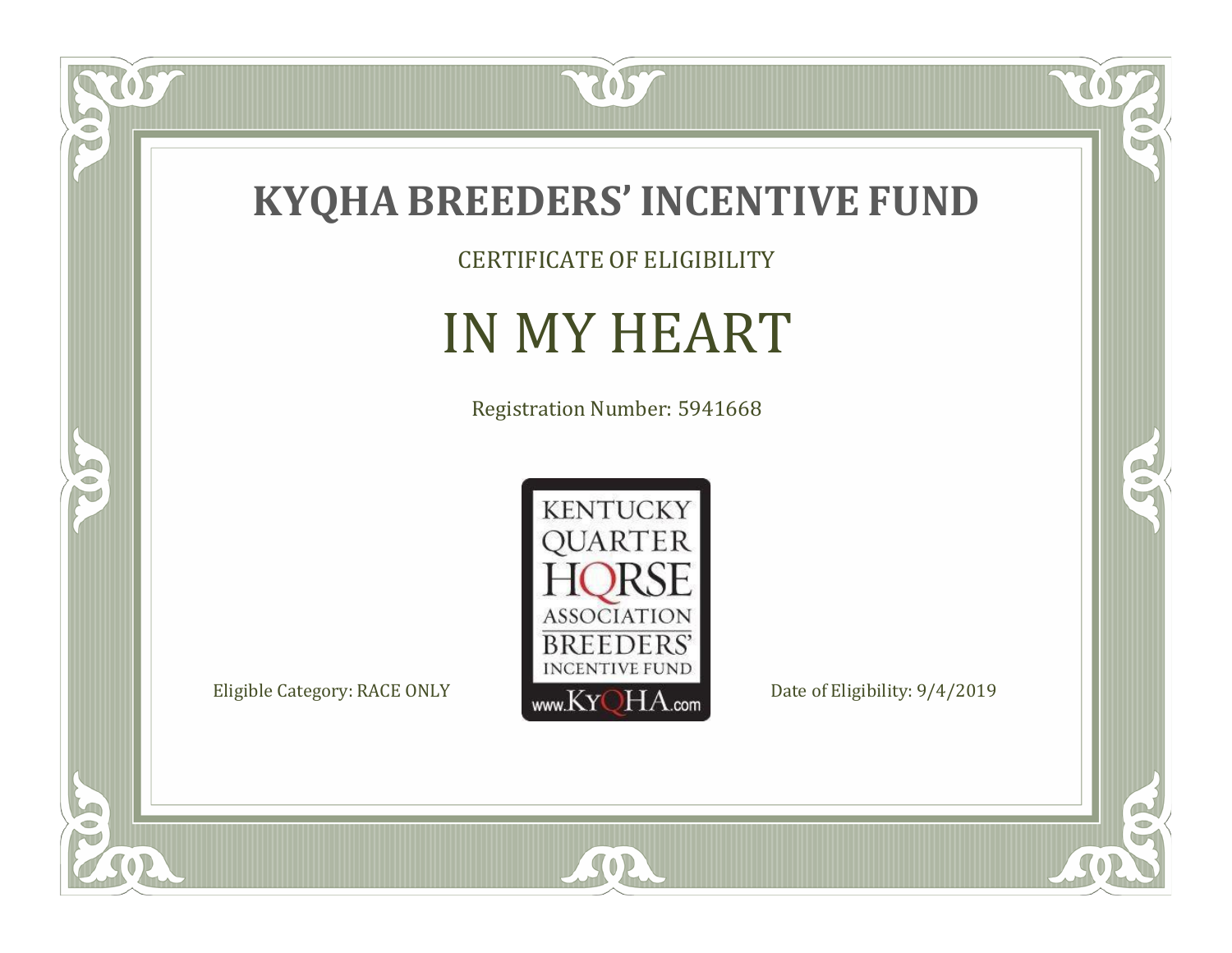# KYQHA BREEDERS' INCENTIVE FUND

CERTIFICATE OF ELIGIBILITY

## IN MY HEART

Registration Number: 5941668

KENTUCKY QUARTER HORSE ASSOCIATION BREEDERS' INCENTIVE FUND www.KyQHA.com

Eligible Category: RACE ONLY

Date of Eligibility: 9/4/2019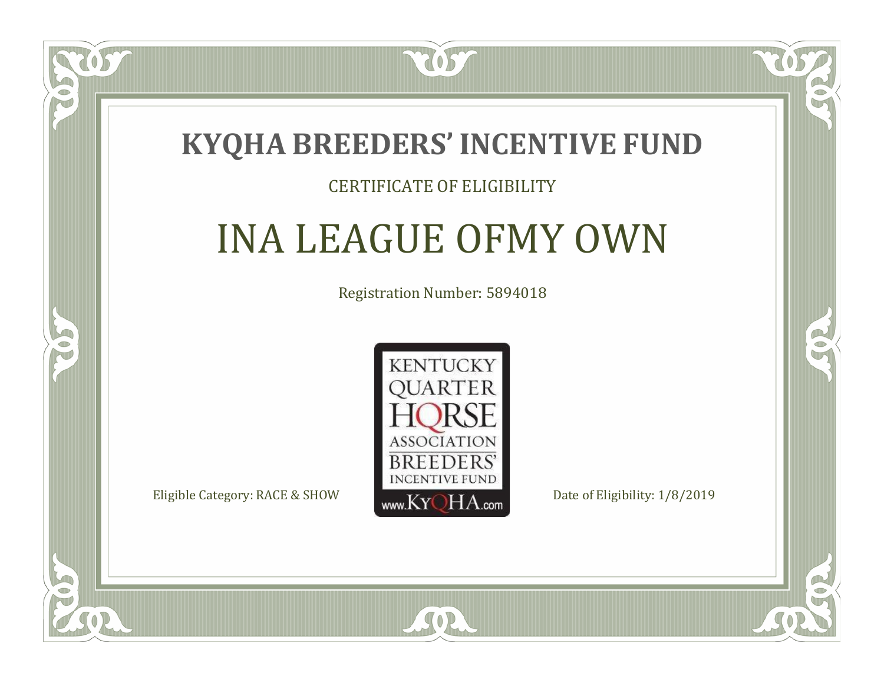# KYQHA BREEDERS' INCENTIVE FUND

CERTIFICATE OF ELIGIBILITY

## INA LEAGUE OFMY OWN

Registration Number: 5894018

KENTUCKY QUARTER HORSE ASSOCIATION BREEDERS' INCENTIVE FUND www.KyQHA.com

Eligible Category: RACE & SHOW

Date of Eligibility: 1/8/2019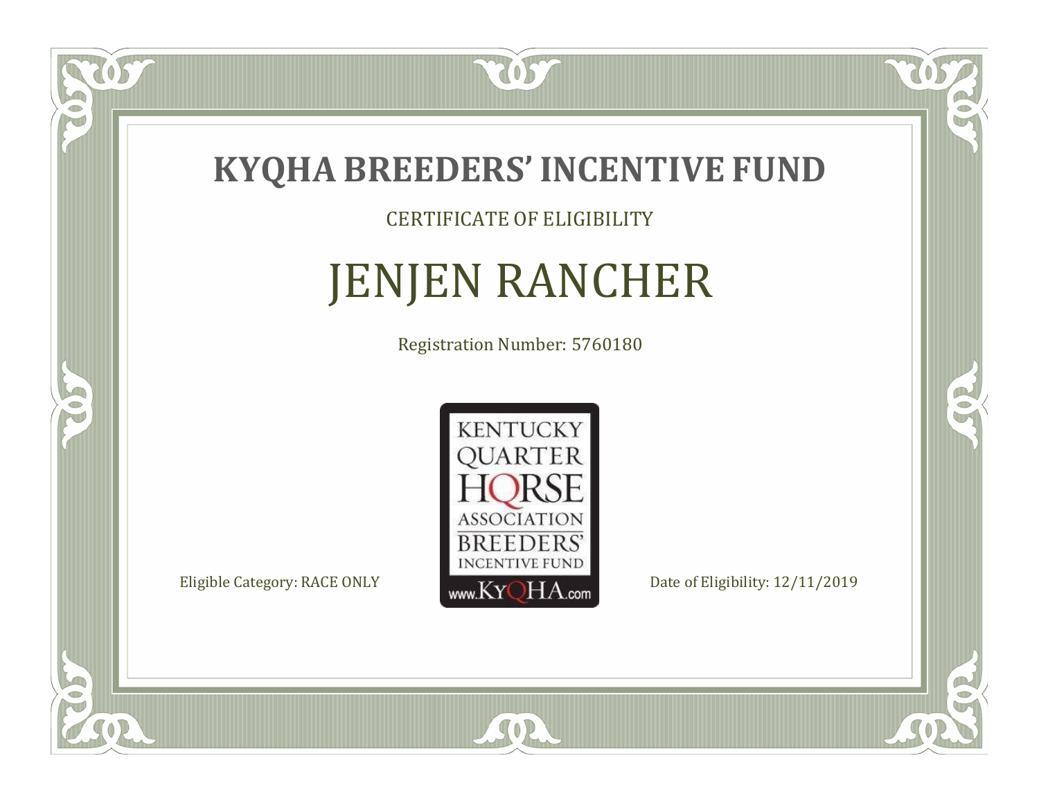# KYQHA BREEDERS' INCENTIVE FUND

CERTIFICATE OF ELIGIBILITY

## JENJEN RANCHER

Registration Number: 5760180

KENTUCKY QUARTER HORSE ASSOCIATION BREEDERS' INCENTIVE FUND www.KyQHA.com

Eligible Category: RACE ONLY

Date of Eligibility: 12/11/2019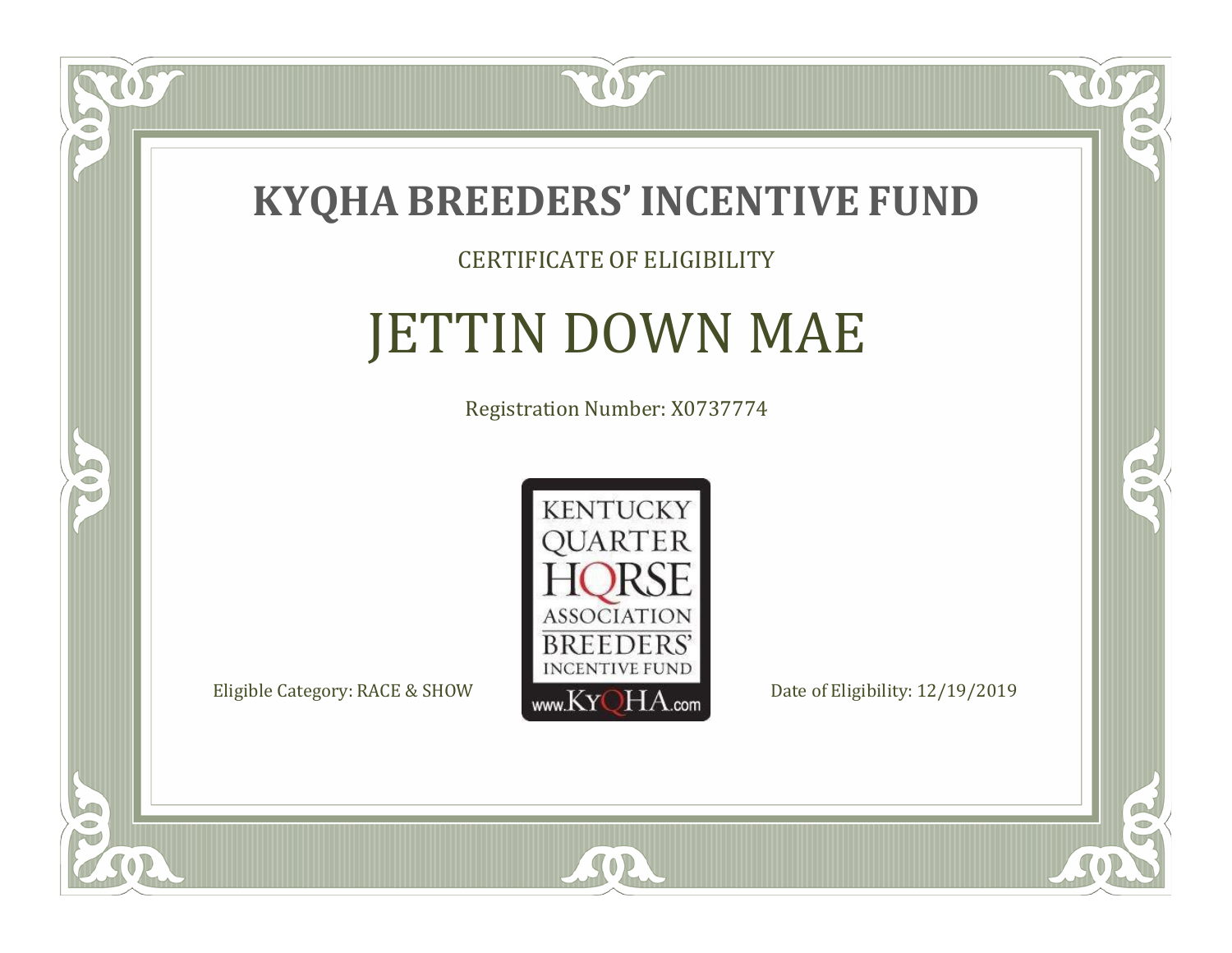# KYQHA BREEDERS' INCENTIVE FUND

CERTIFICATE OF ELIGIBILITY

## JETTIN DOWN MAE

Registration Number: X0737774

KENTUCKY QUARTER HORSE ASSOCIATION BREEDERS' INCENTIVE FUND www.KyQHA.com

Eligible Category: RACE & SHOW

Date of Eligibility: 12/19/2019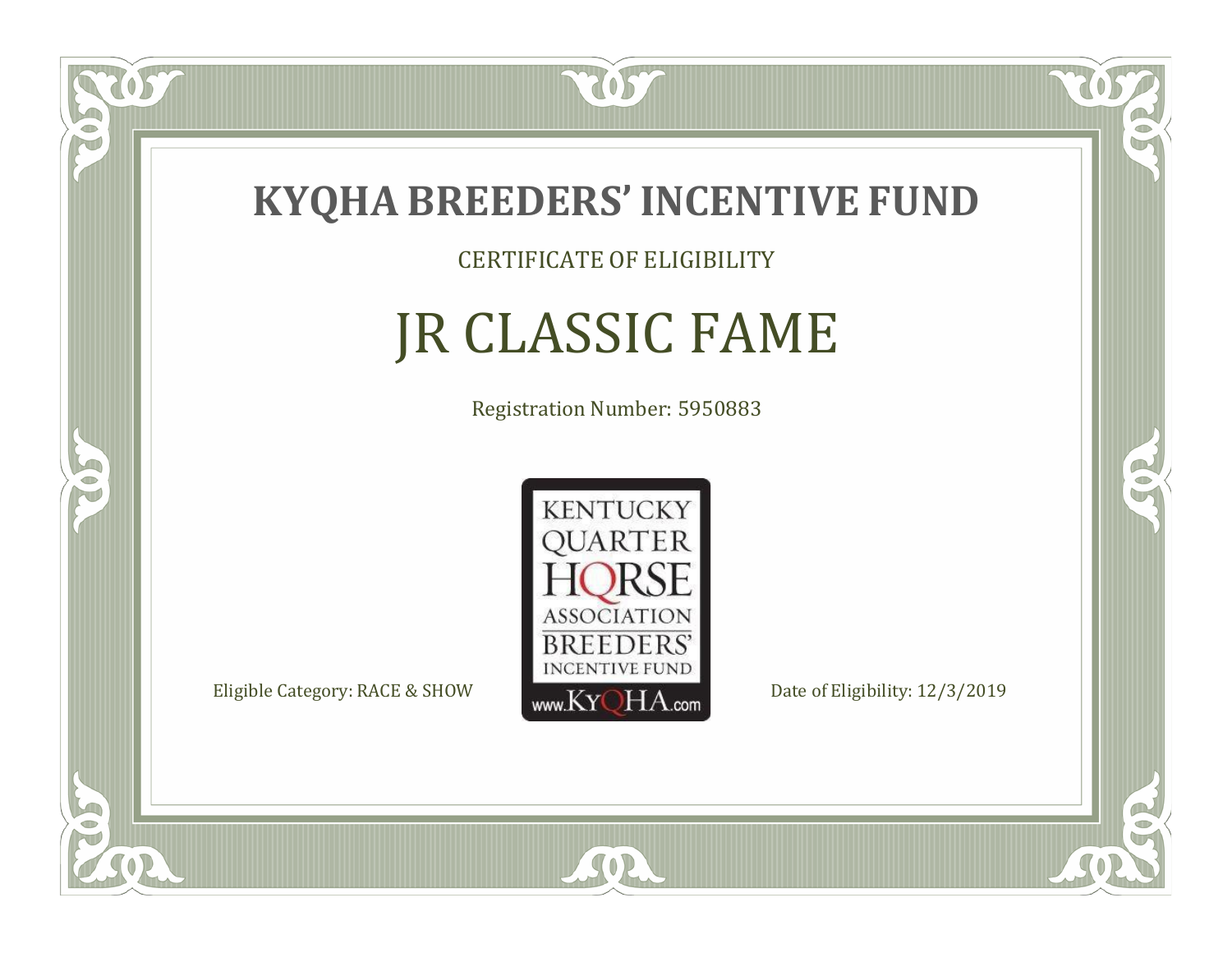# KYQHA BREEDERS' INCENTIVE FUND

CERTIFICATE OF ELIGIBILITY

## JR CLASSIC FAME

Registration Number: 5950883

KENTUCKY QUARTER HORSE ASSOCIATION BREEDERS' INCENTIVE FUND www.KyQHA.com

Eligible Category: RACE & SHOW

Date of Eligibility: 12/3/2019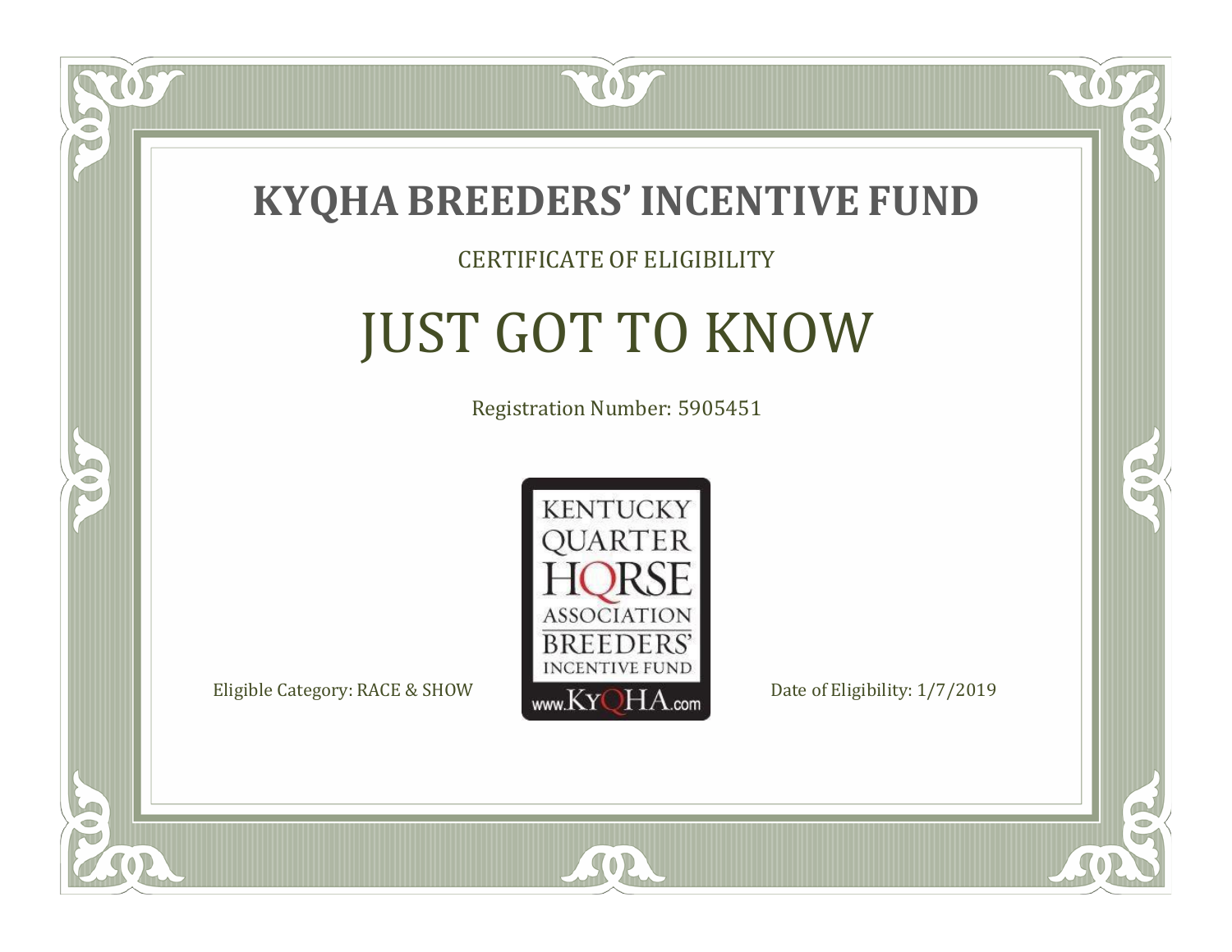# KYQHA BREEDERS' INCENTIVE FUND

CERTIFICATE OF ELIGIBILITY

## JUST GOT TO KNOW

Registration Number: 5905451

KENTUCKY QUARTER HORSE ASSOCIATION BREEDERS' INCENTIVE FUND www.KyQHA.com

Eligible Category: RACE & SHOW

Date of Eligibility: 1/7/2019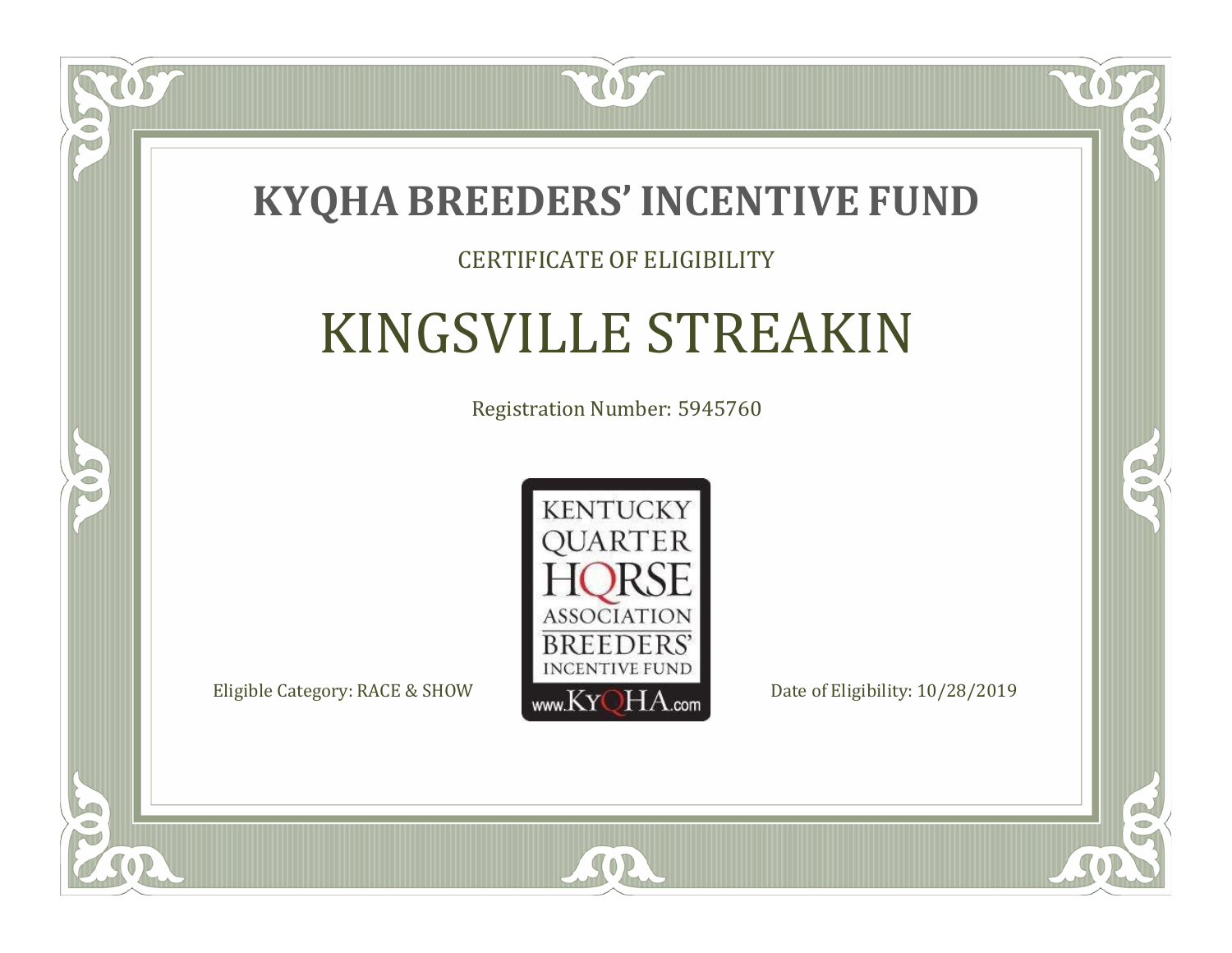# KYQHA BREEDERS' INCENTIVE FUND

CERTIFICATE OF ELIGIBILITY

## KINGSVILLE STREAKIN

Registration Number: 5945760

KENTUCKY QUARTER HORSE ASSOCIATION BREEDERS' INCENTIVE FUND www.KyQHA.com

Eligible Category: RACE & SHOW

Date of Eligibility: 10/28/2019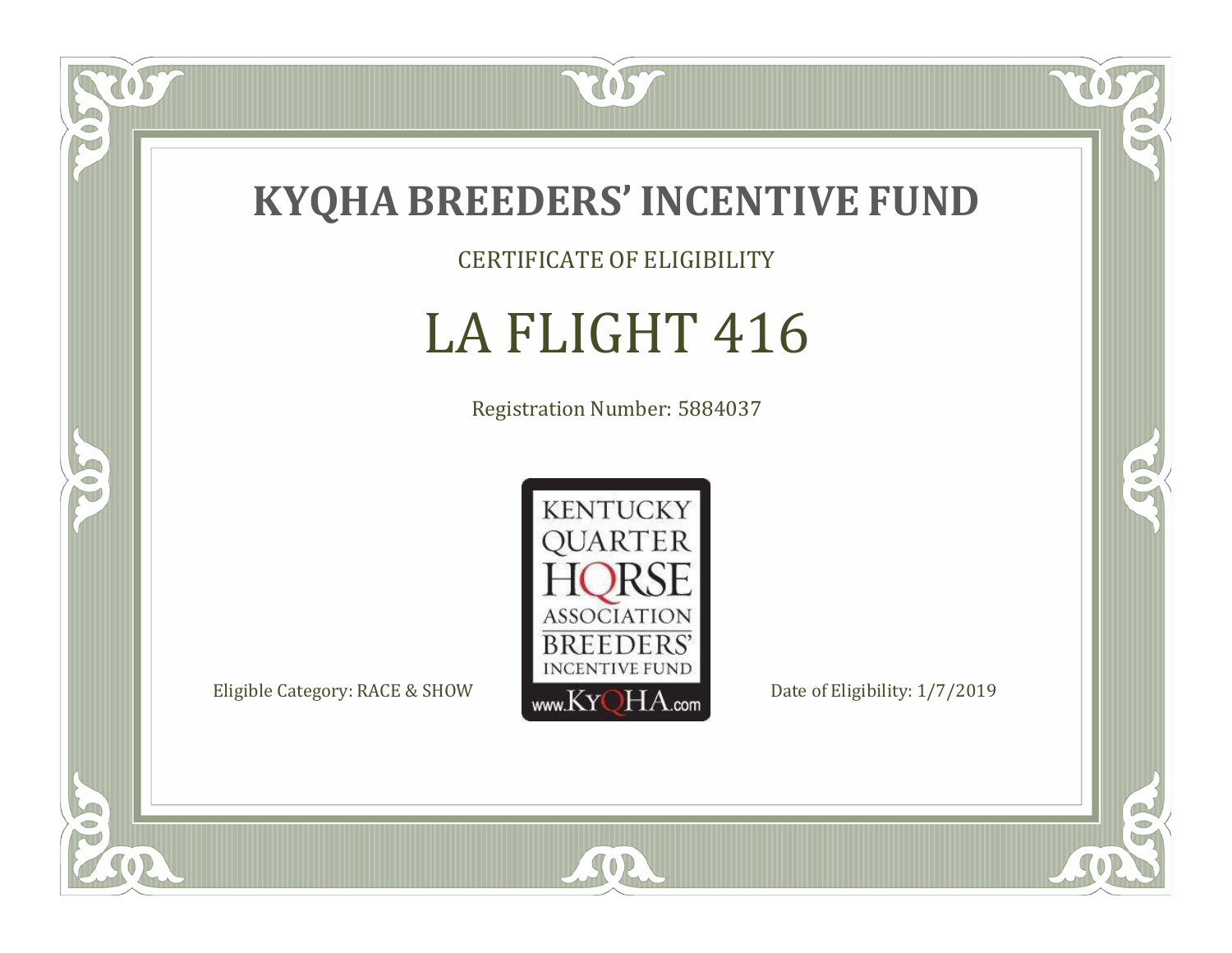# KYQHA BREEDERS' INCENTIVE FUND

CERTIFICATE OF ELIGIBILITY

## LA FLIGHT 416

Registration Number: 5884037

KENTUCKY QUARTER HORSE ASSOCIATION BREEDERS' INCENTIVE FUND www.KyQHA.com

Eligible Category: RACE & SHOW

Date of Eligibility: 1/7/2019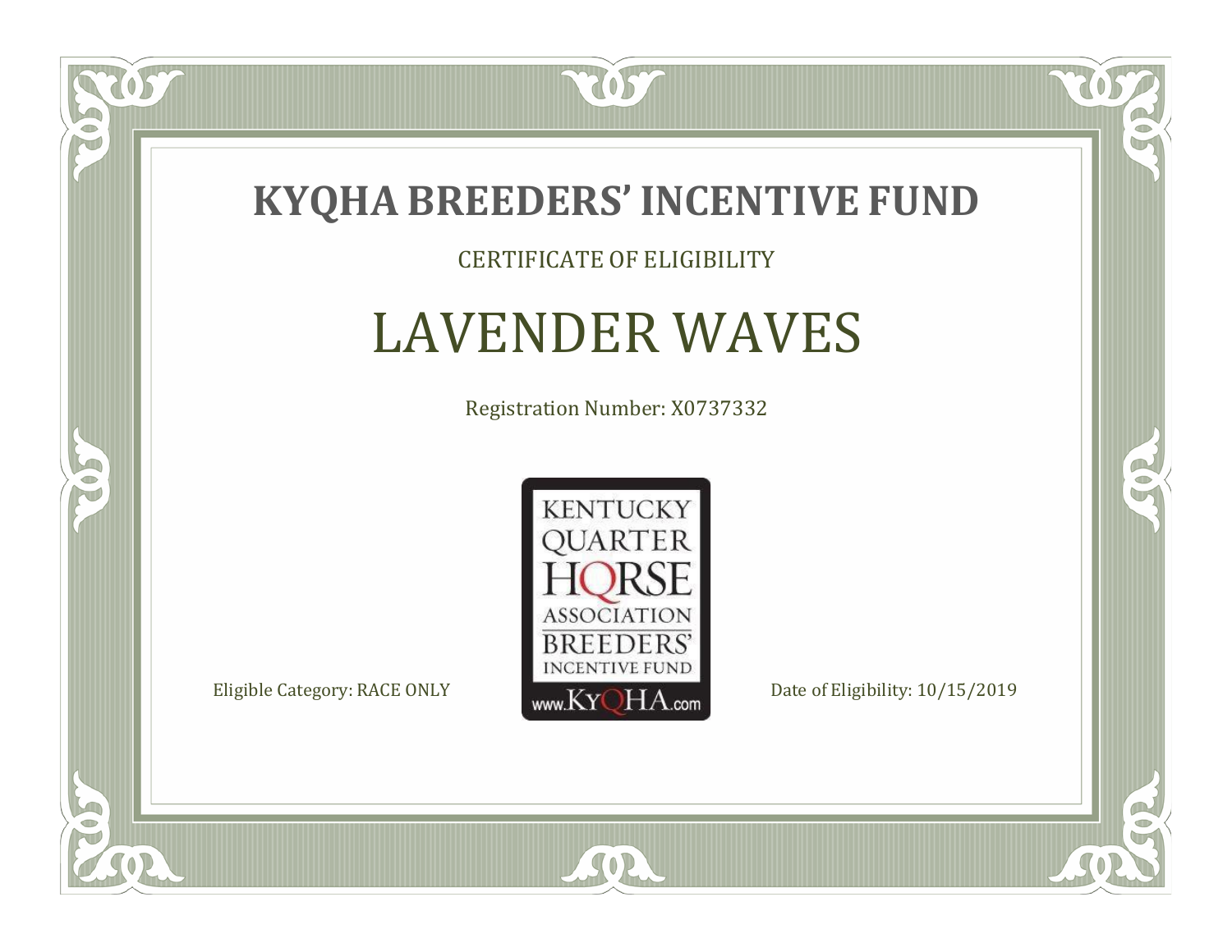# KYQHA BREEDERS' INCENTIVE FUND

CERTIFICATE OF ELIGIBILITY

## LAVENDER WAVES

Registration Number: X0737332

KENTUCKY QUARTER HORSE ASSOCIATION BREEDERS' INCENTIVE FUND www.KyQHA.com

Eligible Category: RACE ONLY

Date of Eligibility: 10/15/2019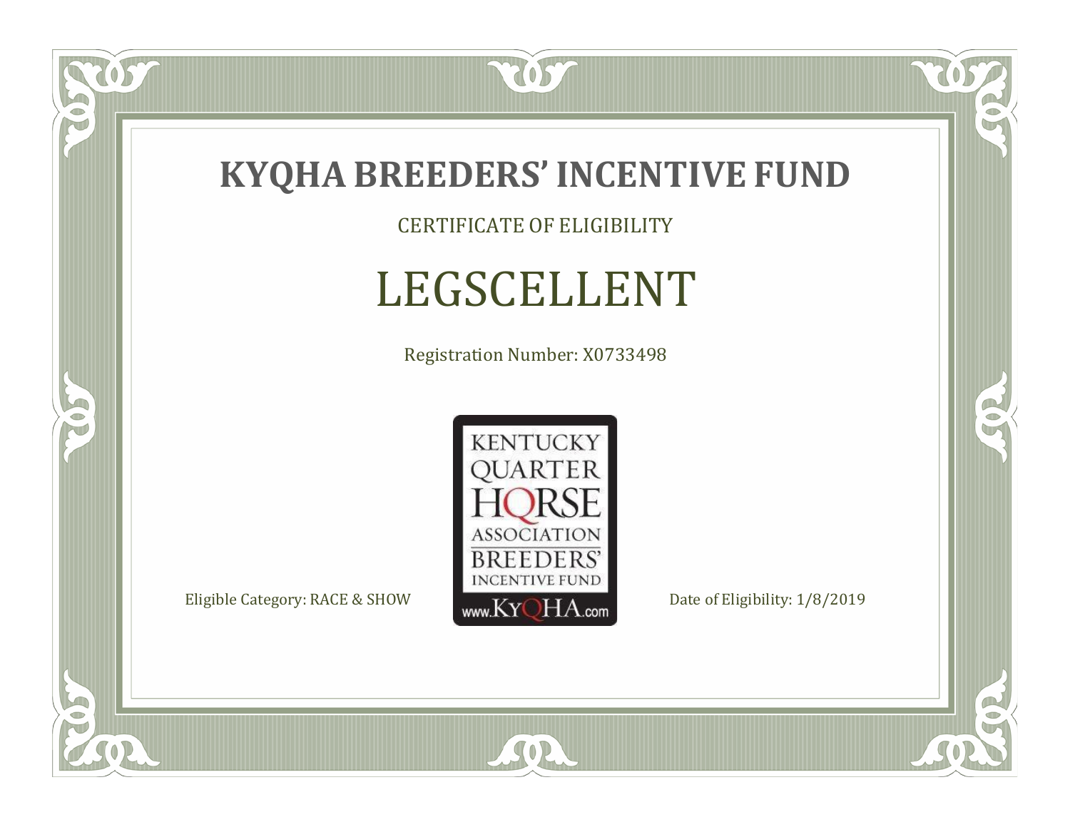# KYQHA BREEDERS' INCENTIVE FUND

CERTIFICATE OF ELIGIBILITY

## LEGSCELLENT

Registration Number: X0733498

KENTUCKY QUARTER HORSE ASSOCIATION BREEDERS' INCENTIVE FUND www.KyQHA.com

Eligible Category: RACE & SHOW

Date of Eligibility: 1/8/2019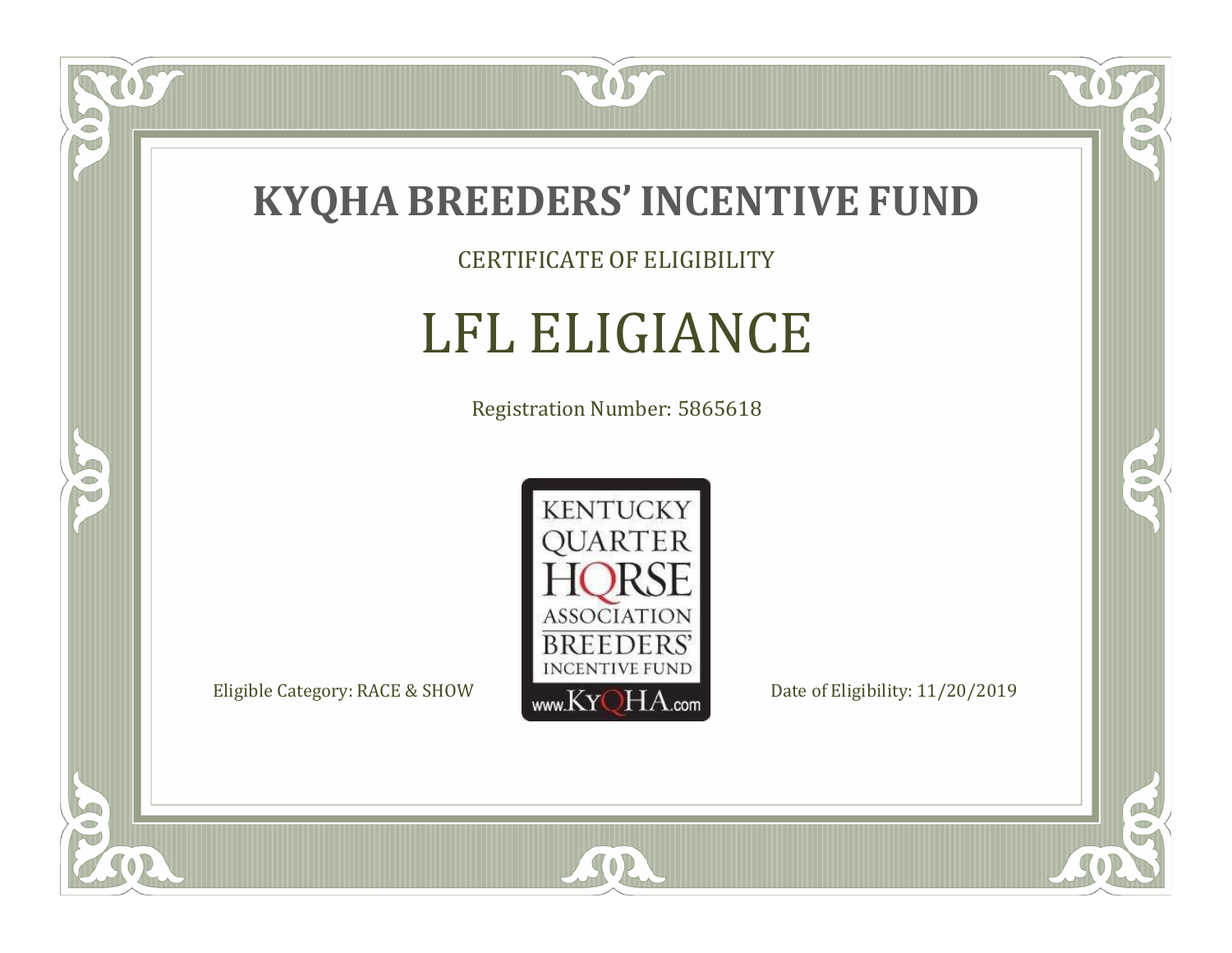# KYQHA BREEDERS' INCENTIVE FUND

CERTIFICATE OF ELIGIBILITY

## LFL ELIGIANCE

Registration Number: 5865618

KENTUCKY QUARTER HORSE ASSOCIATION BREEDERS' INCENTIVE FUND www.KyQHA.com

Eligible Category: RACE & SHOW

Date of Eligibility: 11/20/2019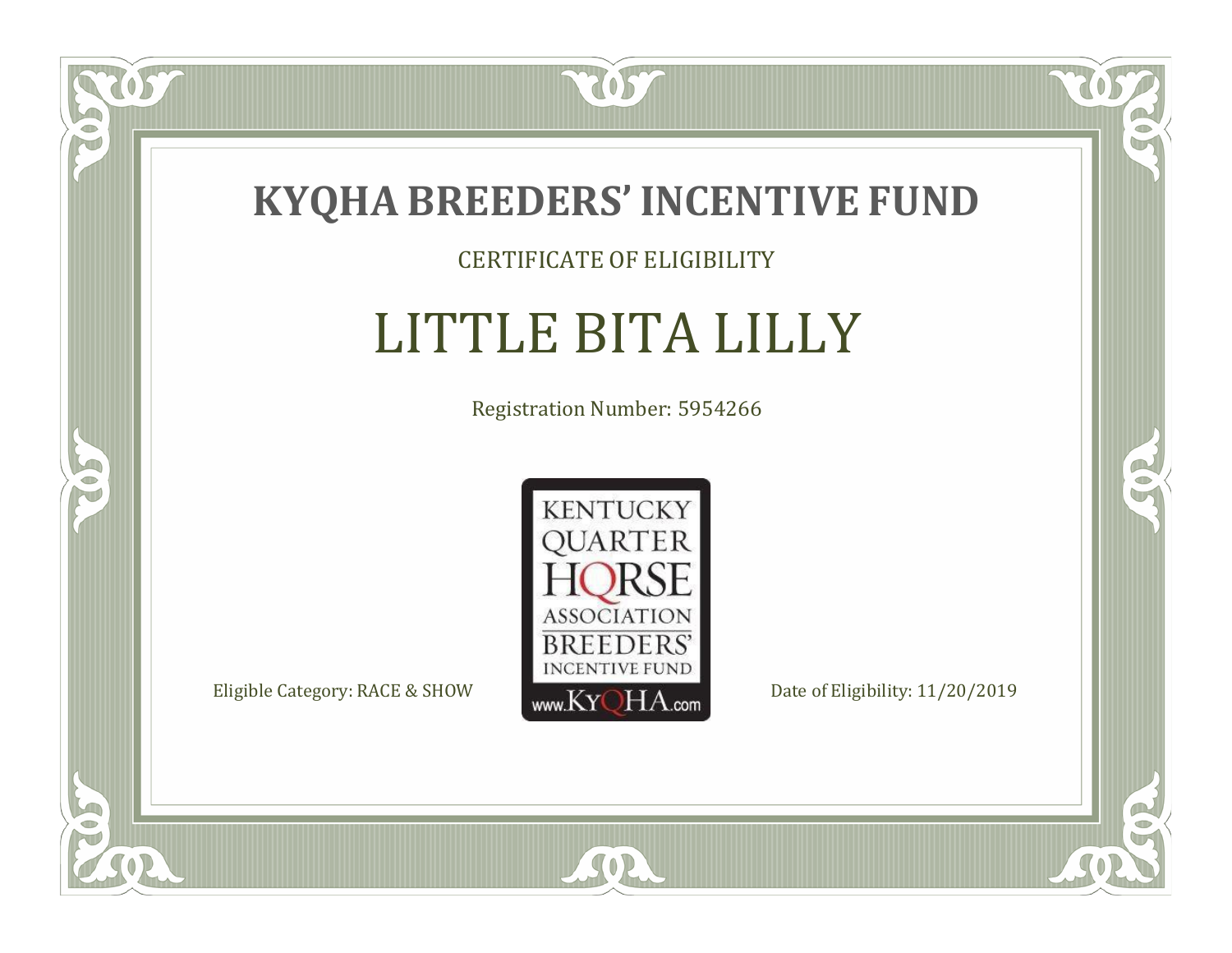# KYQHA BREEDERS' INCENTIVE FUND

CERTIFICATE OF ELIGIBILITY

## LITTLE BITA LILLY

Registration Number: 5954266

KENTUCKY QUARTER HORSE ASSOCIATION BREEDERS' INCENTIVE FUND www.KyQHA.com

Eligible Category: RACE & SHOW

Date of Eligibility: 11/20/2019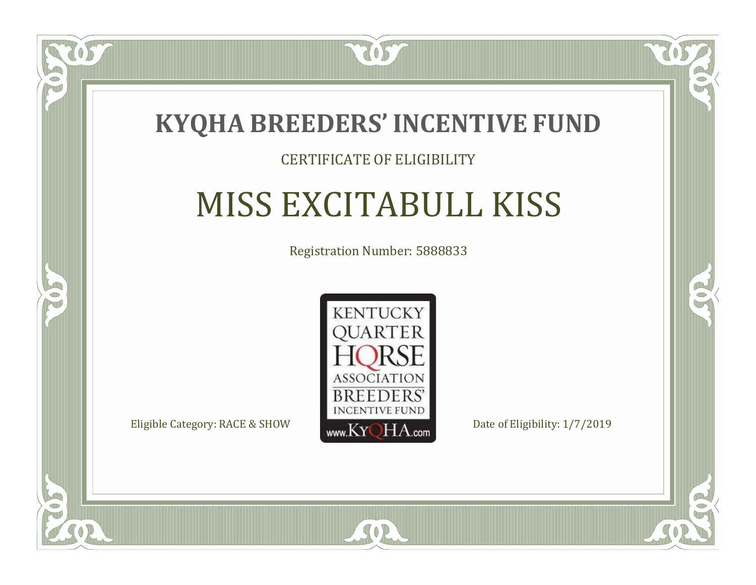# KYQHA BREEDERS' INCENTIVE FUND

CERTIFICATE OF ELIGIBILITY

## MISS EXCITABULL KISS

Registration Number: 5888833

KENTUCKY QUARTER HORSE ASSOCIATION BREEDERS' INCENTIVE FUND www.KyQHA.com

Eligible Category: RACE & SHOW

Date of Eligibility: 1/7/2019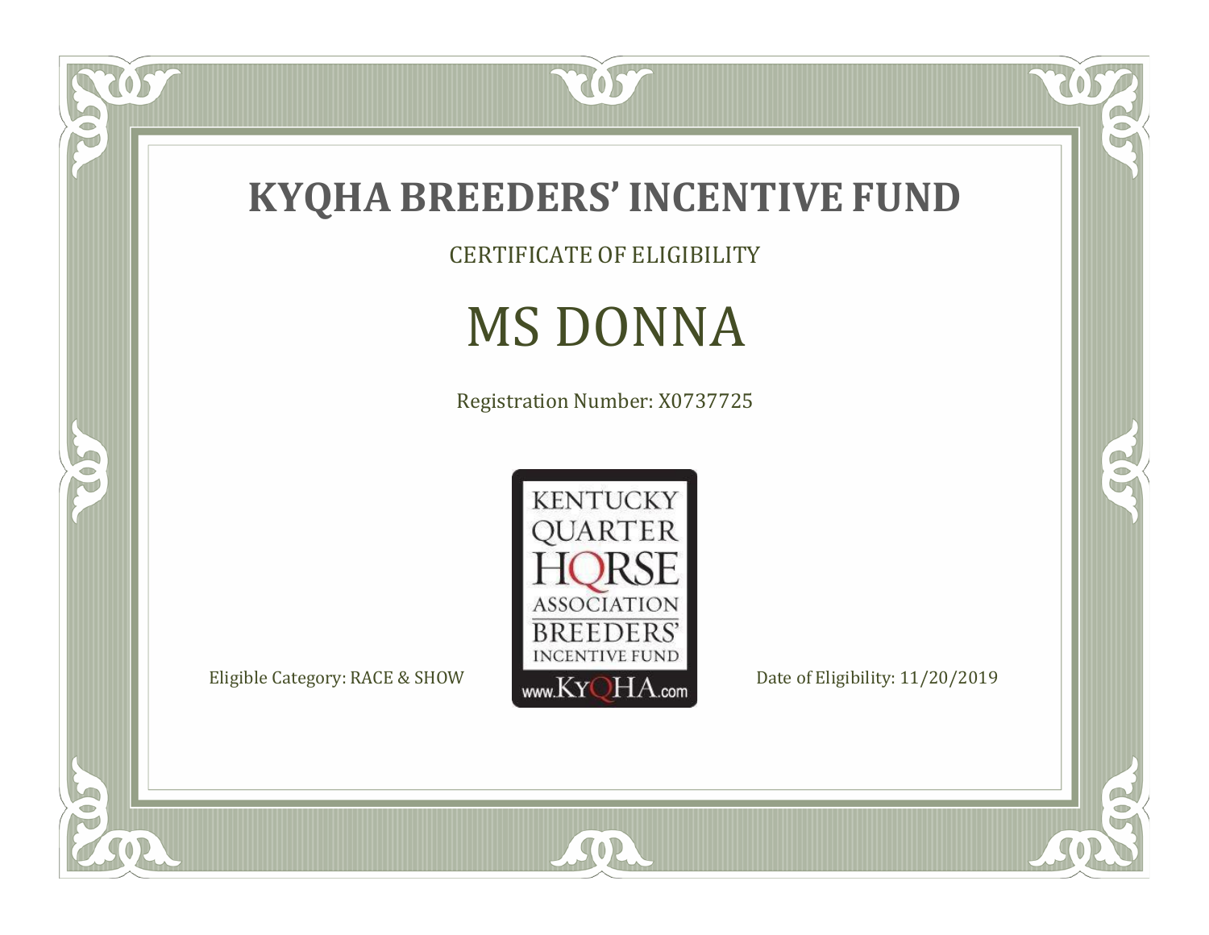# KYQHA BREEDERS' INCENTIVE FUND

CERTIFICATE OF ELIGIBILITY

## MS DONNA

Registration Number: X0737725

KENTUCKY QUARTER HORSE ASSOCIATION BREEDERS' INCENTIVE FUND www.KyQHA.com

Eligible Category: RACE & SHOW

Date of Eligibility: 11/20/2019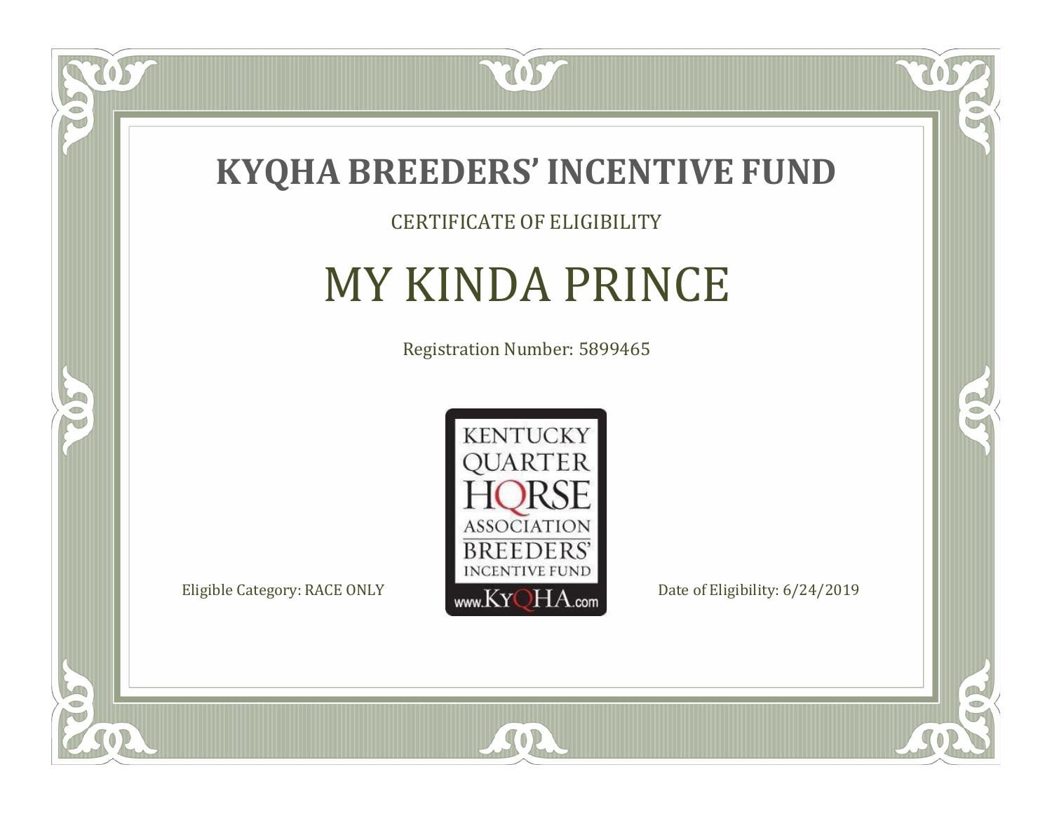# KYQHA BREEDERS' INCENTIVE FUND

CERTIFICATE OF ELIGIBILITY

## MY KINDA PRINCE

Registration Number: 5899465

KENTUCKY QUARTER HORSE ASSOCIATION BREEDERS' INCENTIVE FUND www.KyQHA.com

Eligible Category: RACE ONLY

Date of Eligibility: 6/24/2019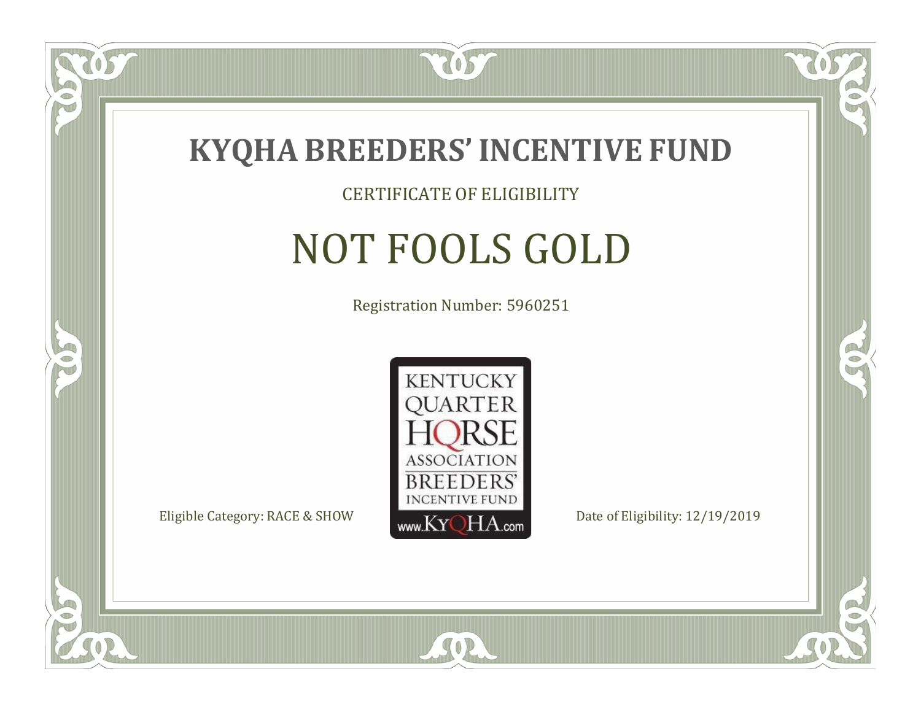# KYQHA BREEDERS' INCENTIVE FUND

CERTIFICATE OF ELIGIBILITY

## NOT FOOLS GOLD

Registration Number: 5960251

KENTUCKY QUARTER HORSE ASSOCIATION BREEDERS' INCENTIVE FUND www.KyQHA.com

Eligible Category: RACE & SHOW

Date of Eligibility: 12/19/2019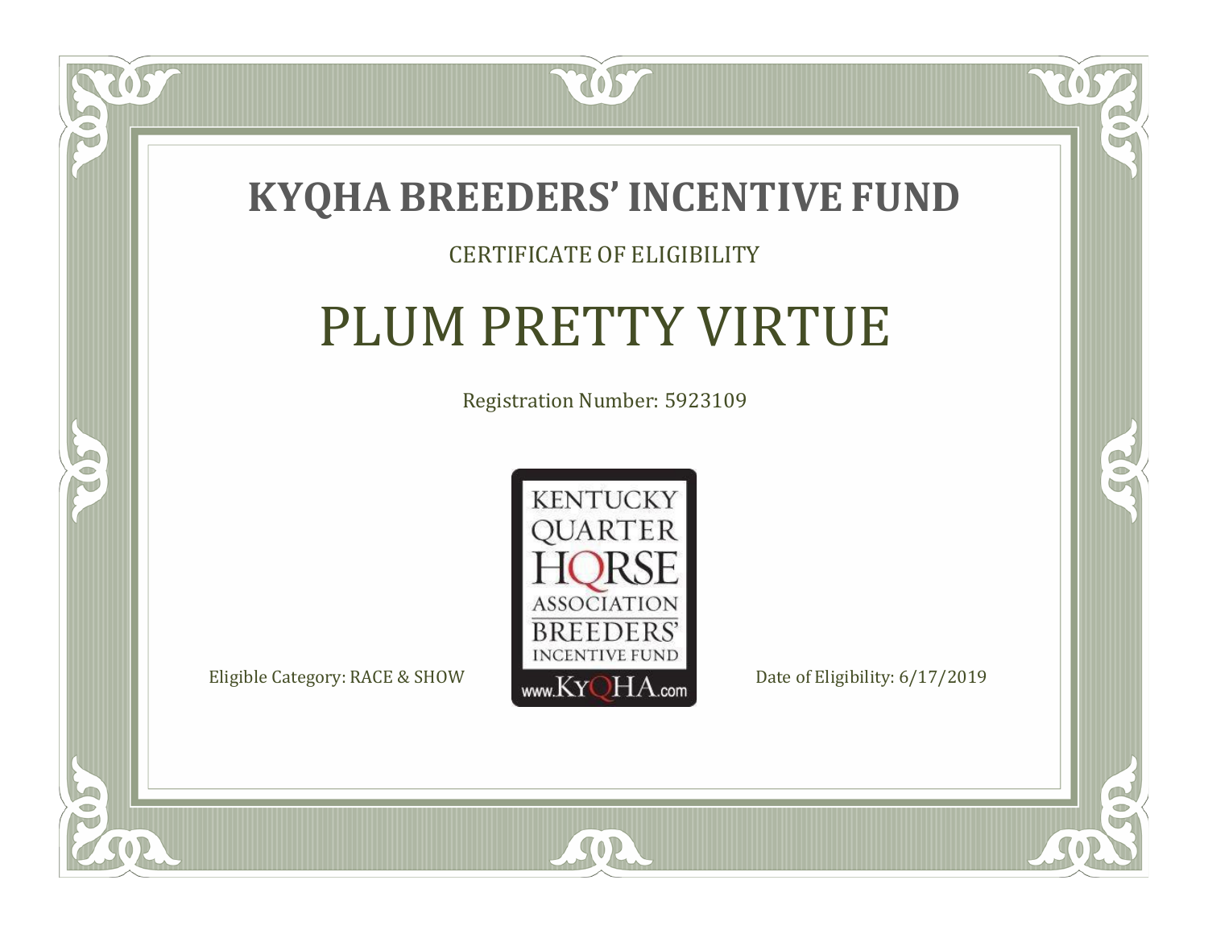# KYQHA BREEDERS' INCENTIVE FUND

CERTIFICATE OF ELIGIBILITY

## PLUM PRETTY VIRTUE

Registration Number: 5923109

KENTUCKY QUARTER HORSE ASSOCIATION BREEDERS' INCENTIVE FUND www.KyQHA.com

Eligible Category: RACE & SHOW

Date of Eligibility: 6/17/2019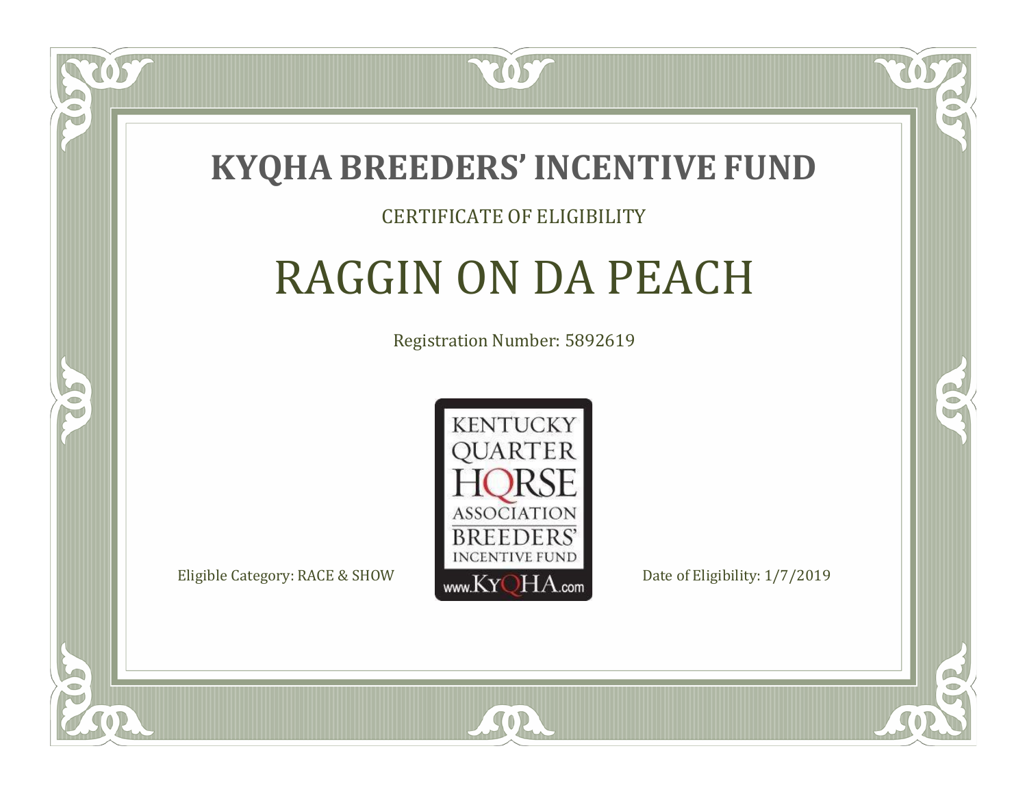# KYQHA BREEDERS' INCENTIVE FUND

CERTIFICATE OF ELIGIBILITY

## RAGGIN ON DA PEACH

Registration Number: 5892619

KENTUCKY QUARTER HORSE ASSOCIATION BREEDERS' INCENTIVE FUND www.KyQHA.com

Eligible Category: RACE & SHOW

Date of Eligibility: 1/7/2019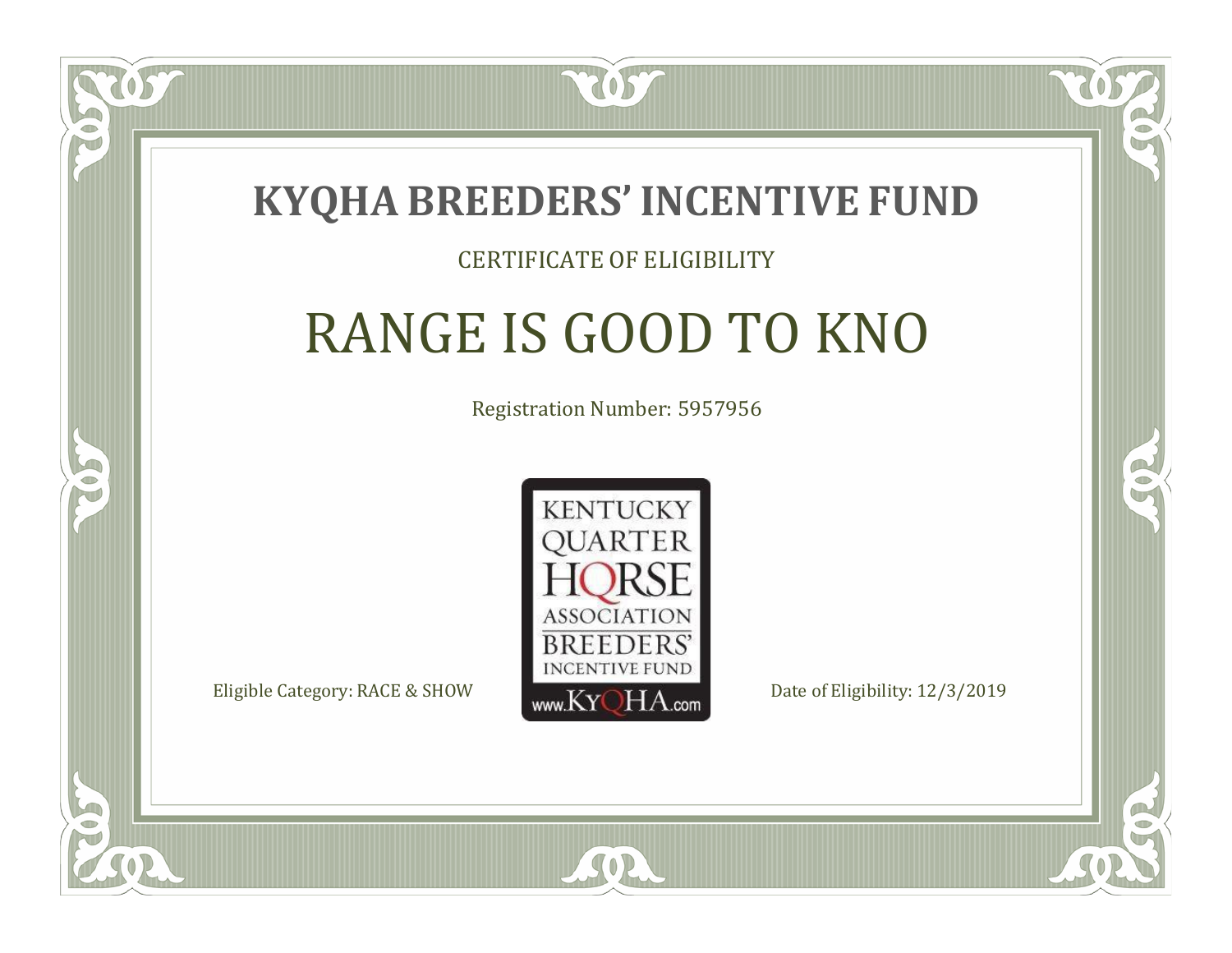# KYQHA BREEDERS' INCENTIVE FUND

CERTIFICATE OF ELIGIBILITY

## RANGE IS GOOD TO KNO

Registration Number: 5957956

KENTUCKY QUARTER HORSE ASSOCIATION BREEDERS' INCENTIVE FUND www.KyQHA.com

Eligible Category: RACE & SHOW

Date of Eligibility: 12/3/2019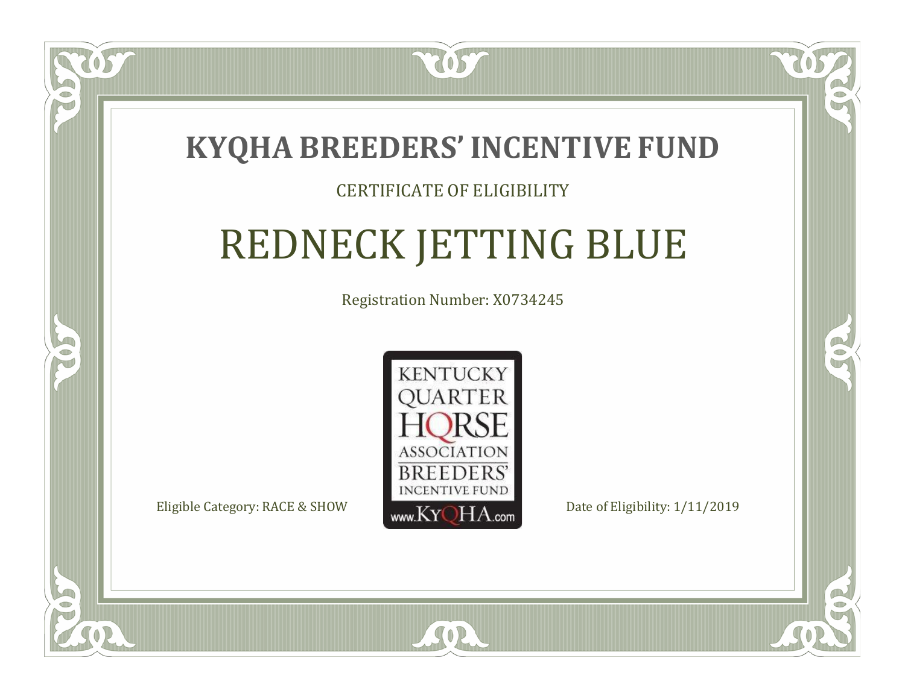# KYQHA BREEDERS' INCENTIVE FUND

CERTIFICATE OF ELIGIBILITY

## REDNECK JETTING BLUE

Registration Number: X0734245

KENTUCKY QUARTER HORSE ASSOCIATION BREEDERS' INCENTIVE FUND www.KyQHA.com

Eligible Category: RACE & SHOW

Date of Eligibility: 1/11/2019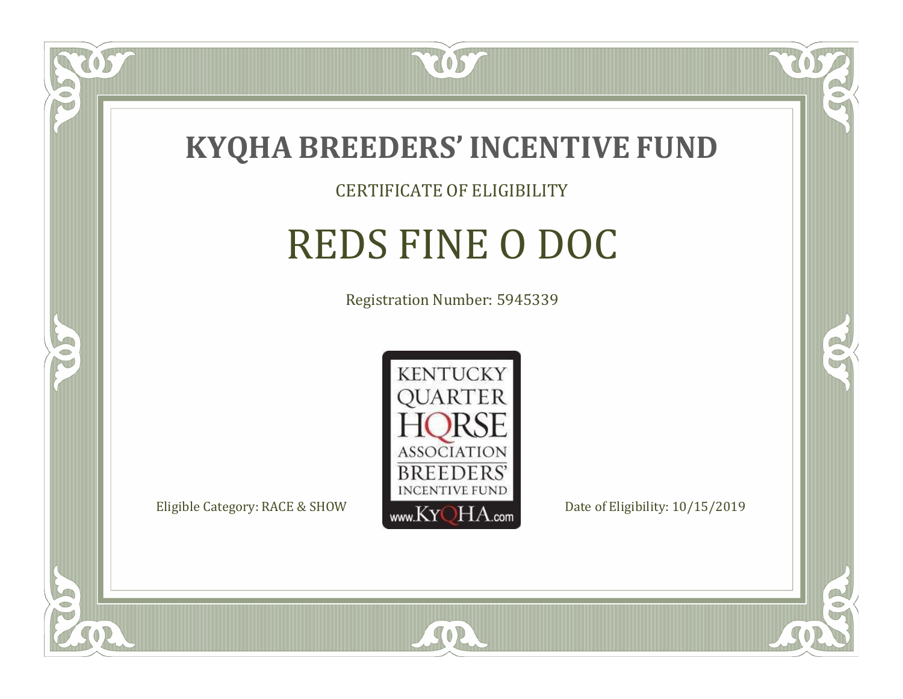# KYQHA BREEDERS' INCENTIVE FUND

CERTIFICATE OF ELIGIBILITY

## REDS FINE O DOC

Registration Number: 5945339

KENTUCKY QUARTER HORSE ASSOCIATION BREEDERS' INCENTIVE FUND www.KyQHA.com

Eligible Category: RACE & SHOW

Date of Eligibility: 10/15/2019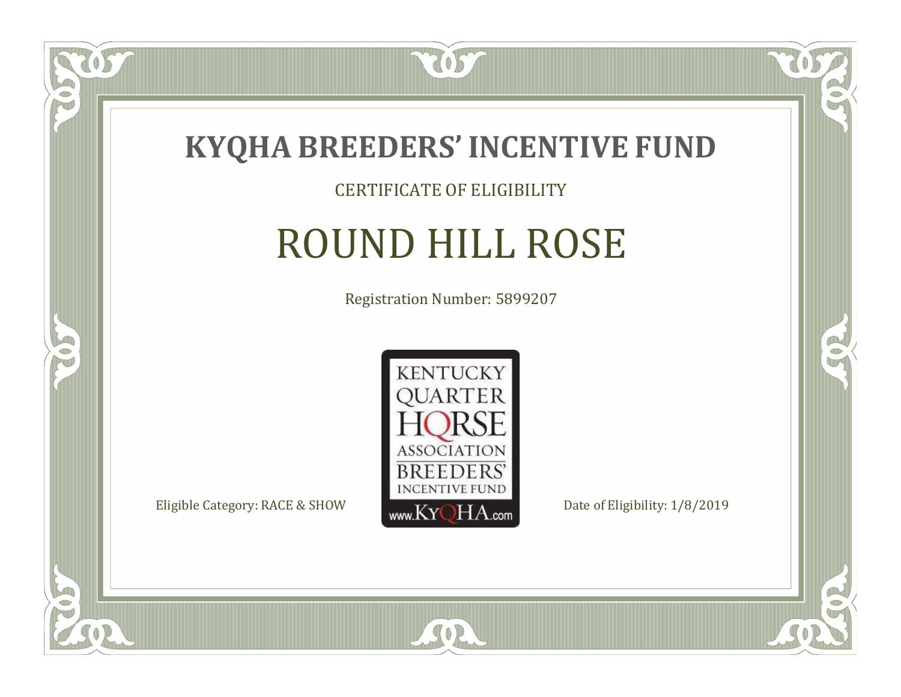# KYQHA BREEDERS' INCENTIVE FUND

CERTIFICATE OF ELIGIBILITY

## ROUND HILL ROSE

Registration Number: 5899207

KENTUCKY QUARTER HORSE ASSOCIATION BREEDERS' INCENTIVE FUND www.KyQHA.com

Eligible Category: RACE & SHOW

Date of Eligibility: 1/8/2019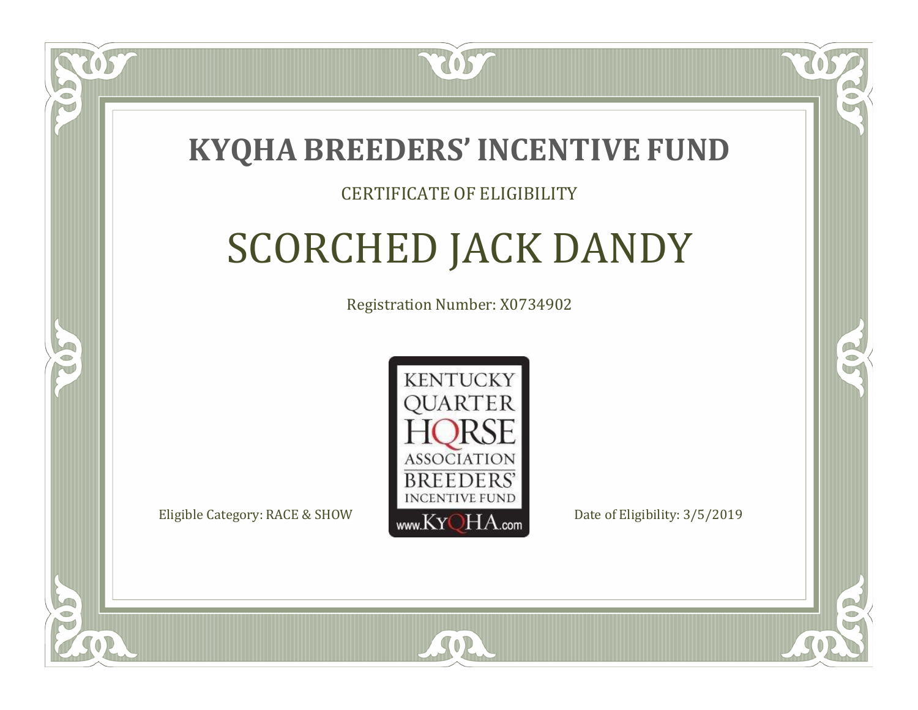# KYQHA BREEDERS' INCENTIVE FUND

CERTIFICATE OF ELIGIBILITY

## SCORCHED JACK DANDY

Registration Number: X0734902

KENTUCKY QUARTER HORSE ASSOCIATION BREEDERS' INCENTIVE FUND www.KyQHA.com

Eligible Category: RACE & SHOW

Date of Eligibility: 3/5/2019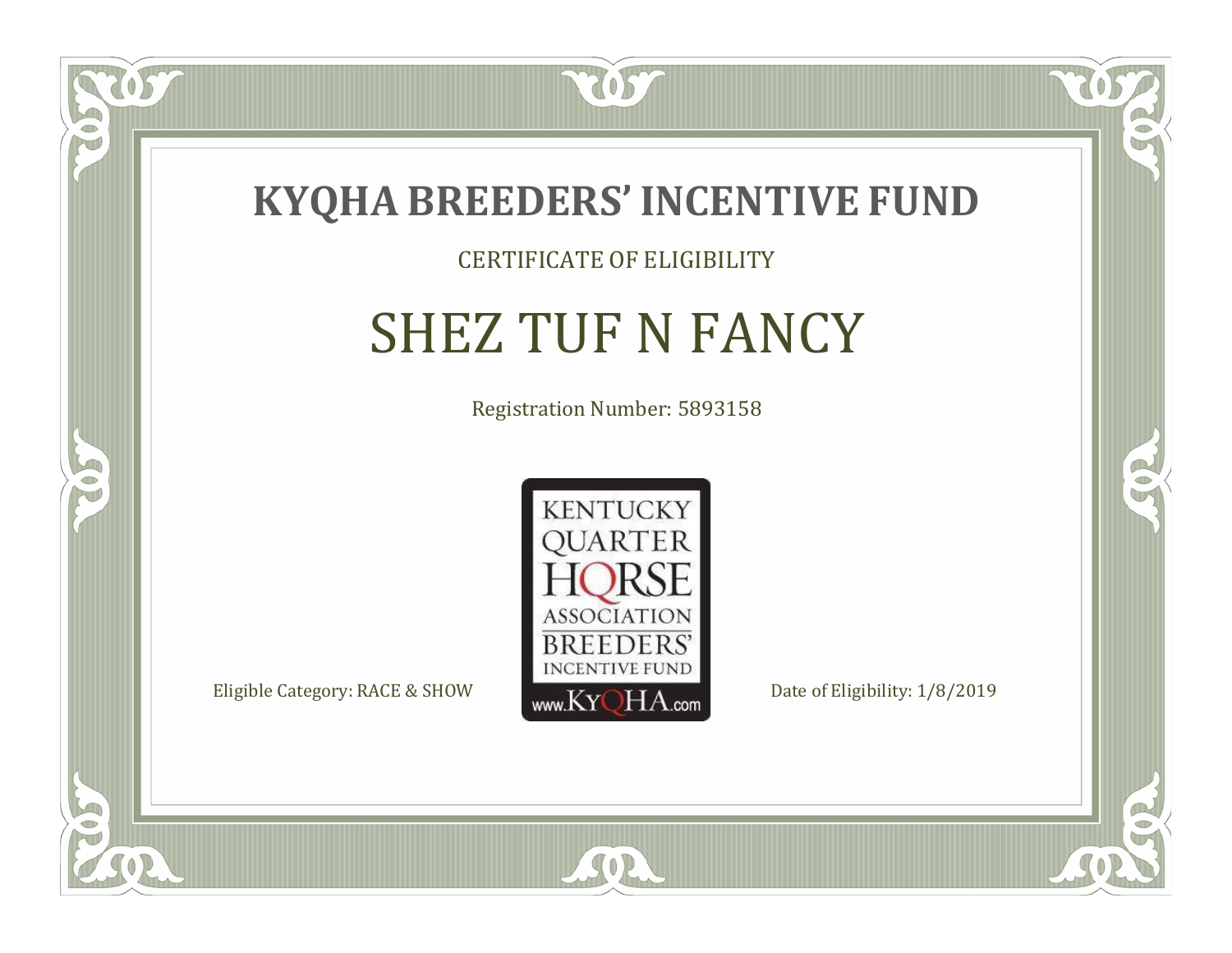# KYQHA BREEDERS' INCENTIVE FUND

CERTIFICATE OF ELIGIBILITY

## SHEZ TUF N FANCY

Registration Number: 5893158

KENTUCKY QUARTER HORSE ASSOCIATION BREEDERS' INCENTIVE FUND www.KyQHA.com

Eligible Category: RACE & SHOW

Date of Eligibility: 1/8/2019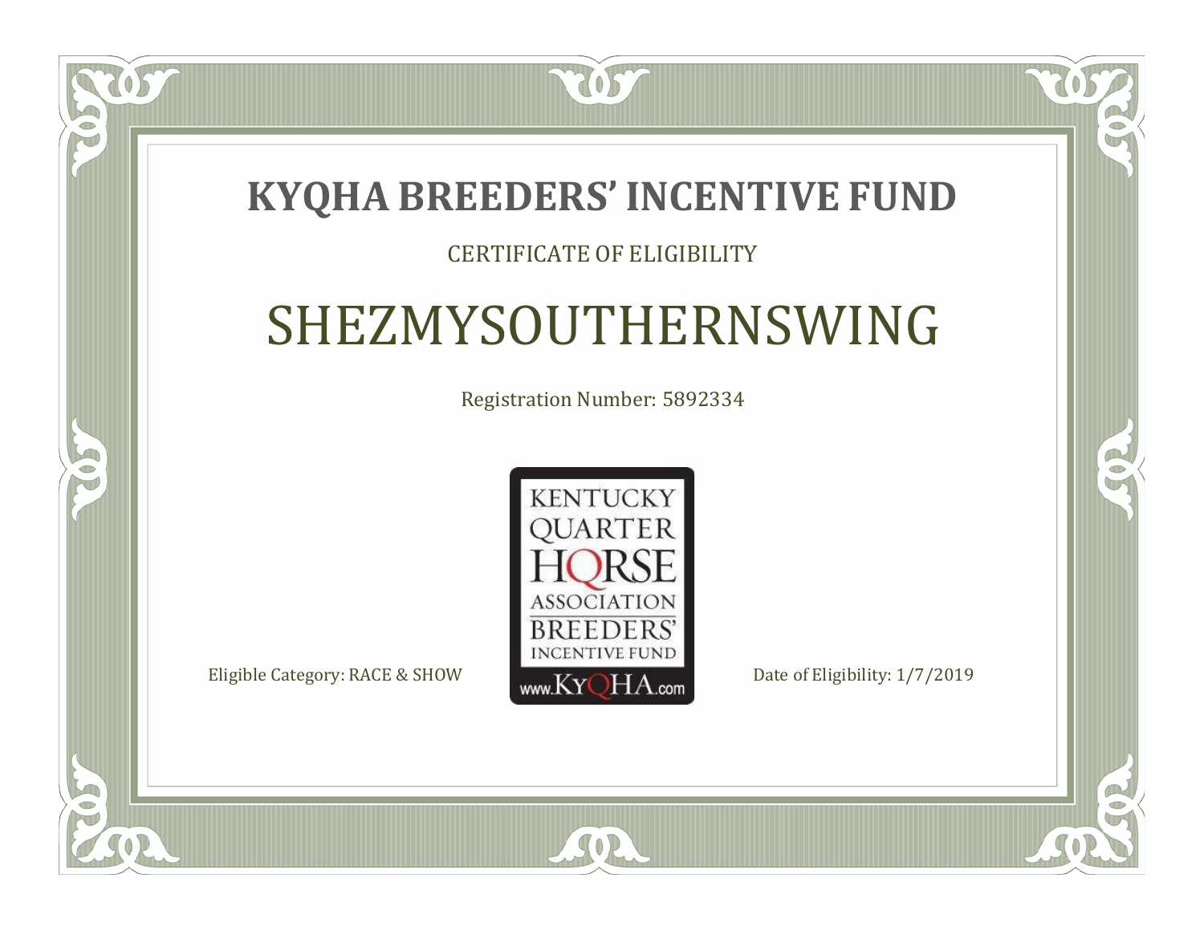# KYQHA BREEDERS' INCENTIVE FUND

CERTIFICATE OF ELIGIBILITY

## SHEZMYSOUTHERNSWING

Registration Number: 5892334

KENTUCKY QUARTER HORSE ASSOCIATION BREEDERS' INCENTIVE FUND www.KyQHA.com

Eligible Category: RACE & SHOW

Date of Eligibility: 1/7/2019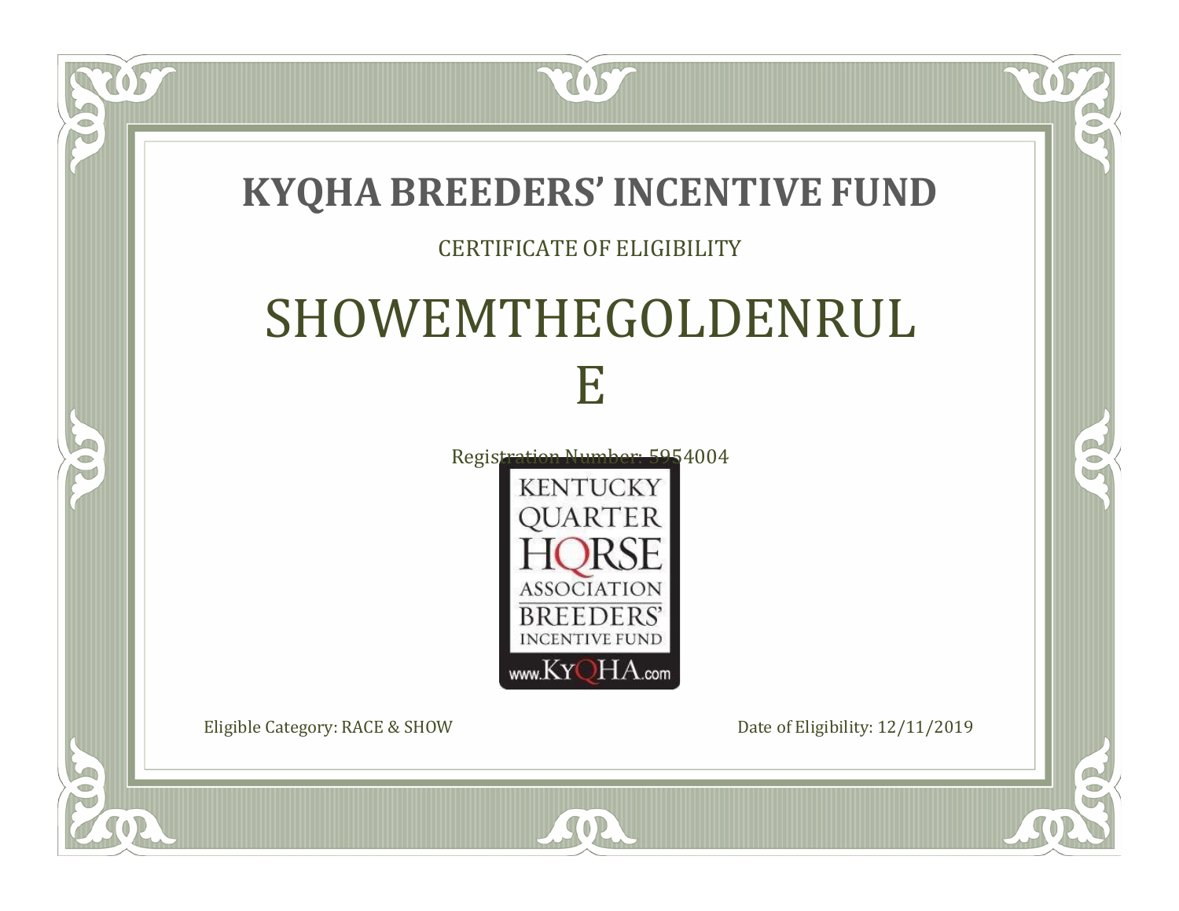# KYQHA BREEDERS' INCENTIVE FUND

CERTIFICATE OF ELIGIBILITY

## SHOWEMTHEGOLDENRUL E

Registration Number: 5954004

KENTUCKY QUARTER HORSE ASSOCIATION BREEDERS' INCENTIVE FUND

www.KyQHA.com

Eligible Category: RACE & SHOW

Date of Eligibility: 12/11/2019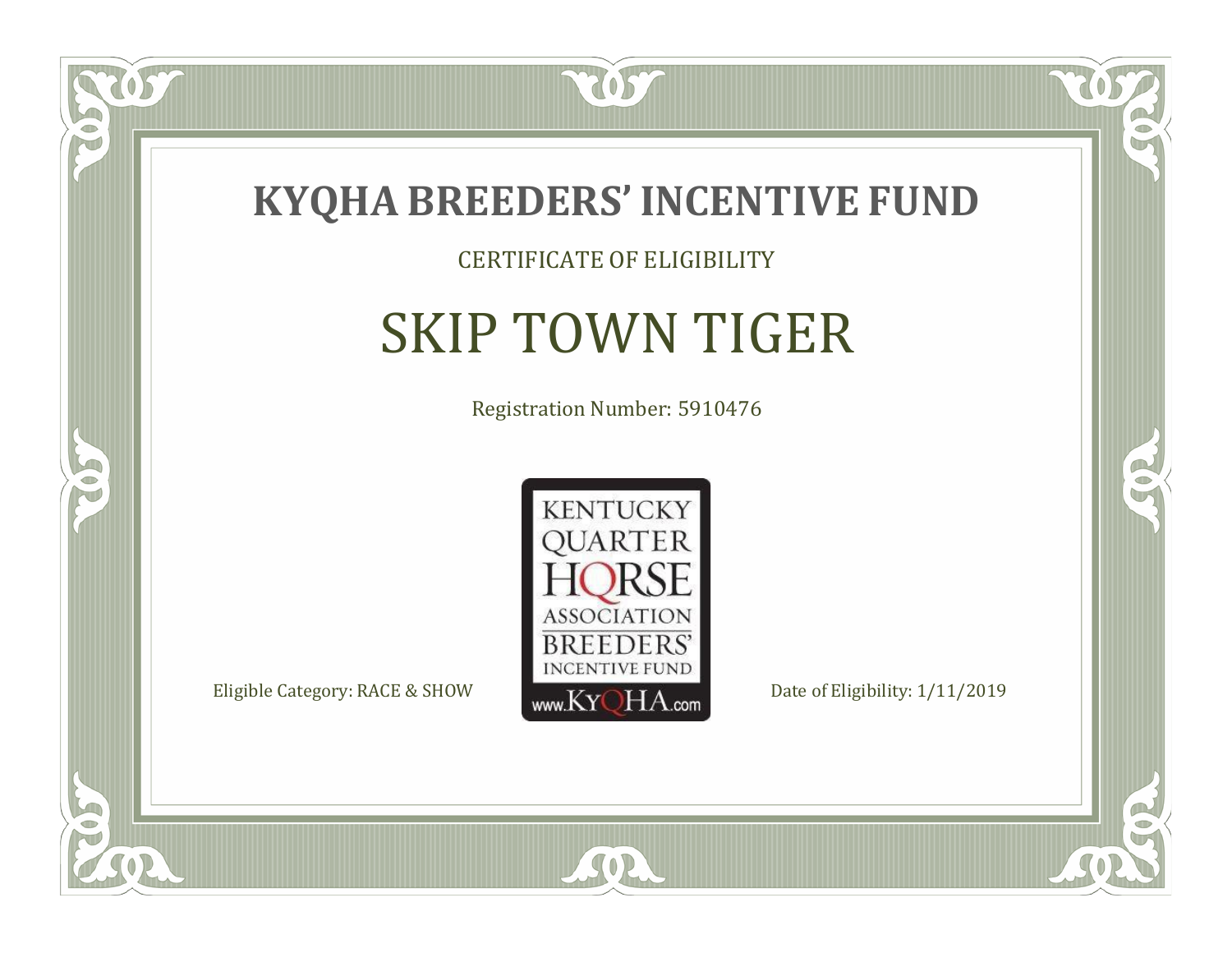# KYQHA BREEDERS' INCENTIVE FUND

CERTIFICATE OF ELIGIBILITY

## SKIP TOWN TIGER

Registration Number: 5910476

KENTUCKY QUARTER HORSE ASSOCIATION BREEDERS' INCENTIVE FUND www.KyQHA.com

Eligible Category: RACE & SHOW

Date of Eligibility: 1/11/2019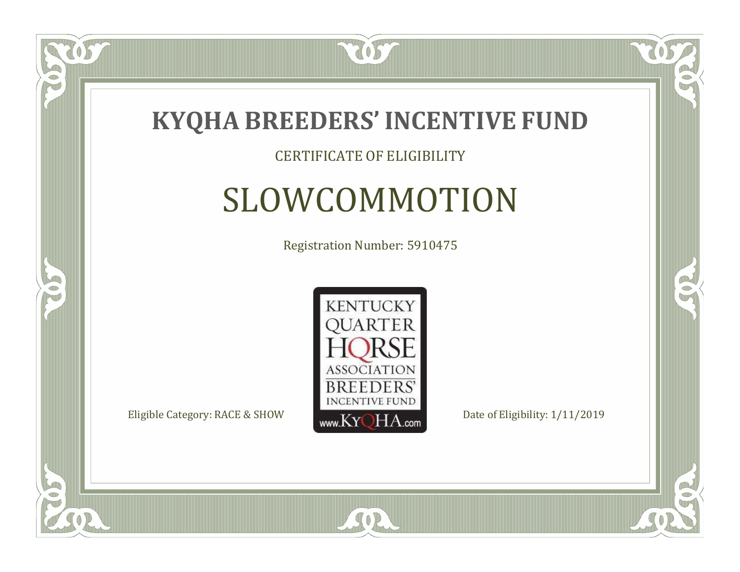# KYQHA BREEDERS' INCENTIVE FUND

CERTIFICATE OF ELIGIBILITY

## SLOWCOMMOTION

Registration Number: 5910475

KENTUCKY QUARTER HORSE ASSOCIATION BREEDERS' INCENTIVE FUND www.KyQHA.com

Eligible Category: RACE & SHOW

Date of Eligibility: 1/11/2019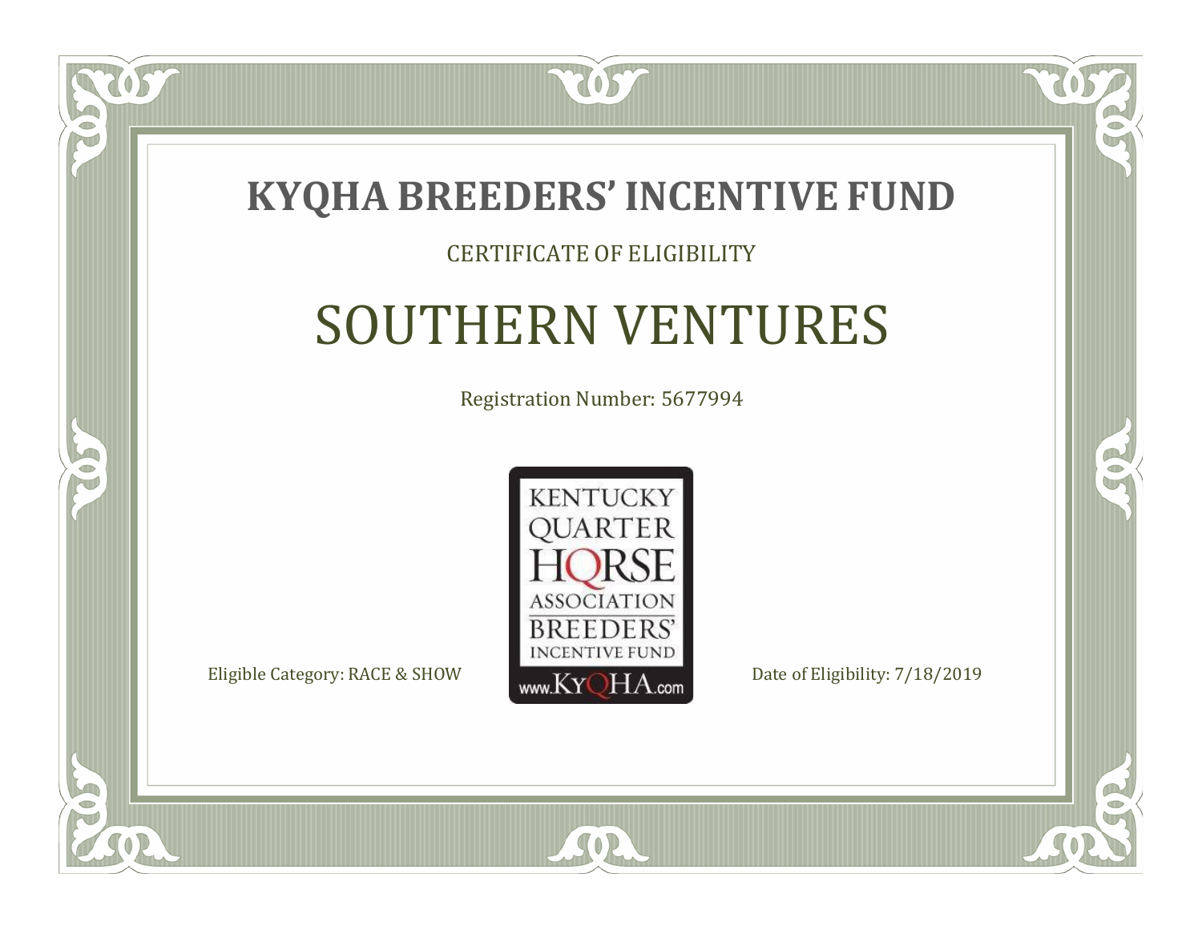# KYQHA BREEDERS' INCENTIVE FUND

CERTIFICATE OF ELIGIBILITY

## SOUTHERN VENTURES

Registration Number: 5677994

KENTUCKY QUARTER HORSE ASSOCIATION BREEDERS' INCENTIVE FUND www.KyQHA.com

Eligible Category: RACE & SHOW

Date of Eligibility: 7/18/2019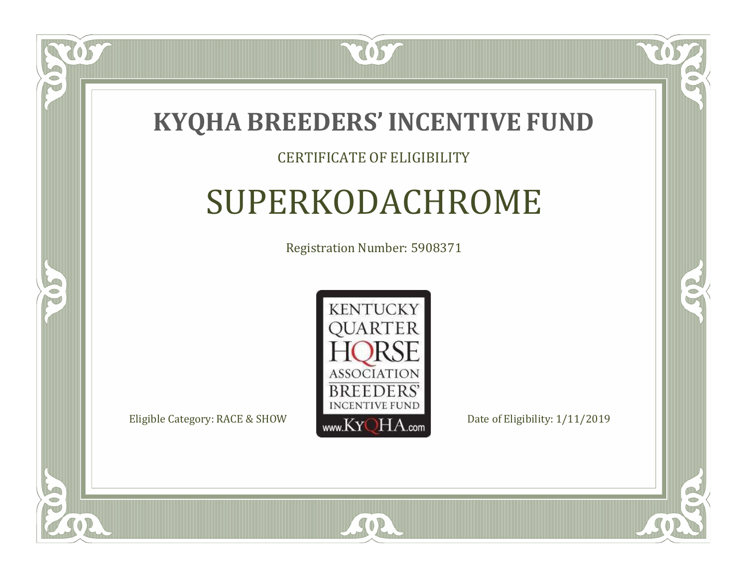# KYQHA BREEDERS' INCENTIVE FUND

CERTIFICATE OF ELIGIBILITY

## SUPERKODACHROME

Registration Number: 5908371

KENTUCKY QUARTER HORSE ASSOCIATION BREEDERS' INCENTIVE FUND www.KyQHA.com

Eligible Category: RACE & SHOW

Date of Eligibility: 1/11/2019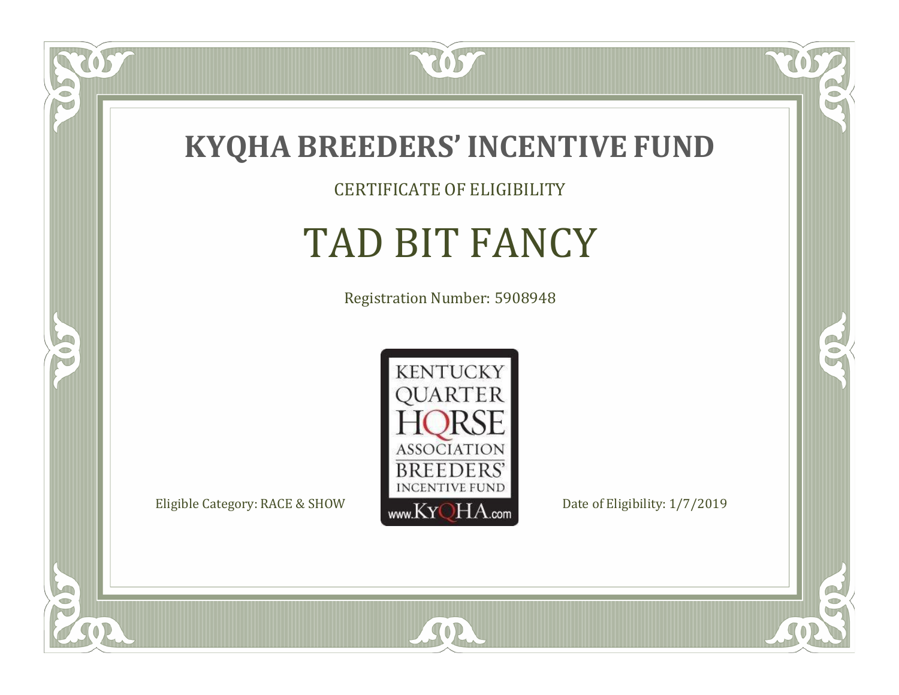# KYQHA BREEDERS' INCENTIVE FUND

CERTIFICATE OF ELIGIBILITY

## TAD BIT FANCY

Registration Number: 5908948

KENTUCKY QUARTER HORSE ASSOCIATION BREEDERS' INCENTIVE FUND www.KyQHA.com

Eligible Category: RACE & SHOW

Date of Eligibility: 1/7/2019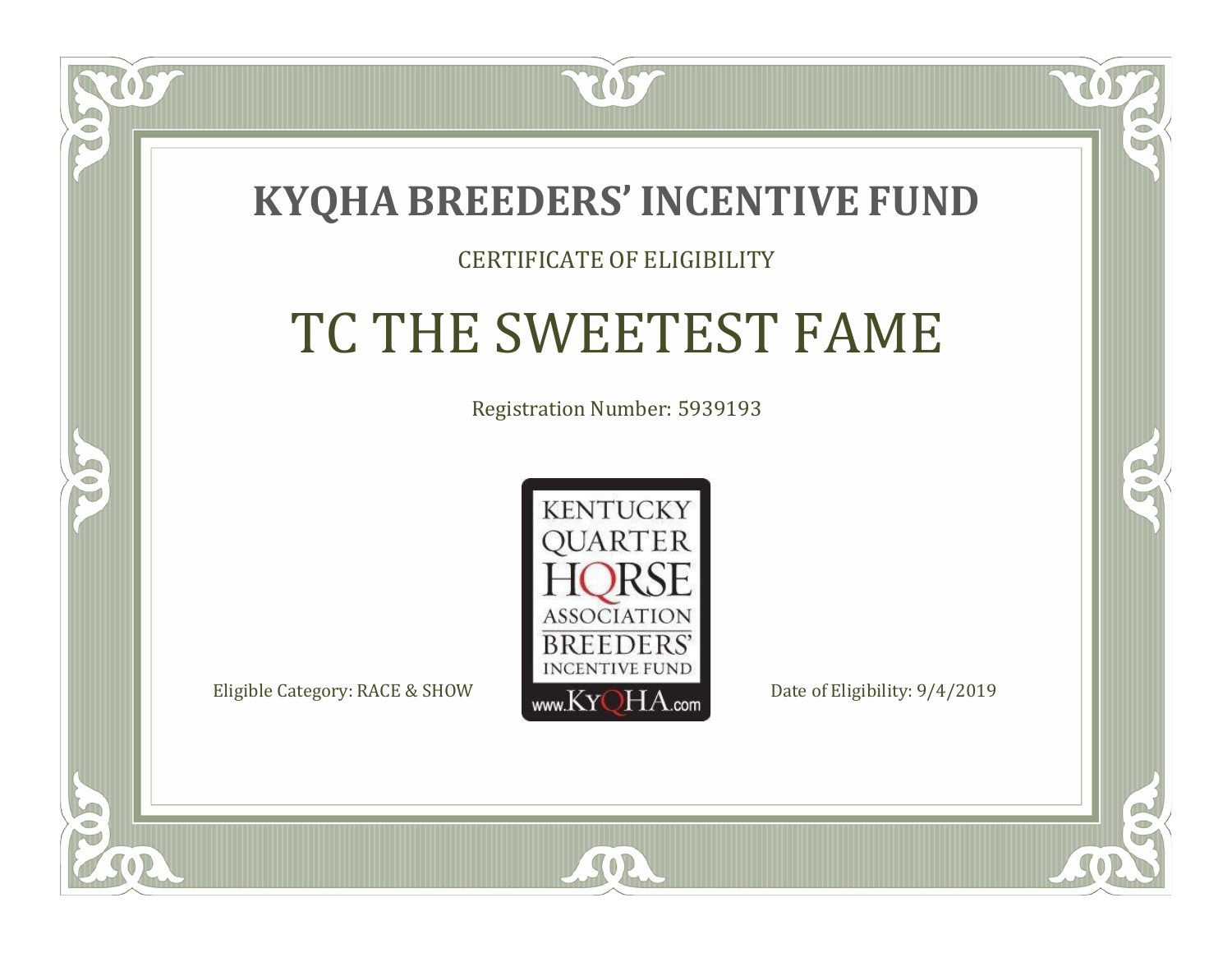# KYQHA BREEDERS' INCENTIVE FUND

CERTIFICATE OF ELIGIBILITY

## TC THE SWEETEST FAME

Registration Number: 5939193

KENTUCKY QUARTER HORSE ASSOCIATION BREEDERS' INCENTIVE FUND www.KyQHA.com

Eligible Category: RACE & SHOW

Date of Eligibility: 9/4/2019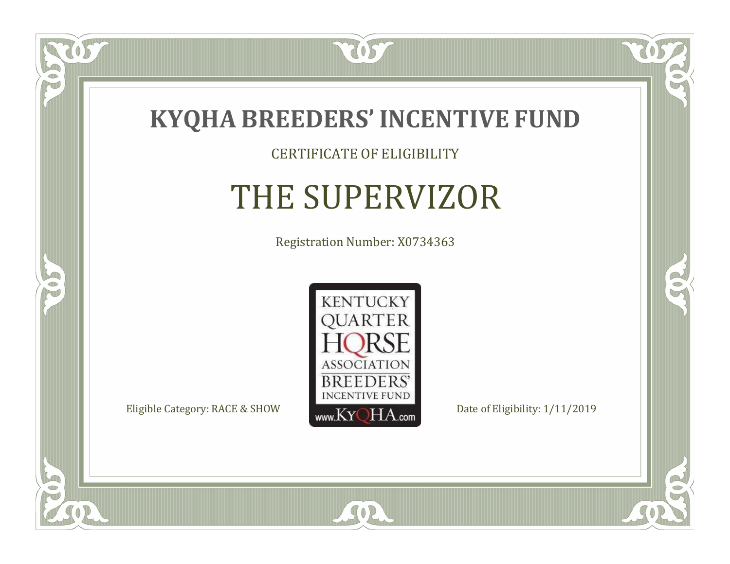# KYQHA BREEDERS' INCENTIVE FUND

CERTIFICATE OF ELIGIBILITY

## THE SUPERVIZOR

Registration Number: X0734363

KENTUCKY QUARTER HORSE ASSOCIATION BREEDERS' INCENTIVE FUND www.KyQHA.com

Eligible Category: RACE & SHOW

Date of Eligibility: 1/11/2019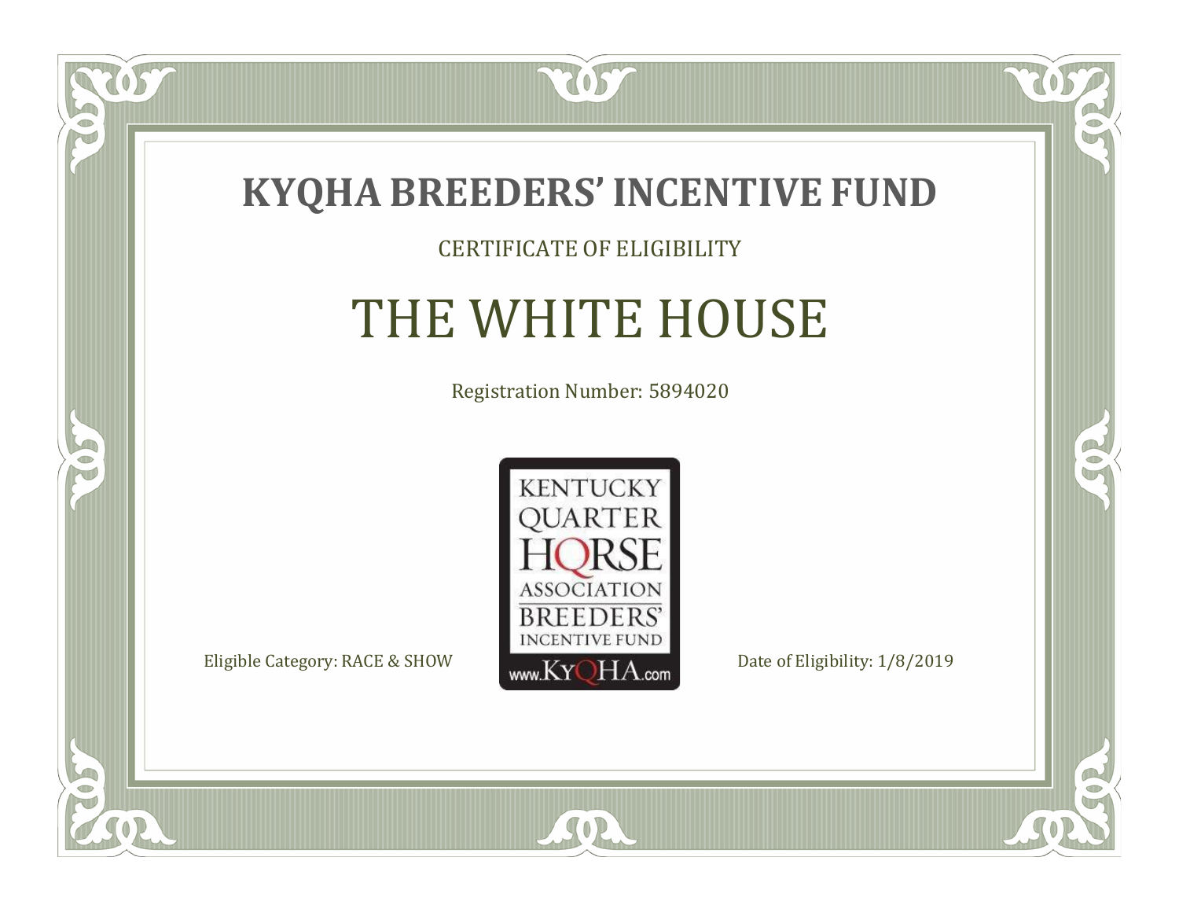# KYQHA BREEDERS' INCENTIVE FUND

CERTIFICATE OF ELIGIBILITY

## THE WHITE HOUSE

Registration Number: 5894020

KENTUCKY QUARTER HORSE ASSOCIATION BREEDERS' INCENTIVE FUND www.KyQHA.com

Eligible Category: RACE & SHOW

Date of Eligibility: 1/8/2019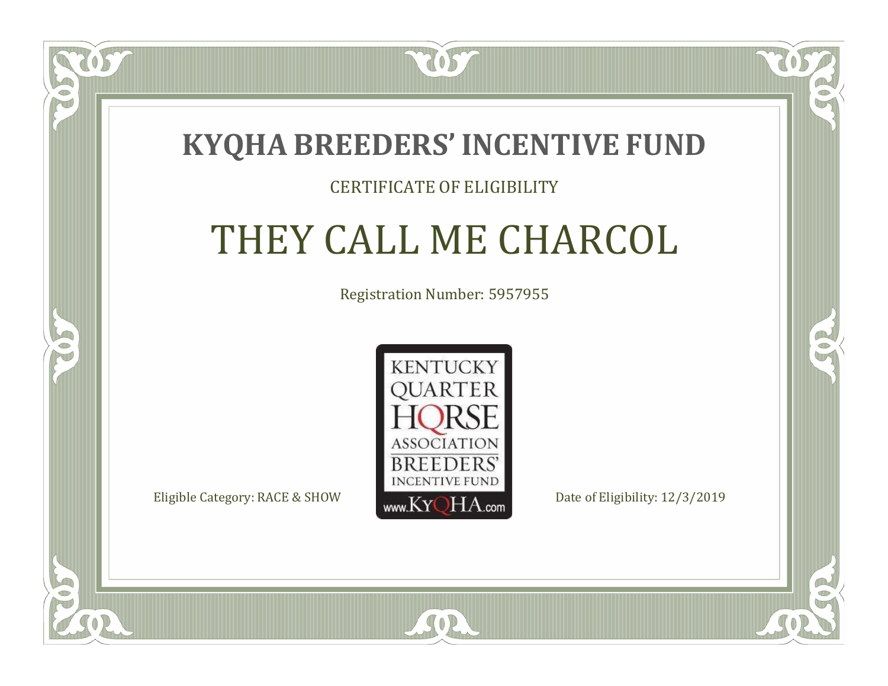# KYQHA BREEDERS' INCENTIVE FUND

CERTIFICATE OF ELIGIBILITY

## THEY CALL ME CHARCOL

Registration Number: 5957955

KENTUCKY QUARTER HORSE ASSOCIATION BREEDERS' INCENTIVE FUND www.KyQHA.com

Eligible Category: RACE & SHOW

Date of Eligibility: 12/3/2019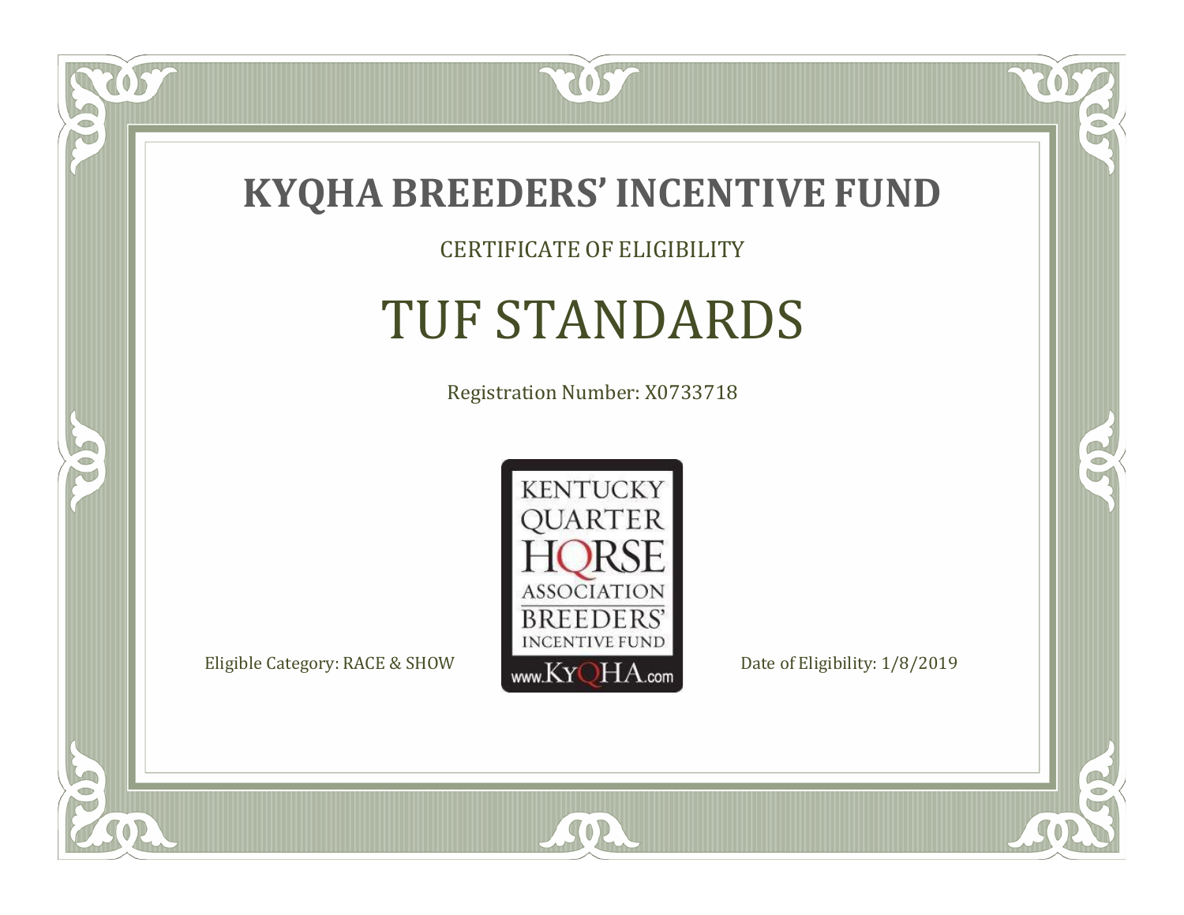# KYQHA BREEDERS' INCENTIVE FUND

CERTIFICATE OF ELIGIBILITY

## TUF STANDARDS

Registration Number: X0733718

KENTUCKY QUARTER HORSE ASSOCIATION BREEDERS' INCENTIVE FUND www.KyQHA.com

Eligible Category: RACE & SHOW

Date of Eligibility: 1/8/2019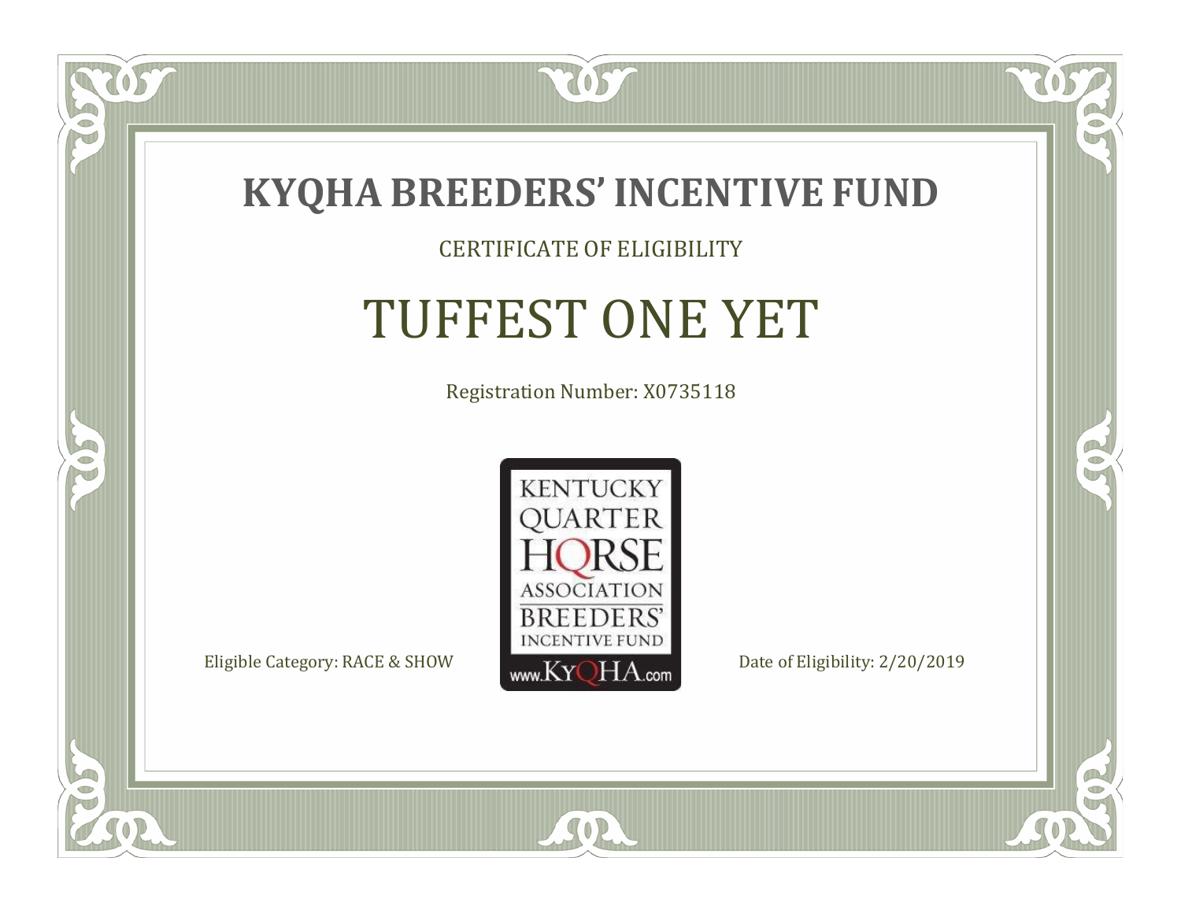# KYQHA BREEDERS' INCENTIVE FUND

CERTIFICATE OF ELIGIBILITY

## TUFFEST ONE YET

Registration Number: X0735118

KENTUCKY QUARTER HORSE ASSOCIATION BREEDERS' INCENTIVE FUND www.KyQHA.com

Eligible Category: RACE & SHOW

Date of Eligibility: 2/20/2019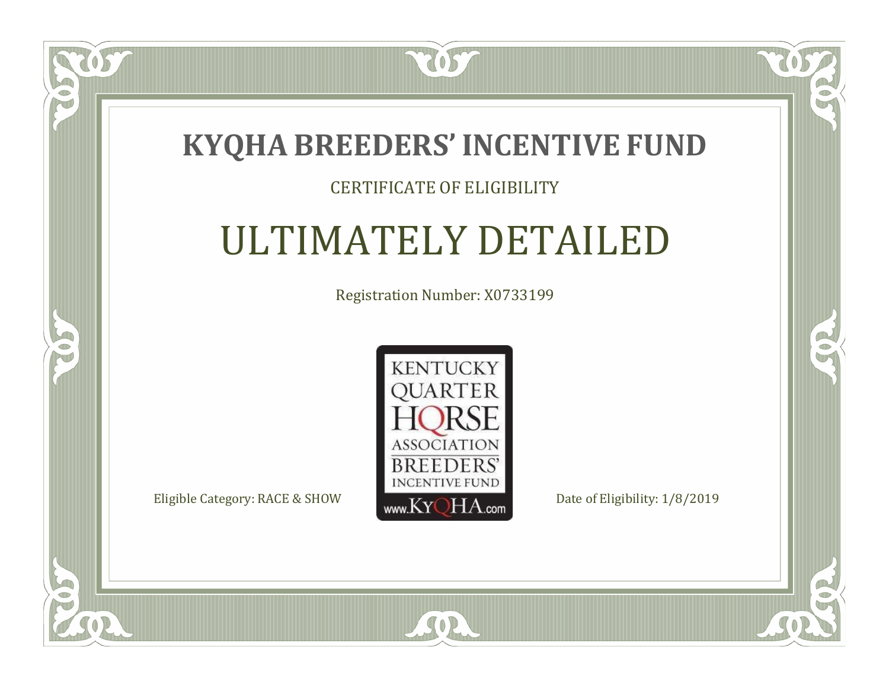# KYQHA BREEDERS' INCENTIVE FUND

CERTIFICATE OF ELIGIBILITY

## ULTIMATELY DETAILED

Registration Number: X0733199

KENTUCKY QUARTER HORSE ASSOCIATION BREEDERS' INCENTIVE FUND www.KyQHA.com

Eligible Category: RACE & SHOW

Date of Eligibility: 1/8/2019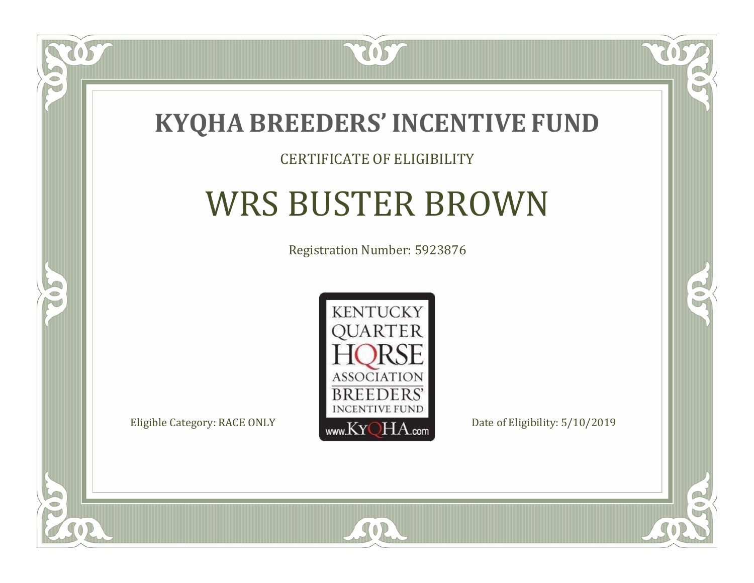# KYQHA BREEDERS' INCENTIVE FUND

CERTIFICATE OF ELIGIBILITY

## WRS BUSTER BROWN

Registration Number: 5923876

KENTUCKY QUARTER HORSE ASSOCIATION BREEDERS' INCENTIVE FUND www.KyQHA.com

Eligible Category: RACE ONLY

Date of Eligibility: 5/10/2019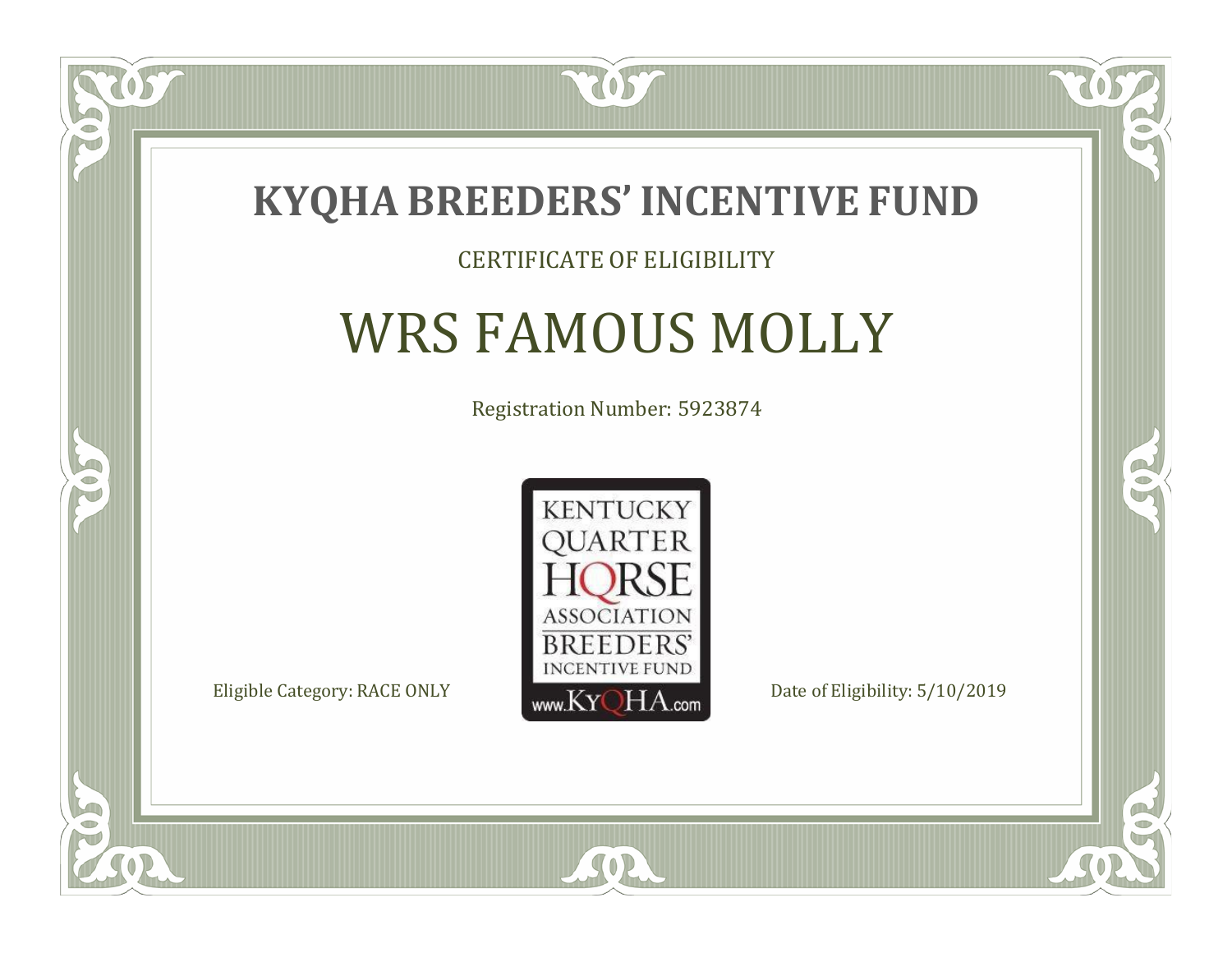# KYQHA BREEDERS' INCENTIVE FUND

CERTIFICATE OF ELIGIBILITY

## WRS FAMOUS MOLLY

Registration Number: 5923874

KENTUCKY QUARTER HORSE ASSOCIATION BREEDERS' INCENTIVE FUND www.KyQHA.com

Eligible Category: RACE ONLY

Date of Eligibility: 5/10/2019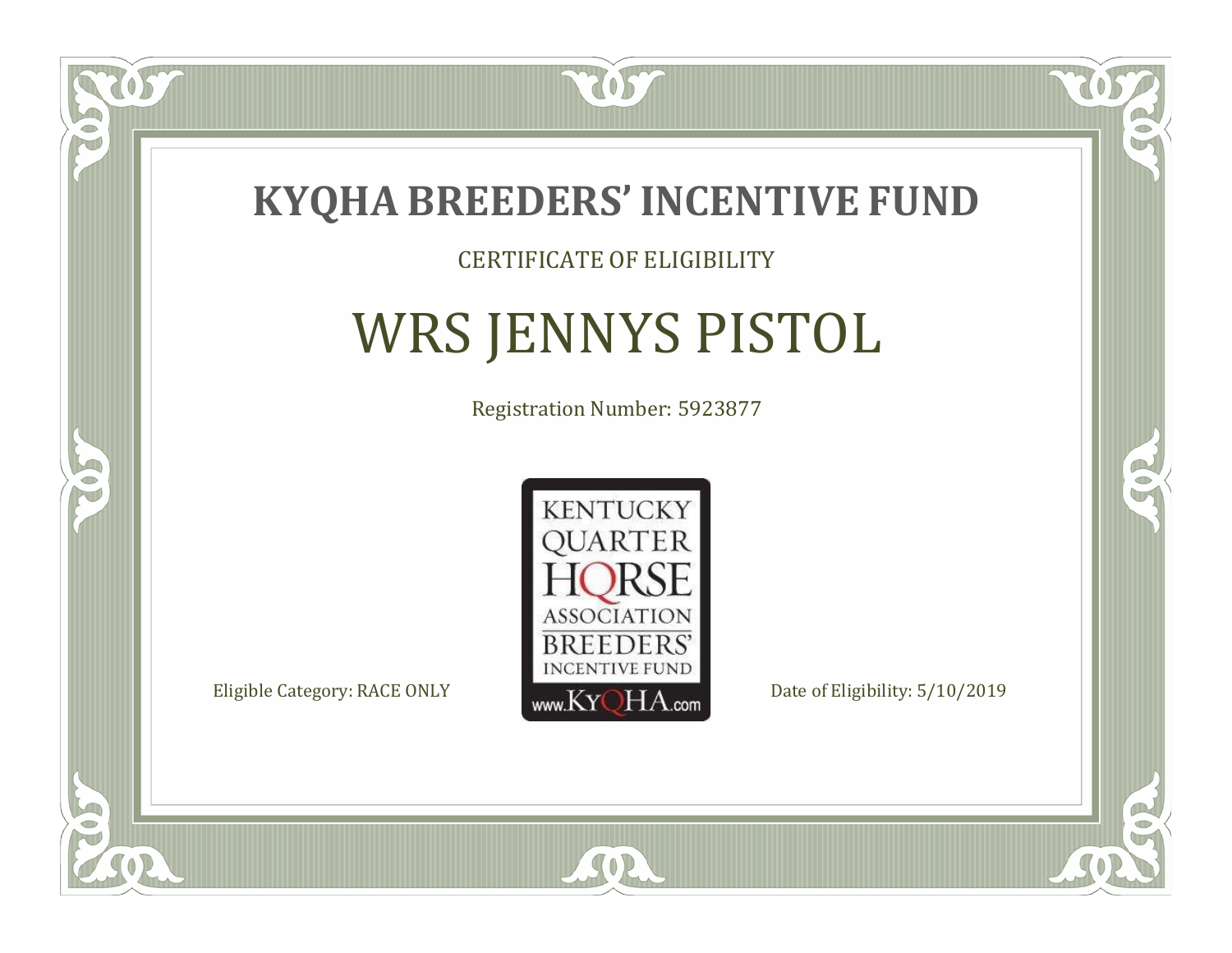# KYQHA BREEDERS' INCENTIVE FUND

CERTIFICATE OF ELIGIBILITY

## WRS JENNYS PISTOL

Registration Number: 5923877

KENTUCKY QUARTER HORSE ASSOCIATION BREEDERS' INCENTIVE FUND www.KyQHA.com

Eligible Category: RACE ONLY

Date of Eligibility: 5/10/2019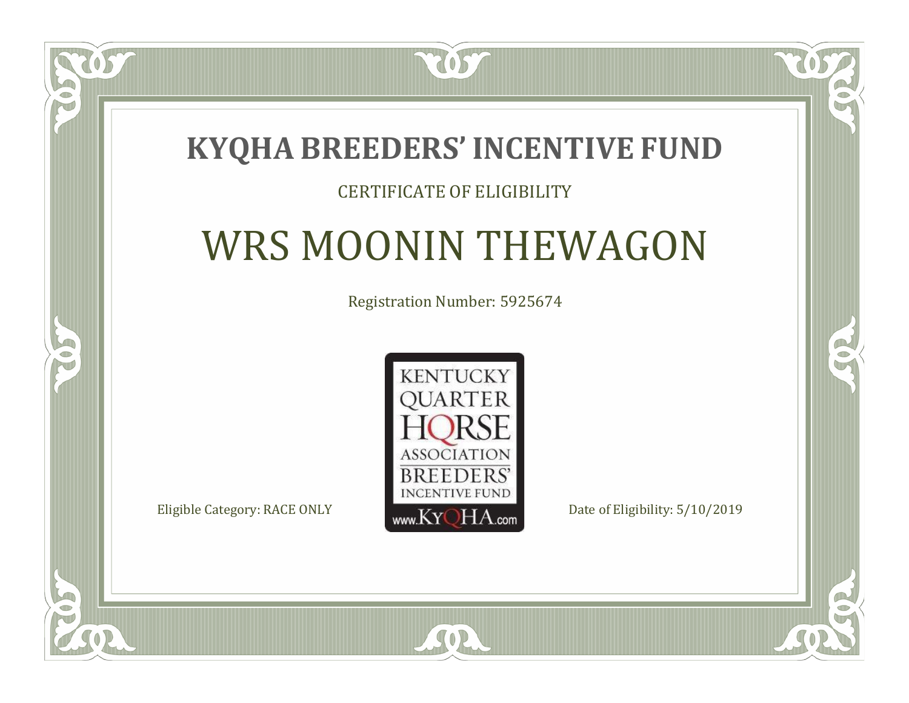# KYQHA BREEDERS' INCENTIVE FUND

CERTIFICATE OF ELIGIBILITY

## WRS MOONIN THEWAGON

Registration Number: 5925674

KENTUCKY QUARTER HORSE ASSOCIATION BREEDERS' INCENTIVE FUND www.KyQHA.com

Eligible Category: RACE ONLY

Date of Eligibility: 5/10/2019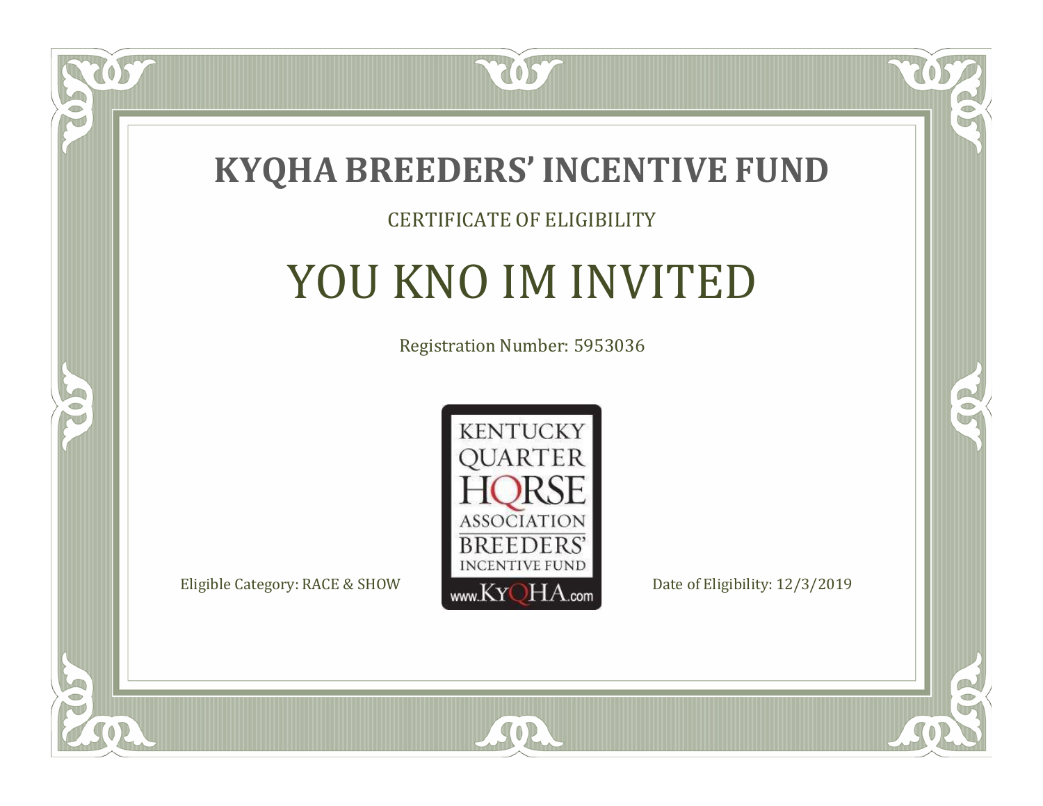# KYQHA BREEDERS' INCENTIVE FUND

CERTIFICATE OF ELIGIBILITY

## YOU KNO IM INVITED

Registration Number: 5953036

KENTUCKY QUARTER HORSE ASSOCIATION BREEDERS' INCENTIVE FUND www.KyQHA.com

Eligible Category: RACE & SHOW

Date of Eligibility: 12/3/2019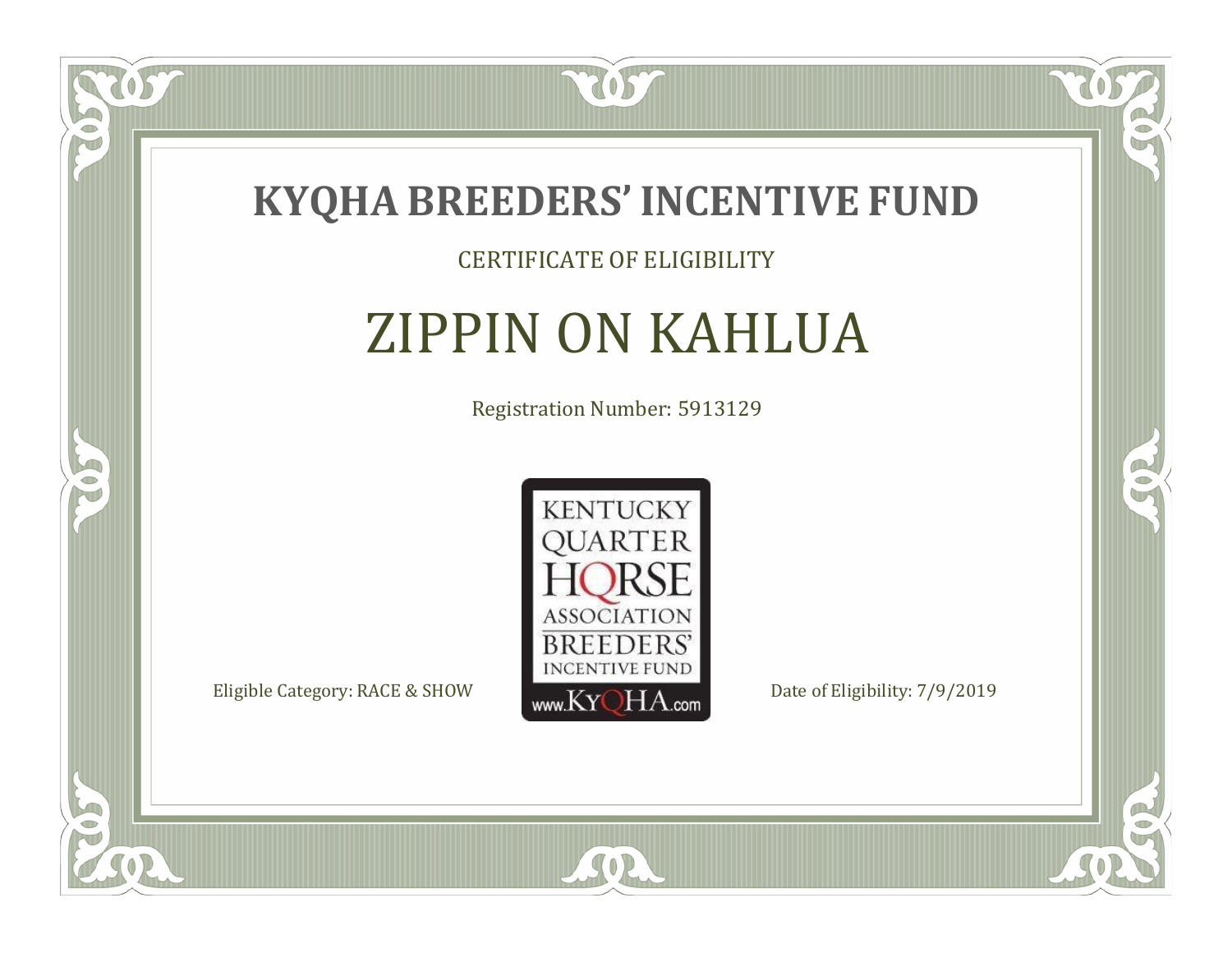# KYQHA BREEDERS' INCENTIVE FUND

CERTIFICATE OF ELIGIBILITY

## ZIPPIN ON KAHLUA

Registration Number: 5913129

KENTUCKY QUARTER HORSE ASSOCIATION BREEDERS' INCENTIVE FUND www.KyQHA.com

Eligible Category: RACE & SHOW

Date of Eligibility: 7/9/2019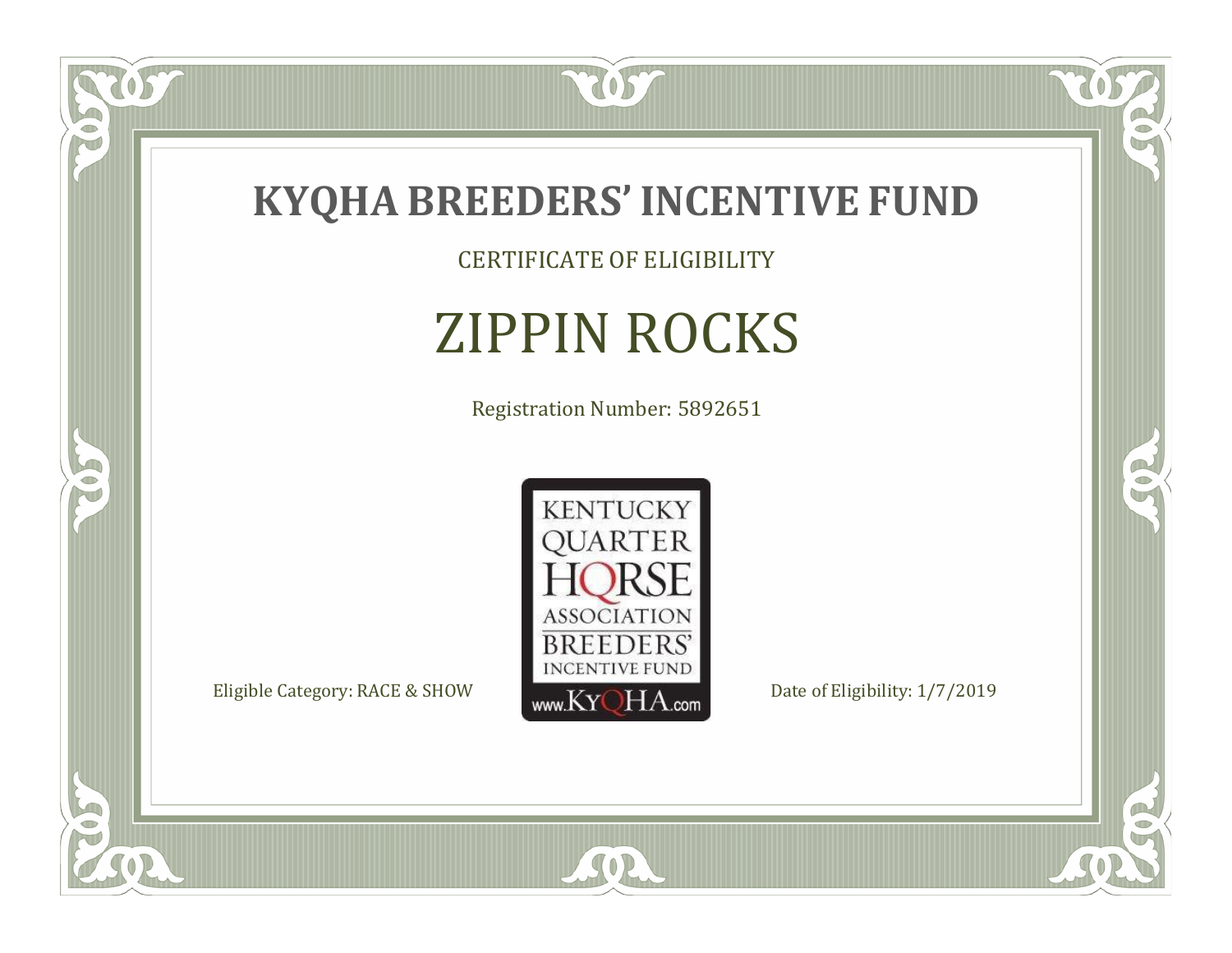# KYQHA BREEDERS' INCENTIVE FUND

CERTIFICATE OF ELIGIBILITY

## ZIPPIN ROCKS

Registration Number: 5892651

KENTUCKY QUARTER HORSE ASSOCIATION BREEDERS' INCENTIVE FUND www.KyQHA.com

Eligible Category: RACE & SHOW

Date of Eligibility: 1/7/2019